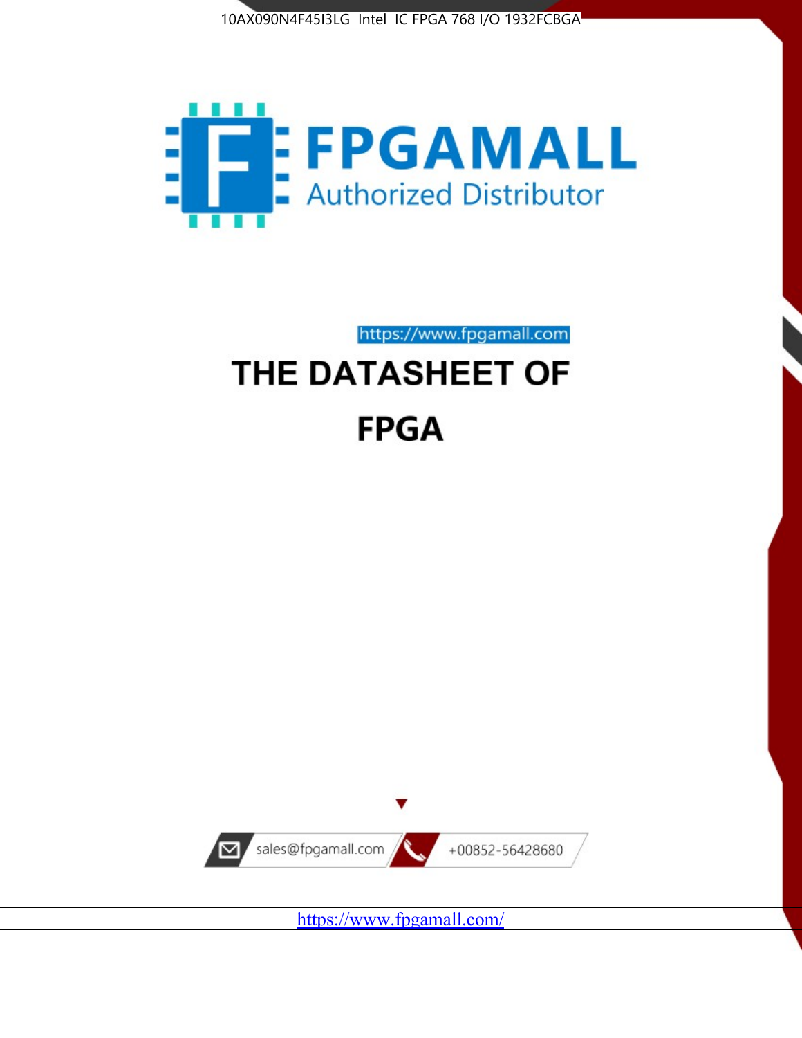10AX090N4F45I3LG Intel IC FPGA 768 I/O 1932FCBGA

FPGAMALL

Authorized Distributor

https://www.fpgamall.com

# THE DATASHEET OF

# FPGA

sales@fpgamall.com

+00852-56428680

https://www.fpgamall.com/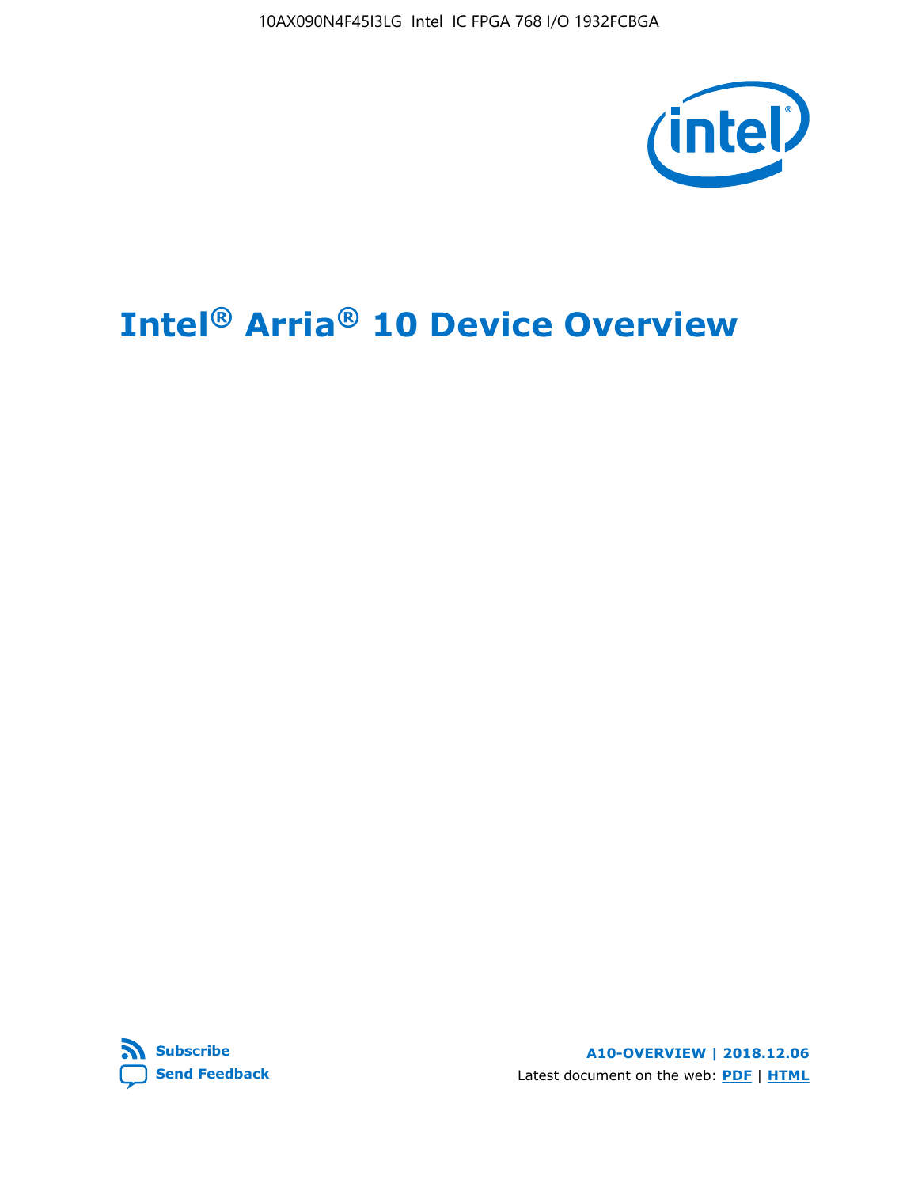# Intel® Arria® 10 Device Overview

Subscribe

Send Feedback

A10-OVERVIEW | 2018.12.06

Latest document on the web: PDF | HTML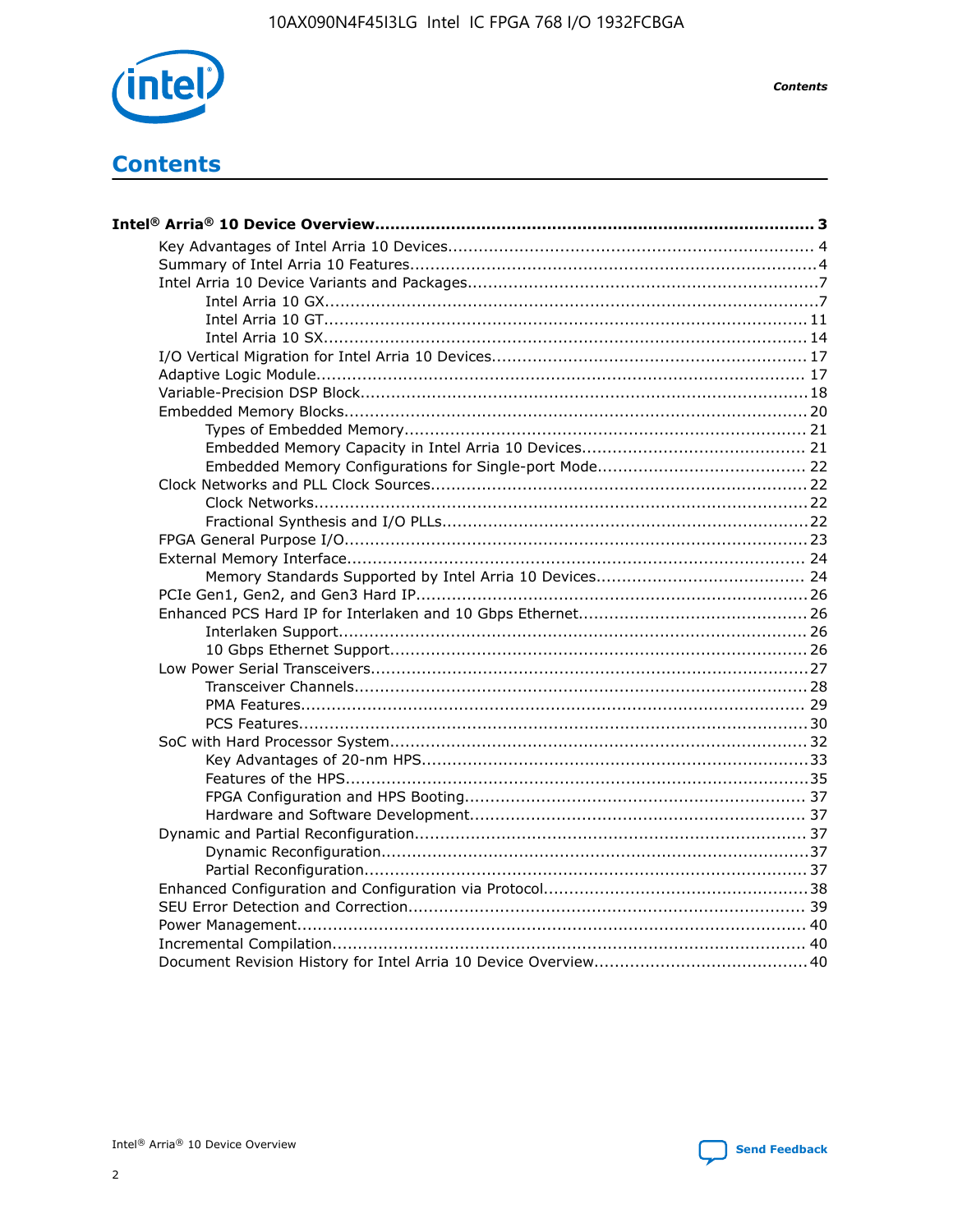# Contents

**Intel® Arria® 10 Device Overview....................................................................................... 3**

- Key Advantages of Intel Arria 10 Devices........................................................................ 4
- Summary of Intel Arria 10 Features................................................................................4
- Intel Arria 10 Device Variants and Packages.....................................................................7
  - Intel Arria 10 GX.................................................................................................7
  - Intel Arria 10 GT............................................................................................... 11
  - Intel Arria 10 SX............................................................................................... 14
- I/O Vertical Migration for Intel Arria 10 Devices.............................................................. 17
- Adaptive Logic Module................................................................................................ 17
- Variable-Precision DSP Block........................................................................................18
- Embedded Memory Blocks...........................................................................................20
  - Types of Embedded Memory............................................................................... 21
  - Embedded Memory Capacity in Intel Arria 10 Devices............................................ 21
  - Embedded Memory Configurations for Single-port Mode......................................... 22
- Clock Networks and PLL Clock Sources.......................................................................... 22
  - Clock Networks.................................................................................................22
  - Fractional Synthesis and I/O PLLs........................................................................22
- FPGA General Purpose I/O...........................................................................................23
- External Memory Interface.......................................................................................... 24
  - Memory Standards Supported by Intel Arria 10 Devices......................................... 24
- PCIe Gen1, Gen2, and Gen3 Hard IP.............................................................................26
- Enhanced PCS Hard IP for Interlaken and 10 Gbps Ethernet.............................................26
  - Interlaken Support............................................................................................ 26
  - 10 Gbps Ethernet Support.................................................................................. 26
- Low Power Serial Transceivers......................................................................................27
  - Transceiver Channels.........................................................................................28
  - PMA Features................................................................................................... 29
  - PCS Features....................................................................................................30
- SoC with Hard Processor System..................................................................................32
  - Key Advantages of 20-nm HPS............................................................................33
  - Features of the HPS...........................................................................................35
  - FPGA Configuration and HPS Booting................................................................... 37
  - Hardware and Software Development.................................................................. 37
- Dynamic and Partial Reconfiguration.............................................................................37
  - Dynamic Reconfiguration....................................................................................37
  - Partial Reconfiguration.......................................................................................37
- Enhanced Configuration and Configuration via Protocol....................................................38
- SEU Error Detection and Correction.............................................................................. 39
- Power Management.................................................................................................... 40
- Incremental Compilation............................................................................................. 40
- Document Revision History for Intel Arria 10 Device Overview..........................................40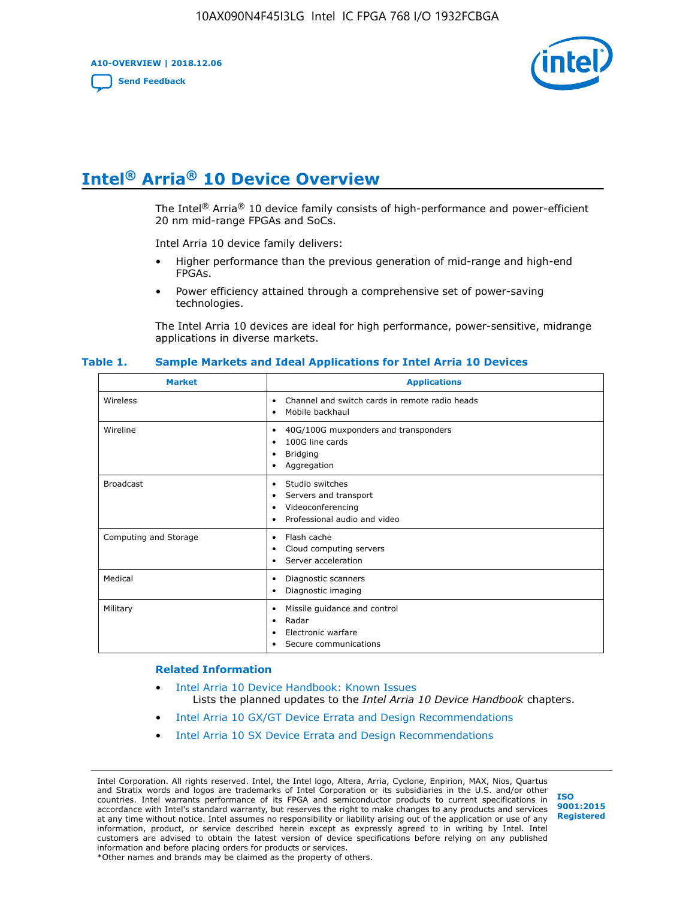# Intel® Arria® 10 Device Overview

The Intel® Arria® 10 device family consists of high-performance and power-efficient 20 nm mid-range FPGAs and SoCs.

Intel Arria 10 device family delivers:

- Higher performance than the previous generation of mid-range and high-end FPGAs.
- Power efficiency attained through a comprehensive set of power-saving technologies.

The Intel Arria 10 devices are ideal for high performance, power-sensitive, midrange applications in diverse markets.

**Table 1. Sample Markets and Ideal Applications for Intel Arria 10 Devices**

| Market | Applications |
| --- | --- |
| Wireless | • Channel and switch cards in remote radio heads<br>• Mobile backhaul |
| Wireline | • 40G/100G muxponders and transponders<br>• 100G line cards<br>• Bridging<br>• Aggregation |
| Broadcast | • Studio switches<br>• Servers and transport<br>• Videoconferencing<br>• Professional audio and video |
| Computing and Storage | • Flash cache<br>• Cloud computing servers<br>• Server acceleration |
| Medical | • Diagnostic scanners<br>• Diagnostic imaging |
| Military | • Missile guidance and control<br>• Radar<br>• Electronic warfare<br>• Secure communications |

**Related Information**

- Intel Arria 10 Device Handbook: Known Issues
  Lists the planned updates to the *Intel Arria 10 Device Handbook* chapters.
- Intel Arria 10 GX/GT Device Errata and Design Recommendations
- Intel Arria 10 SX Device Errata and Design Recommendations

Intel Corporation. All rights reserved. Intel, the Intel logo, Altera, Arria, Cyclone, Enpirion, MAX, Nios, Quartus and Stratix words and logos are trademarks of Intel Corporation or its subsidiaries in the U.S. and/or other countries. Intel warrants performance of its FPGA and semiconductor products to current specifications in accordance with Intel's standard warranty, but reserves the right to make changes to any products and services at any time without notice. Intel assumes no responsibility or liability arising out of the application or use of any information, product, or service described herein except as expressly agreed to in writing by Intel. Intel customers are advised to obtain the latest version of device specifications before relying on any published information and before placing orders for products or services.
*Other names and brands may be claimed as the property of others.

ISO 9001:2015 Registered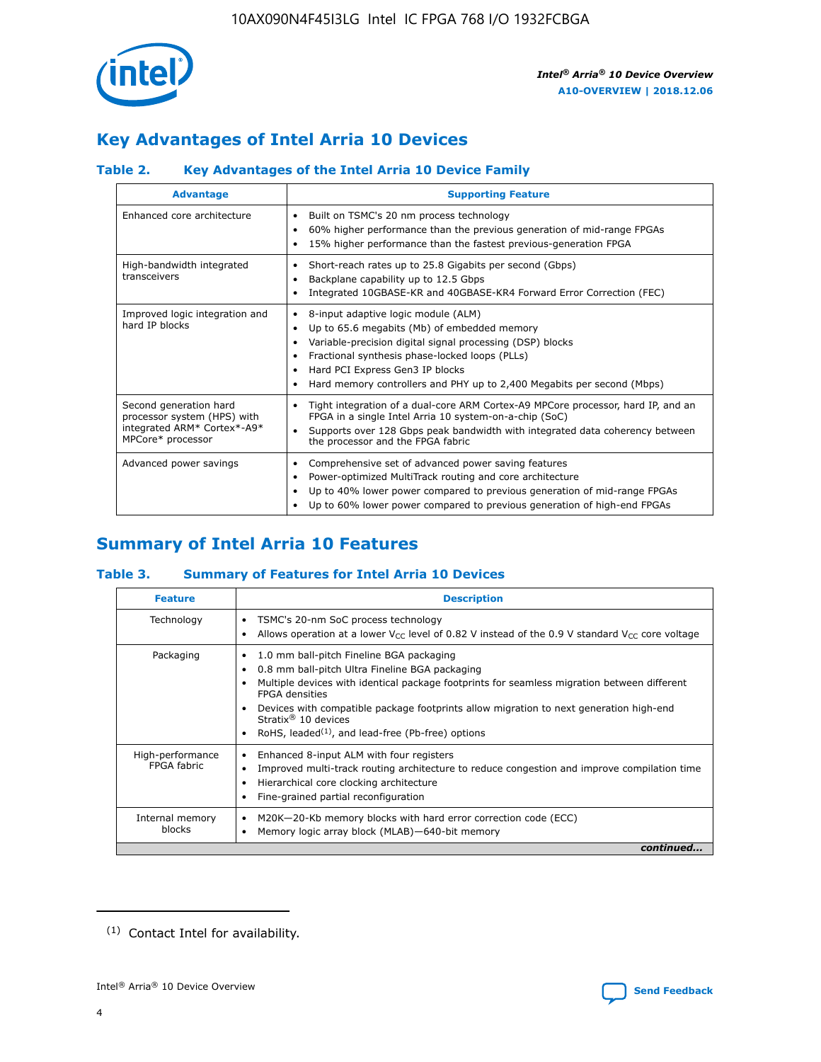## Key Advantages of Intel Arria 10 Devices

### Table 2. Key Advantages of the Intel Arria 10 Device Family

| Advantage | Supporting Feature |
| --- | --- |
| Enhanced core architecture | • Built on TSMC's 20 nm process technology<br>• 60% higher performance than the previous generation of mid-range FPGAs<br>• 15% higher performance than the fastest previous-generation FPGA |
| High-bandwidth integrated transceivers | • Short-reach rates up to 25.8 Gigabits per second (Gbps)<br>• Backplane capability up to 12.5 Gbps<br>• Integrated 10GBASE-KR and 40GBASE-KR4 Forward Error Correction (FEC) |
| Improved logic integration and hard IP blocks | • 8-input adaptive logic module (ALM)<br>• Up to 65.6 megabits (Mb) of embedded memory<br>• Variable-precision digital signal processing (DSP) blocks<br>• Fractional synthesis phase-locked loops (PLLs)<br>• Hard PCI Express Gen3 IP blocks<br>• Hard memory controllers and PHY up to 2,400 Megabits per second (Mbps) |
| Second generation hard processor system (HPS) with integrated ARM* Cortex*-A9* MPCore* processor | • Tight integration of a dual-core ARM Cortex-A9 MPCore processor, hard IP, and an FPGA in a single Intel Arria 10 system-on-a-chip (SoC)<br>• Supports over 128 Gbps peak bandwidth with integrated data coherency between the processor and the FPGA fabric |
| Advanced power savings | • Comprehensive set of advanced power saving features<br>• Power-optimized MultiTrack routing and core architecture<br>• Up to 40% lower power compared to previous generation of mid-range FPGAs<br>• Up to 60% lower power compared to previous generation of high-end FPGAs |

## Summary of Intel Arria 10 Features

### Table 3. Summary of Features for Intel Arria 10 Devices

| Feature | Description |
| --- | --- |
| Technology | • TSMC's 20-nm SoC process technology<br>• Allows operation at a lower $V_{CC}$ level of 0.82 V instead of the 0.9 V standard $V_{CC}$ core voltage |
| Packaging | • 1.0 mm ball-pitch Fineline BGA packaging<br>• 0.8 mm ball-pitch Ultra Fineline BGA packaging<br>• Multiple devices with identical package footprints for seamless migration between different FPGA densities<br>• Devices with compatible package footprints allow migration to next generation high-end Stratix® 10 devices<br>• RoHS, leaded[(1)], and lead-free (Pb-free) options |
| High-performance FPGA fabric | • Enhanced 8-input ALM with four registers<br>• Improved multi-track routing architecture to reduce congestion and improve compilation time<br>• Hierarchical core clocking architecture<br>• Fine-grained partial reconfiguration |
| Internal memory blocks | • M20K—20-Kb memory blocks with hard error correction code (ECC)<br>• Memory logic array block (MLAB)—640-bit memory |

*continued...*

(1) Contact Intel for availability.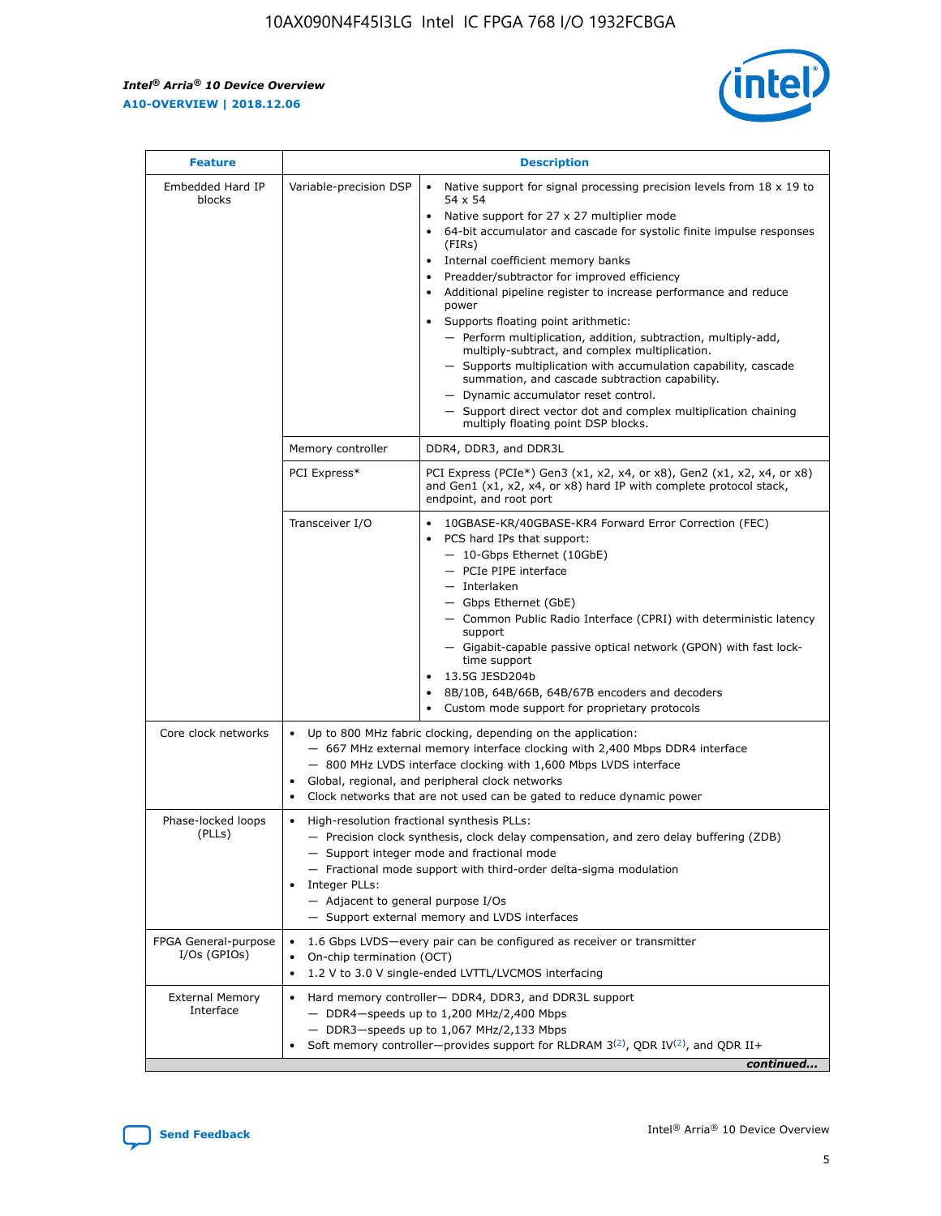| Feature | Description | |
|---|---|---|
| Embedded Hard IP blocks | Variable-precision DSP | • Native support for signal processing precision levels from 18 x 19 to 54 x 54<br>• Native support for 27 x 27 multiplier mode<br>• 64-bit accumulator and cascade for systolic finite impulse responses (FIRs)<br>• Internal coefficient memory banks<br>• Preadder/subtractor for improved efficiency<br>• Additional pipeline register to increase performance and reduce power<br>• Supports floating point arithmetic:<br>— Perform multiplication, addition, subtraction, multiply-add, multiply-subtract, and complex multiplication.<br>— Supports multiplication with accumulation capability, cascade summation, and cascade subtraction capability.<br>— Dynamic accumulator reset control.<br>— Support direct vector dot and complex multiplication chaining multiply floating point DSP blocks. |
| | Memory controller | DDR4, DDR3, and DDR3L |
| | PCI Express* | PCI Express (PCIe*) Gen3 (x1, x2, x4, or x8), Gen2 (x1, x2, x4, or x8) and Gen1 (x1, x2, x4, or x8) hard IP with complete protocol stack, endpoint, and root port |
| | Transceiver I/O | • 10GBASE-KR/40GBASE-KR4 Forward Error Correction (FEC)<br>• PCS hard IPs that support:<br>— 10-Gbps Ethernet (10GbE)<br>— PCIe PIPE interface<br>— Interlaken<br>— Gbps Ethernet (GbE)<br>— Common Public Radio Interface (CPRI) with deterministic latency support<br>— Gigabit-capable passive optical network (GPON) with fast lock-time support<br>• 13.5G JESD204b<br>• 8B/10B, 64B/66B, 64B/67B encoders and decoders<br>• Custom mode support for proprietary protocols |
| Core clock networks | • Up to 800 MHz fabric clocking, depending on the application:<br>— 667 MHz external memory interface clocking with 2,400 Mbps DDR4 interface<br>— 800 MHz LVDS interface clocking with 1,600 Mbps LVDS interface<br>• Global, regional, and peripheral clock networks<br>• Clock networks that are not used can be gated to reduce dynamic power | |
| Phase-locked loops (PLLs) | • High-resolution fractional synthesis PLLs:<br>— Precision clock synthesis, clock delay compensation, and zero delay buffering (ZDB)<br>— Support integer mode and fractional mode<br>— Fractional mode support with third-order delta-sigma modulation<br>• Integer PLLs:<br>— Adjacent to general purpose I/Os<br>— Support external memory and LVDS interfaces | |
| FPGA General-purpose I/Os (GPIOs) | • 1.6 Gbps LVDS—every pair can be configured as receiver or transmitter<br>• On-chip termination (OCT)<br>• 1.2 V to 3.0 V single-ended LVTTL/LVCMOS interfacing | |
| External Memory Interface | • Hard memory controller— DDR4, DDR3, and DDR3L support<br>— DDR4—speeds up to 1,200 MHz/2,400 Mbps<br>— DDR3—speeds up to 1,067 MHz/2,133 Mbps<br>• Soft memory controller—provides support for RLDRAM 3[(2)], QDR IV[(2)], and QDR II+ | |

*continued...*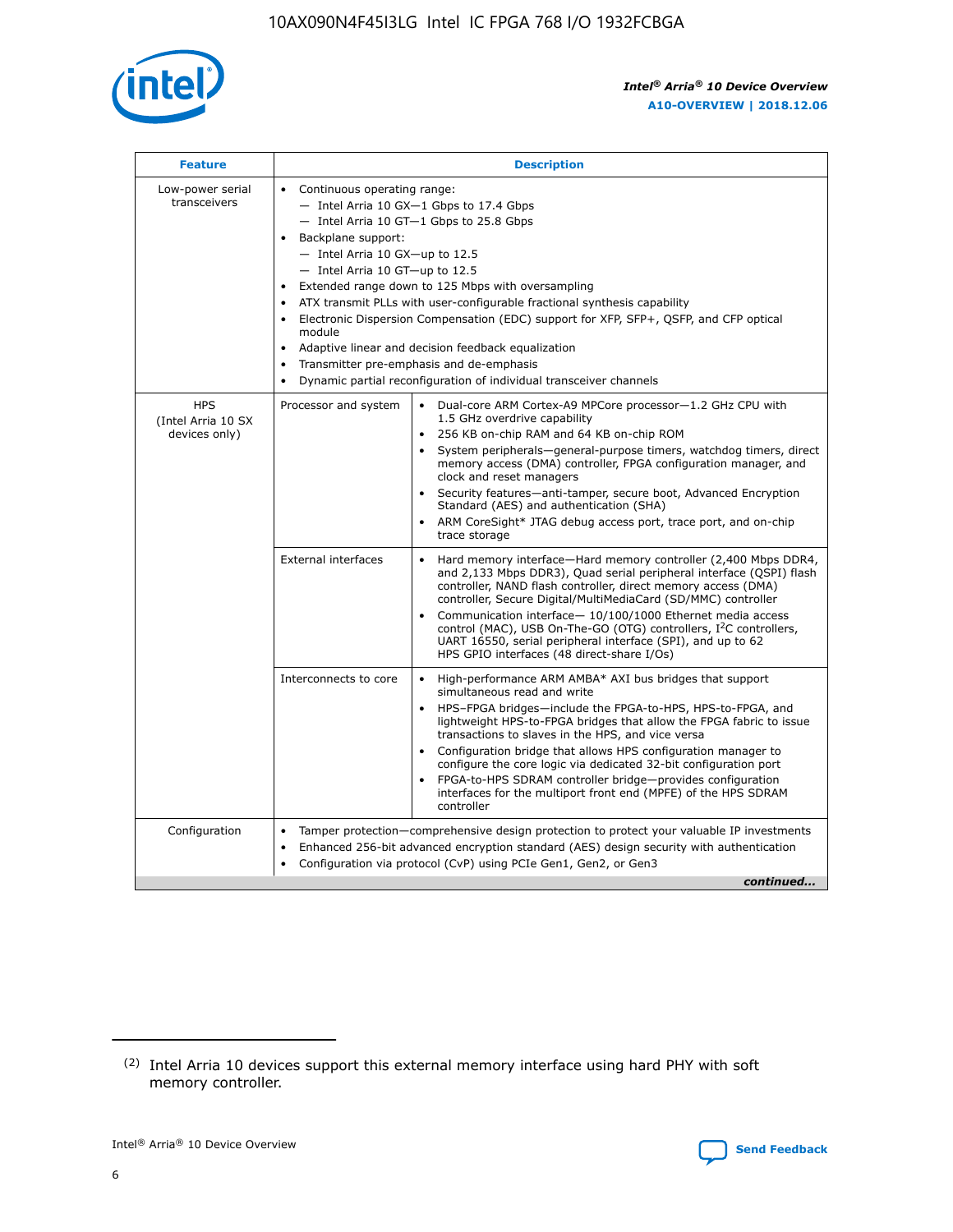| Feature | Description | |
|---|---|---|
| Low-power serial transceivers | • Continuous operating range:<br>— Intel Arria 10 GX—1 Gbps to 17.4 Gbps<br>— Intel Arria 10 GT—1 Gbps to 25.8 Gbps<br>• Backplane support:<br>— Intel Arria 10 GX—up to 12.5<br>— Intel Arria 10 GT—up to 12.5<br>• Extended range down to 125 Mbps with oversampling<br>• ATX transmit PLLs with user-configurable fractional synthesis capability<br>• Electronic Dispersion Compensation (EDC) support for XFP, SFP+, QSFP, and CFP optical module<br>• Adaptive linear and decision feedback equalization<br>• Transmitter pre-emphasis and de-emphasis<br>• Dynamic partial reconfiguration of individual transceiver channels | |
| HPS (Intel Arria 10 SX devices only) | Processor and system | • Dual-core ARM Cortex-A9 MPCore processor—1.2 GHz CPU with 1.5 GHz overdrive capability<br>• 256 KB on-chip RAM and 64 KB on-chip ROM<br>• System peripherals—general-purpose timers, watchdog timers, direct memory access (DMA) controller, FPGA configuration manager, and clock and reset managers<br>• Security features—anti-tamper, secure boot, Advanced Encryption Standard (AES) and authentication (SHA)<br>• ARM CoreSight* JTAG debug access port, trace port, and on-chip trace storage |
| | External interfaces | • Hard memory interface—Hard memory controller (2,400 Mbps DDR4, and 2,133 Mbps DDR3), Quad serial peripheral interface (QSPI) flash controller, NAND flash controller, direct memory access (DMA) controller, Secure Digital/MultiMediaCard (SD/MMC) controller<br>• Communication interface— 10/100/1000 Ethernet media access control (MAC), USB On-The-GO (OTG) controllers, I²C controllers, UART 16550, serial peripheral interface (SPI), and up to 62 HPS GPIO interfaces (48 direct-share I/Os) |
| | Interconnects to core | • High-performance ARM AMBA* AXI bus bridges that support simultaneous read and write<br>• HPS–FPGA bridges—include the FPGA-to-HPS, HPS-to-FPGA, and lightweight HPS-to-FPGA bridges that allow the FPGA fabric to issue transactions to slaves in the HPS, and vice versa<br>• Configuration bridge that allows HPS configuration manager to configure the core logic via dedicated 32-bit configuration port<br>• FPGA-to-HPS SDRAM controller bridge—provides configuration interfaces for the multiport front end (MPFE) of the HPS SDRAM controller |
| Configuration | • Tamper protection—comprehensive design protection to protect your valuable IP investments<br>• Enhanced 256-bit advanced encryption standard (AES) design security with authentication<br>• Configuration via protocol (CvP) using PCIe Gen1, Gen2, or Gen3 | |

*continued...*

(2) Intel Arria 10 devices support this external memory interface using hard PHY with soft memory controller.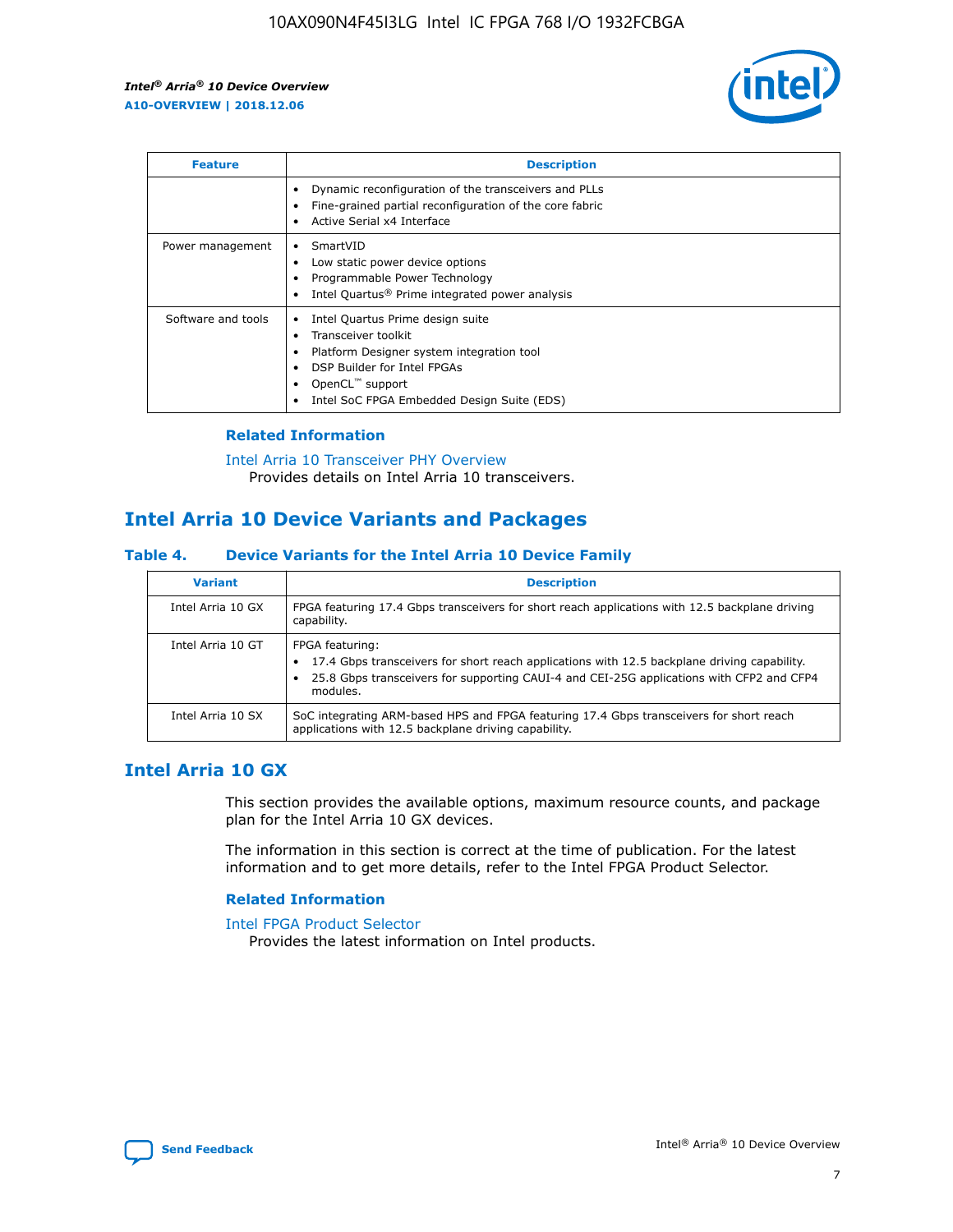| Feature | Description |
| --- | --- |
| | • Dynamic reconfiguration of the transceivers and PLLs<br>• Fine-grained partial reconfiguration of the core fabric<br>• Active Serial x4 Interface |
| Power management | • SmartVID<br>• Low static power device options<br>• Programmable Power Technology<br>• Intel Quartus® Prime integrated power analysis |
| Software and tools | • Intel Quartus Prime design suite<br>• Transceiver toolkit<br>• Platform Designer system integration tool<br>• DSP Builder for Intel FPGAs<br>• OpenCL™ support<br>• Intel SoC FPGA Embedded Design Suite (EDS) |

### Related Information

Intel Arria 10 Transceiver PHY Overview
Provides details on Intel Arria 10 transceivers.

## Intel Arria 10 Device Variants and Packages

#### Table 4. Device Variants for the Intel Arria 10 Device Family

| Variant | Description |
| --- | --- |
| Intel Arria 10 GX | FPGA featuring 17.4 Gbps transceivers for short reach applications with 12.5 backplane driving capability. |
| Intel Arria 10 GT | FPGA featuring:<br>• 17.4 Gbps transceivers for short reach applications with 12.5 backplane driving capability.<br>• 25.8 Gbps transceivers for supporting CAUI-4 and CEI-25G applications with CFP2 and CFP4 modules. |
| Intel Arria 10 SX | SoC integrating ARM-based HPS and FPGA featuring 17.4 Gbps transceivers for short reach applications with 12.5 backplane driving capability. |

## Intel Arria 10 GX

This section provides the available options, maximum resource counts, and package plan for the Intel Arria 10 GX devices.

The information in this section is correct at the time of publication. For the latest information and to get more details, refer to the Intel FPGA Product Selector.

### Related Information

Intel FPGA Product Selector
Provides the latest information on Intel products.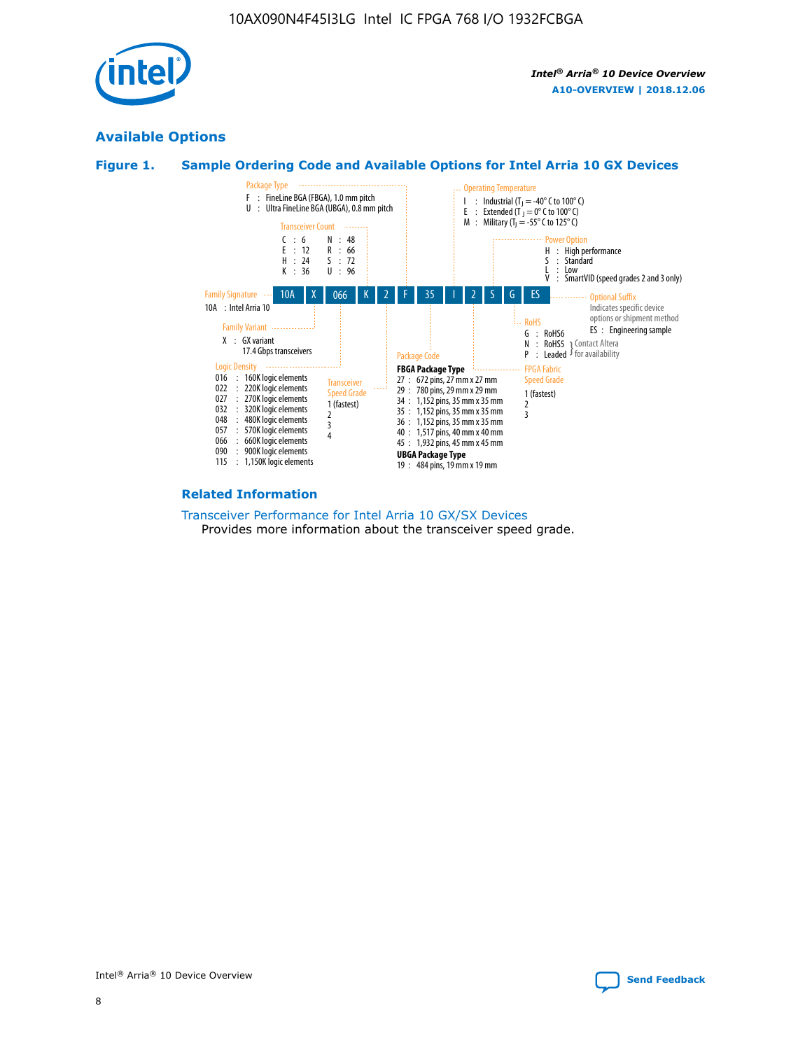## Available Options

### Figure 1. Sample Ordering Code and Available Options for Intel Arria 10 GX Devices

| 10A | X | 066 | K | 2 | F | 35 | I | 2 | S | G | ES |
|---|---|---|---|---|---|---|---|---|---|---|---|

**Family Signature**
10A : Intel Arria 10

**Family Variant**
X : GX variant
17.4 Gbps transceivers

**Logic Density**
016 : 160K logic elements
022 : 220K logic elements
027 : 270K logic elements
032 : 320K logic elements
048 : 480K logic elements
057 : 570K logic elements
066 : 660K logic elements
090 : 900K logic elements
115 : 1,150K logic elements

**Transceiver Count**
C : 6
E : 12
H : 24
K : 36
N : 48
R : 66
S : 72
U : 96

**Transceiver Speed Grade**
1 (fastest)
2
3
4

**Package Type**
F : FineLine BGA (FBGA), 1.0 mm pitch
U : Ultra FineLine BGA (UBGA), 0.8 mm pitch

**Package Code**

**FBGA Package Type**
27 : 672 pins, 27 mm x 27 mm
29 : 780 pins, 29 mm x 29 mm
34 : 1,152 pins, 35 mm x 35 mm
35 : 1,152 pins, 35 mm x 35 mm
36 : 1,152 pins, 35 mm x 35 mm
40 : 1,517 pins, 40 mm x 40 mm
45 : 1,932 pins, 45 mm x 45 mm

**UBGA Package Type**
19 : 484 pins, 19 mm x 19 mm

**Operating Temperature**
I : Industrial ($T_J$ = -40° C to 100° C)
E : Extended ($T_J$ = 0° C to 100° C)
M : Military ($T_J$ = -55° C to 125° C)

**FPGA Fabric Speed Grade**
1 (fastest)
2
3

**Power Option**
H : High performance
S : Standard
L : Low
V : SmartVID (speed grades 2 and 3 only)

**RoHS**
G : RoHS6
N : RoHS5 (Contact Altera for availability)
P : Leaded (Contact Altera for availability)

**Optional Suffix**
Indicates specific device options or shipment method
ES : Engineering sample

### Related Information

Transceiver Performance for Intel Arria 10 GX/SX Devices
Provides more information about the transceiver speed grade.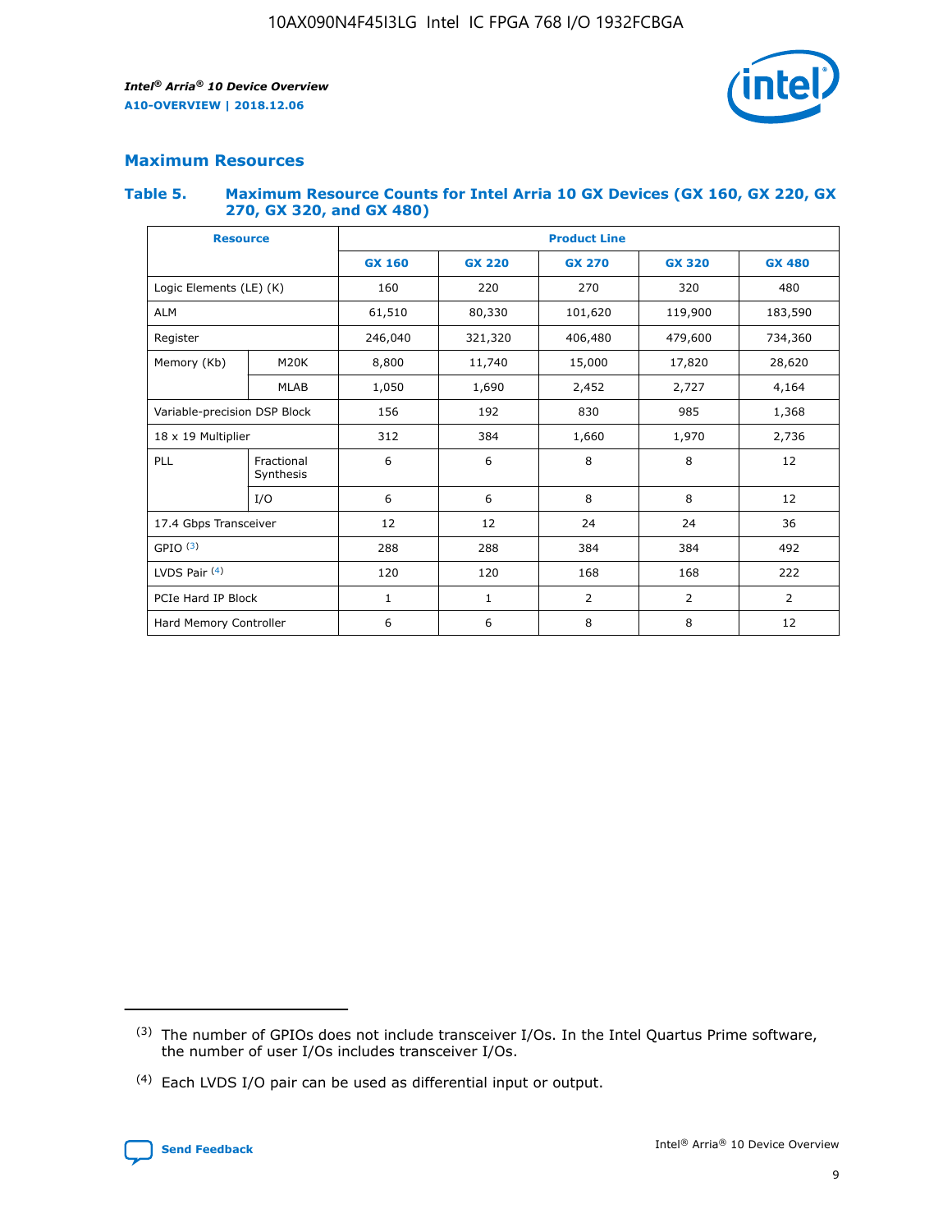## Maximum Resources

### Table 5. Maximum Resource Counts for Intel Arria 10 GX Devices (GX 160, GX 220, GX 270, GX 320, and GX 480)

| Resource | | Product Line | | | | |
|---|---|---|---|---|---|---|
| | | GX 160 | GX 220 | GX 270 | GX 320 | GX 480 |
| Logic Elements (LE) (K) | | 160 | 220 | 270 | 320 | 480 |
| ALM | | 61,510 | 80,330 | 101,620 | 119,900 | 183,590 |
| Register | | 246,040 | 321,320 | 406,480 | 479,600 | 734,360 |
| Memory (Kb) | M20K | 8,800 | 11,740 | 15,000 | 17,820 | 28,620 |
| | MLAB | 1,050 | 1,690 | 2,452 | 2,727 | 4,164 |
| Variable-precision DSP Block | | 156 | 192 | 830 | 985 | 1,368 |
| 18 x 19 Multiplier | | 312 | 384 | 1,660 | 1,970 | 2,736 |
| PLL | Fractional Synthesis | 6 | 6 | 8 | 8 | 12 |
| | I/O | 6 | 6 | 8 | 8 | 12 |
| 17.4 Gbps Transceiver | | 12 | 12 | 24 | 24 | 36 |
| GPIO [3] | | 288 | 288 | 384 | 384 | 492 |
| LVDS Pair [4] | | 120 | 120 | 168 | 168 | 222 |
| PCIe Hard IP Block | | 1 | 1 | 2 | 2 | 2 |
| Hard Memory Controller | | 6 | 6 | 8 | 8 | 12 |

(3) The number of GPIOs does not include transceiver I/Os. In the Intel Quartus Prime software, the number of user I/Os includes transceiver I/Os.

(4) Each LVDS I/O pair can be used as differential input or output.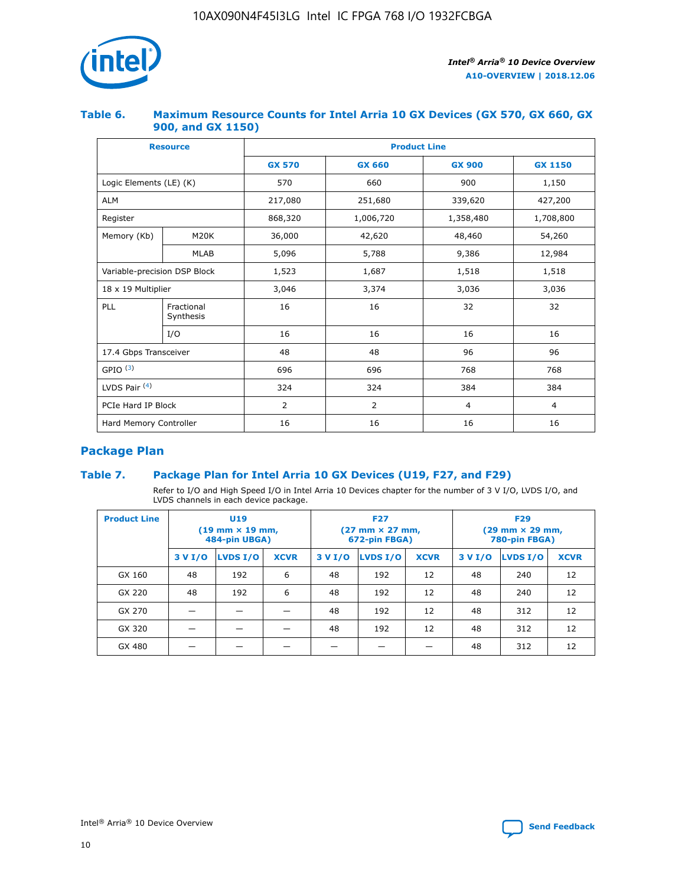### Table 6. Maximum Resource Counts for Intel Arria 10 GX Devices (GX 570, GX 660, GX 900, and GX 1150)

| Resource | | Product Line | | | |
|---|---|---|---|---|---|
| | | GX 570 | GX 660 | GX 900 | GX 1150 |
| Logic Elements (LE) (K) | | 570 | 660 | 900 | 1,150 |
| ALM | | 217,080 | 251,680 | 339,620 | 427,200 |
| Register | | 868,320 | 1,006,720 | 1,358,480 | 1,708,800 |
| Memory (Kb) | M20K | 36,000 | 42,620 | 48,460 | 54,260 |
| | MLAB | 5,096 | 5,788 | 9,386 | 12,984 |
| Variable-precision DSP Block | | 1,523 | 1,687 | 1,518 | 1,518 |
| 18 x 19 Multiplier | | 3,046 | 3,374 | 3,036 | 3,036 |
| PLL | Fractional Synthesis | 16 | 16 | 32 | 32 |
| | I/O | 16 | 16 | 16 | 16 |
| 17.4 Gbps Transceiver | | 48 | 48 | 96 | 96 |
| GPIO [(3)] | | 696 | 696 | 768 | 768 |
| LVDS Pair [(4)] | | 324 | 324 | 384 | 384 |
| PCIe Hard IP Block | | 2 | 2 | 4 | 4 |
| Hard Memory Controller | | 16 | 16 | 16 | 16 |

## Package Plan

### Table 7. Package Plan for Intel Arria 10 GX Devices (U19, F27, and F29)

Refer to I/O and High Speed I/O in Intel Arria 10 Devices chapter for the number of 3 V I/O, LVDS I/O, and LVDS channels in each device package.

| Product Line | U19 (19 mm × 19 mm, 484-pin UBGA) | | | F27 (27 mm × 27 mm, 672-pin FBGA) | | | F29 (29 mm × 29 mm, 780-pin FBGA) | | |
|---|---|---|---|---|---|---|---|---|---|
| | 3 V I/O | LVDS I/O | XCVR | 3 V I/O | LVDS I/O | XCVR | 3 V I/O | LVDS I/O | XCVR |
| GX 160 | 48 | 192 | 6 | 48 | 192 | 12 | 48 | 240 | 12 |
| GX 220 | 48 | 192 | 6 | 48 | 192 | 12 | 48 | 240 | 12 |
| GX 270 | — | — | — | 48 | 192 | 12 | 48 | 312 | 12 |
| GX 320 | — | — | — | 48 | 192 | 12 | 48 | 312 | 12 |
| GX 480 | — | — | — | — | — | — | 48 | 312 | 12 |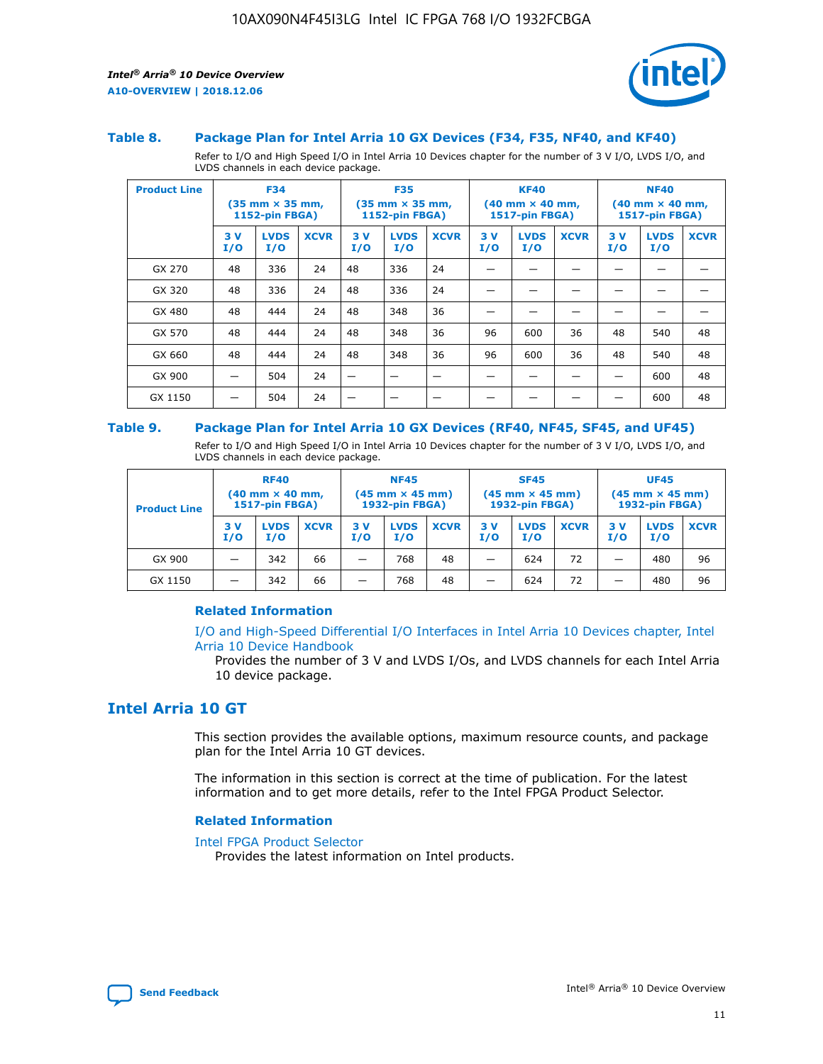### Table 8. Package Plan for Intel Arria 10 GX Devices (F34, F35, NF40, and KF40)

Refer to I/O and High Speed I/O in Intel Arria 10 Devices chapter for the number of 3 V I/O, LVDS I/O, and LVDS channels in each device package.

| Product Line | F34 (35 mm × 35 mm, 1152-pin FBGA) | | | F35 (35 mm × 35 mm, 1152-pin FBGA) | | | KF40 (40 mm × 40 mm, 1517-pin FBGA) | | | NF40 (40 mm × 40 mm, 1517-pin FBGA) | | |
|---|---|---|---|---|---|---|---|---|---|---|---|---|
| | 3 V I/O | LVDS I/O | XCVR | 3 V I/O | LVDS I/O | XCVR | 3 V I/O | LVDS I/O | XCVR | 3 V I/O | LVDS I/O | XCVR |
| GX 270 | 48 | 336 | 24 | 48 | 336 | 24 | — | — | — | — | — | — |
| GX 320 | 48 | 336 | 24 | 48 | 336 | 24 | — | — | — | — | — | — |
| GX 480 | 48 | 444 | 24 | 48 | 348 | 36 | — | — | — | — | — | — |
| GX 570 | 48 | 444 | 24 | 48 | 348 | 36 | 96 | 600 | 36 | 48 | 540 | 48 |
| GX 660 | 48 | 444 | 24 | 48 | 348 | 36 | 96 | 600 | 36 | 48 | 540 | 48 |
| GX 900 | — | 504 | 24 | — | — | — | — | — | — | — | 600 | 48 |
| GX 1150 | — | 504 | 24 | — | — | — | — | — | — | — | 600 | 48 |

### Table 9. Package Plan for Intel Arria 10 GX Devices (RF40, NF45, SF45, and UF45)

Refer to I/O and High Speed I/O in Intel Arria 10 Devices chapter for the number of 3 V I/O, LVDS I/O, and LVDS channels in each device package.

| Product Line | RF40 (40 mm × 40 mm, 1517-pin FBGA) | | | NF45 (45 mm × 45 mm) 1932-pin FBGA) | | | SF45 (45 mm × 45 mm) 1932-pin FBGA) | | | UF45 (45 mm × 45 mm) 1932-pin FBGA) | | |
|---|---|---|---|---|---|---|---|---|---|---|---|---|
| | 3 V I/O | LVDS I/O | XCVR | 3 V I/O | LVDS I/O | XCVR | 3 V I/O | LVDS I/O | XCVR | 3 V I/O | LVDS I/O | XCVR |
| GX 900 | — | 342 | 66 | — | 768 | 48 | — | 624 | 72 | — | 480 | 96 |
| GX 1150 | — | 342 | 66 | — | 768 | 48 | — | 624 | 72 | — | 480 | 96 |

#### Related Information

I/O and High-Speed Differential I/O Interfaces in Intel Arria 10 Devices chapter, Intel Arria 10 Device Handbook

Provides the number of 3 V and LVDS I/Os, and LVDS channels for each Intel Arria 10 device package.

## Intel Arria 10 GT

This section provides the available options, maximum resource counts, and package plan for the Intel Arria 10 GT devices.

The information in this section is correct at the time of publication. For the latest information and to get more details, refer to the Intel FPGA Product Selector.

#### Related Information

Intel FPGA Product Selector

Provides the latest information on Intel products.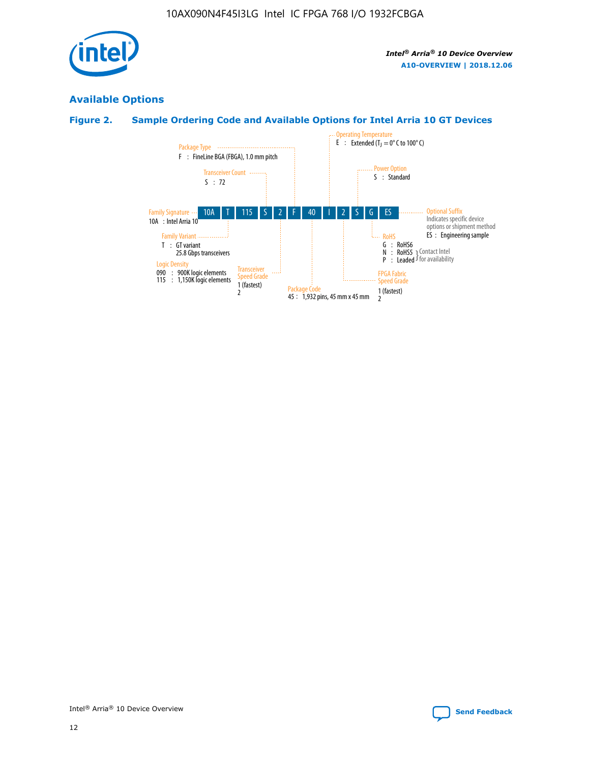## Available Options

### Figure 2. Sample Ordering Code and Available Options for Intel Arria 10 GT Devices

| 10A | T | 115 | S | 2 | F | 40 | I | 2 | S | G | ES |
|---|---|---|---|---|---|---|---|---|---|---|---|

**Family Signature**
10A : Intel Arria 10

**Family Variant**
T : GT variant
25.8 Gbps transceivers

**Logic Density**
090 : 900K logic elements
115 : 1,150K logic elements

**Transceiver Count**
S : 72

**Transceiver Speed Grade**
1 (fastest)
2

**Package Type**
F : FineLine BGA (FBGA), 1.0 mm pitch

**Package Code**
45 : 1,932 pins, 45 mm x 45 mm

**Operating Temperature**
E : Extended ($T_J$ = 0° C to 100° C)

**FPGA Fabric Speed Grade**
1 (fastest)
2

**Power Option**
S : Standard

**RoHS**
G : RoHS6
N : RoHS5 } Contact Intel for availability
P : Leaded } Contact Intel for availability

**Optional Suffix**
Indicates specific device options or shipment method
ES : Engineering sample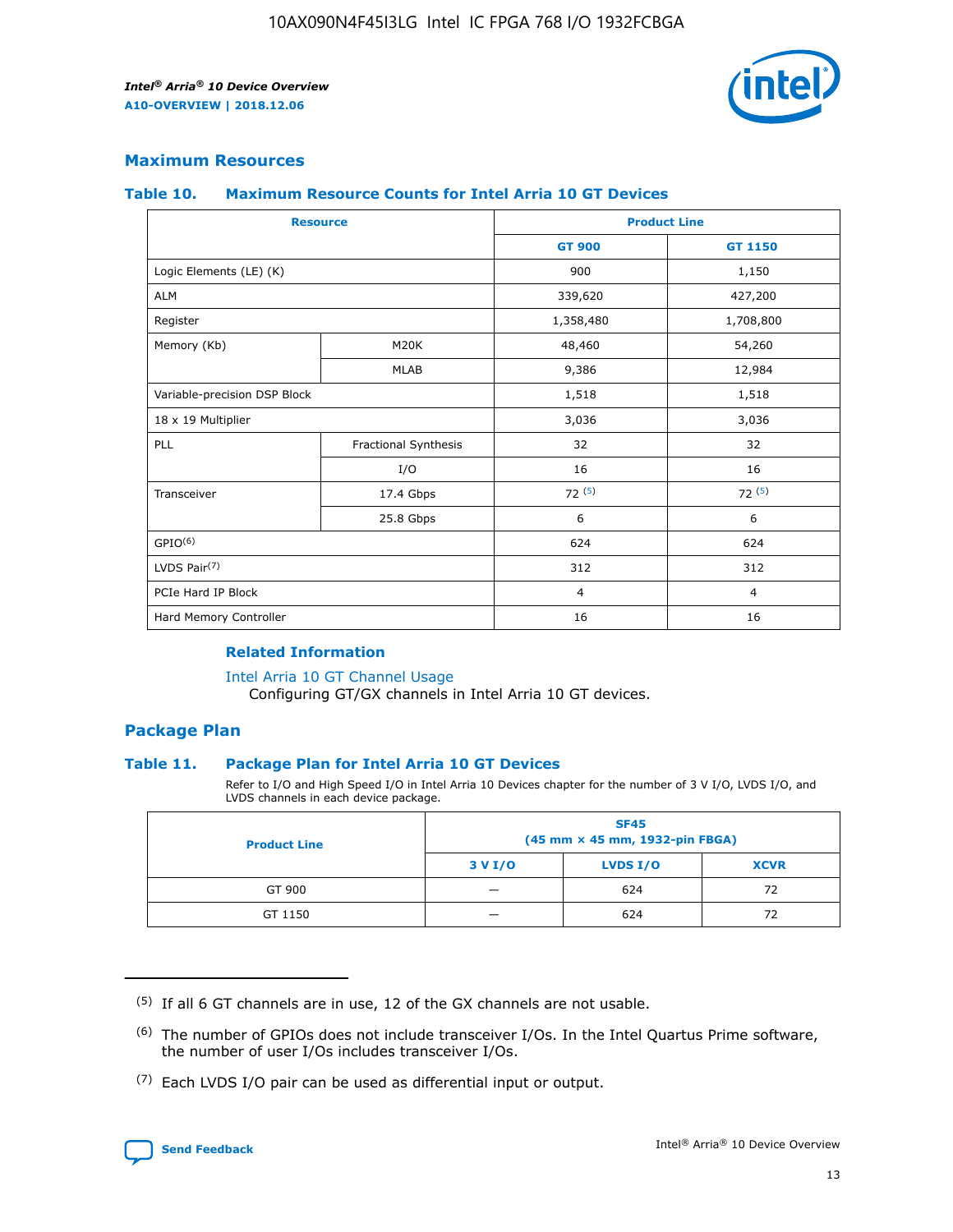## Maximum Resources

### Table 10. Maximum Resource Counts for Intel Arria 10 GT Devices

| Resource | | Product Line | |
|---|---|---|---|
| | | GT 900 | GT 1150 |
| Logic Elements (LE) (K) | | 900 | 1,150 |
| ALM | | 339,620 | 427,200 |
| Register | | 1,358,480 | 1,708,800 |
| Memory (Kb) | M20K | 48,460 | 54,260 |
| | MLAB | 9,386 | 12,984 |
| Variable-precision DSP Block | | 1,518 | 1,518 |
| 18 x 19 Multiplier | | 3,036 | 3,036 |
| PLL | Fractional Synthesis | 32 | 32 |
| | I/O | 16 | 16 |
| Transceiver | 17.4 Gbps | 72 [(5)] | 72 [(5)] |
| | 25.8 Gbps | 6 | 6 |
| GPIO[(6)] | | 624 | 624 |
| LVDS Pair[(7)] | | 312 | 312 |
| PCIe Hard IP Block | | 4 | 4 |
| Hard Memory Controller | | 16 | 16 |

#### Related Information

Intel Arria 10 GT Channel Usage
Configuring GT/GX channels in Intel Arria 10 GT devices.

## Package Plan

### Table 11. Package Plan for Intel Arria 10 GT Devices

Refer to I/O and High Speed I/O in Intel Arria 10 Devices chapter for the number of 3 V I/O, LVDS I/O, and LVDS channels in each device package.

| Product Line | SF45 (45 mm × 45 mm, 1932-pin FBGA) | | |
|---|---|---|---|
| | 3 V I/O | LVDS I/O | XCVR |
| GT 900 | — | 624 | 72 |
| GT 1150 | — | 624 | 72 |

(5) If all 6 GT channels are in use, 12 of the GX channels are not usable.

(6) The number of GPIOs does not include transceiver I/Os. In the Intel Quartus Prime software, the number of user I/Os includes transceiver I/Os.

(7) Each LVDS I/O pair can be used as differential input or output.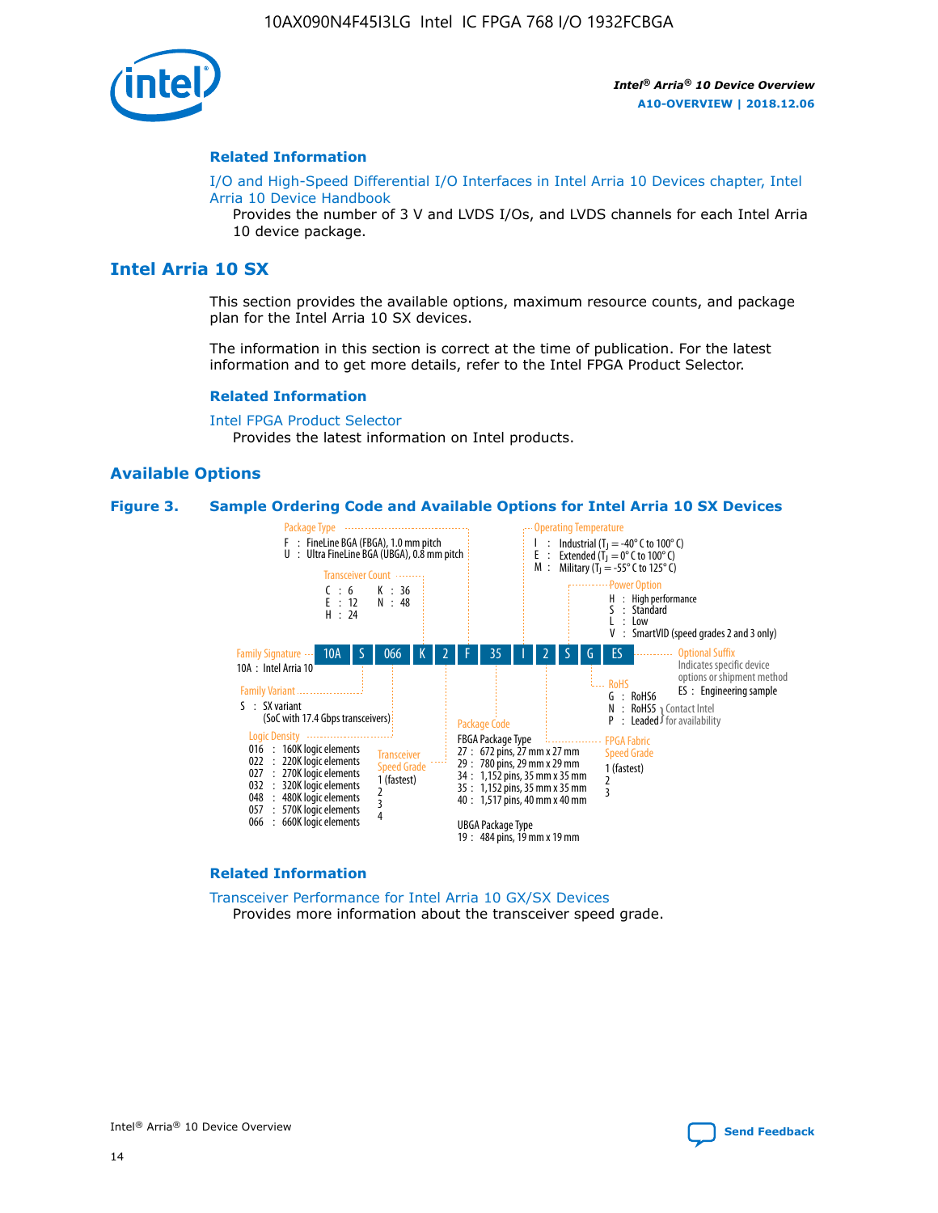## Related Information

I/O and High-Speed Differential I/O Interfaces in Intel Arria 10 Devices chapter, Intel Arria 10 Device Handbook

Provides the number of 3 V and LVDS I/Os, and LVDS channels for each Intel Arria 10 device package.

# Intel Arria 10 SX

This section provides the available options, maximum resource counts, and package plan for the Intel Arria 10 SX devices.

The information in this section is correct at the time of publication. For the latest information and to get more details, refer to the Intel FPGA Product Selector.

## Related Information

Intel FPGA Product Selector

Provides the latest information on Intel products.

## Available Options

**Figure 3. Sample Ordering Code and Available Options for Intel Arria 10 SX Devices**

Sample ordering code: 10A S 066 K 2 F 35 I 2 S G ES

**Family Signature**
- 10A : Intel Arria 10

**Family Variant**
- S : SX variant (SoC with 17.4 Gbps transceivers)

**Logic Density**
- 016 : 160K logic elements
- 022 : 220K logic elements
- 027 : 270K logic elements
- 032 : 320K logic elements
- 048 : 480K logic elements
- 057 : 570K logic elements
- 066 : 660K logic elements

**Transceiver Count**
- C : 6
- E : 12
- H : 24
- K : 36
- N : 48

**Transceiver Speed Grade**
- 1 (fastest)
- 2
- 3
- 4

**Package Type**
- F : FineLine BGA (FBGA), 1.0 mm pitch
- U : Ultra FineLine BGA (UBGA), 0.8 mm pitch

**Package Code**

FBGA Package Type
- 27 : 672 pins, 27 mm x 27 mm
- 29 : 780 pins, 29 mm x 29 mm
- 34 : 1,152 pins, 35 mm x 35 mm
- 35 : 1,152 pins, 35 mm x 35 mm
- 40 : 1,517 pins, 40 mm x 40 mm

UBGA Package Type
- 19 : 484 pins, 19 mm x 19 mm

**Operating Temperature**
- I : Industrial ($T_J$ = -40° C to 100° C)
- E : Extended ($T_J$ = 0° C to 100° C)
- M : Military ($T_J$ = -55° C to 125° C)

**FPGA Fabric Speed Grade**
- 1 (fastest)
- 2
- 3

**Power Option**
- H : High performance
- S : Standard
- L : Low
- V : SmartVID (speed grades 2 and 3 only)

**RoHS**
- G : RoHS6
- N : RoHS5 (Contact Intel for availability)
- P : Leaded (Contact Intel for availability)

**Optional Suffix**

Indicates specific device options or shipment method
- ES : Engineering sample

## Related Information

Transceiver Performance for Intel Arria 10 GX/SX Devices

Provides more information about the transceiver speed grade.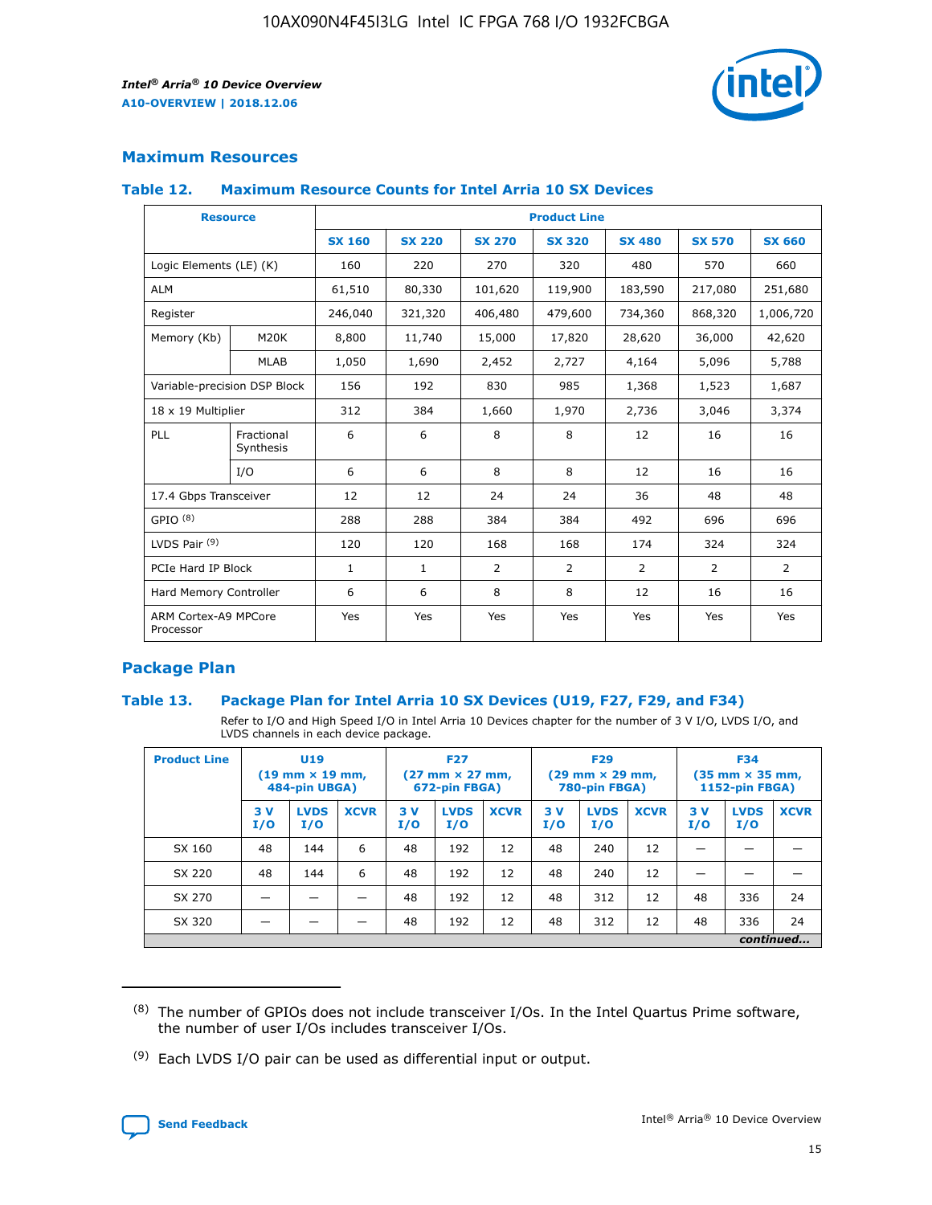## Maximum Resources

### Table 12. Maximum Resource Counts for Intel Arria 10 SX Devices

| Resource | | Product Line | | | | | | |
|---|---|---|---|---|---|---|---|---|
| | | SX 160 | SX 220 | SX 270 | SX 320 | SX 480 | SX 570 | SX 660 |
| Logic Elements (LE) (K) | | 160 | 220 | 270 | 320 | 480 | 570 | 660 |
| ALM | | 61,510 | 80,330 | 101,620 | 119,900 | 183,590 | 217,080 | 251,680 |
| Register | | 246,040 | 321,320 | 406,480 | 479,600 | 734,360 | 868,320 | 1,006,720 |
| Memory (Kb) | M20K | 8,800 | 11,740 | 15,000 | 17,820 | 28,620 | 36,000 | 42,620 |
| | MLAB | 1,050 | 1,690 | 2,452 | 2,727 | 4,164 | 5,096 | 5,788 |
| Variable-precision DSP Block | | 156 | 192 | 830 | 985 | 1,368 | 1,523 | 1,687 |
| 18 x 19 Multiplier | | 312 | 384 | 1,660 | 1,970 | 2,736 | 3,046 | 3,374 |
| PLL | Fractional Synthesis | 6 | 6 | 8 | 8 | 12 | 16 | 16 |
| | I/O | 6 | 6 | 8 | 8 | 12 | 16 | 16 |
| 17.4 Gbps Transceiver | | 12 | 12 | 24 | 24 | 36 | 48 | 48 |
| GPIO (8) | | 288 | 288 | 384 | 384 | 492 | 696 | 696 |
| LVDS Pair (9) | | 120 | 120 | 168 | 168 | 174 | 324 | 324 |
| PCIe Hard IP Block | | 1 | 1 | 2 | 2 | 2 | 2 | 2 |
| Hard Memory Controller | | 6 | 6 | 8 | 8 | 12 | 16 | 16 |
| ARM Cortex-A9 MPCore Processor | | Yes | Yes | Yes | Yes | Yes | Yes | Yes |

## Package Plan

### Table 13. Package Plan for Intel Arria 10 SX Devices (U19, F27, F29, and F34)

Refer to I/O and High Speed I/O in Intel Arria 10 Devices chapter for the number of 3 V I/O, LVDS I/O, and LVDS channels in each device package.

| Product Line | U19 (19 mm × 19 mm, 484-pin UBGA) | | | F27 (27 mm × 27 mm, 672-pin FBGA) | | | F29 (29 mm × 29 mm, 780-pin FBGA) | | | F34 (35 mm × 35 mm, 1152-pin FBGA) | | |
|---|---|---|---|---|---|---|---|---|---|---|---|---|
| | 3 V I/O | LVDS I/O | XCVR | 3 V I/O | LVDS I/O | XCVR | 3 V I/O | LVDS I/O | XCVR | 3 V I/O | LVDS I/O | XCVR |
| SX 160 | 48 | 144 | 6 | 48 | 192 | 12 | 48 | 240 | 12 | — | — | — |
| SX 220 | 48 | 144 | 6 | 48 | 192 | 12 | 48 | 240 | 12 | — | — | — |
| SX 270 | — | — | — | 48 | 192 | 12 | 48 | 312 | 12 | 48 | 336 | 24 |
| SX 320 | — | — | — | 48 | 192 | 12 | 48 | 312 | 12 | 48 | 336 | 24 |

*continued...*

(8) The number of GPIOs does not include transceiver I/Os. In the Intel Quartus Prime software, the number of user I/Os includes transceiver I/Os.

(9) Each LVDS I/O pair can be used as differential input or output.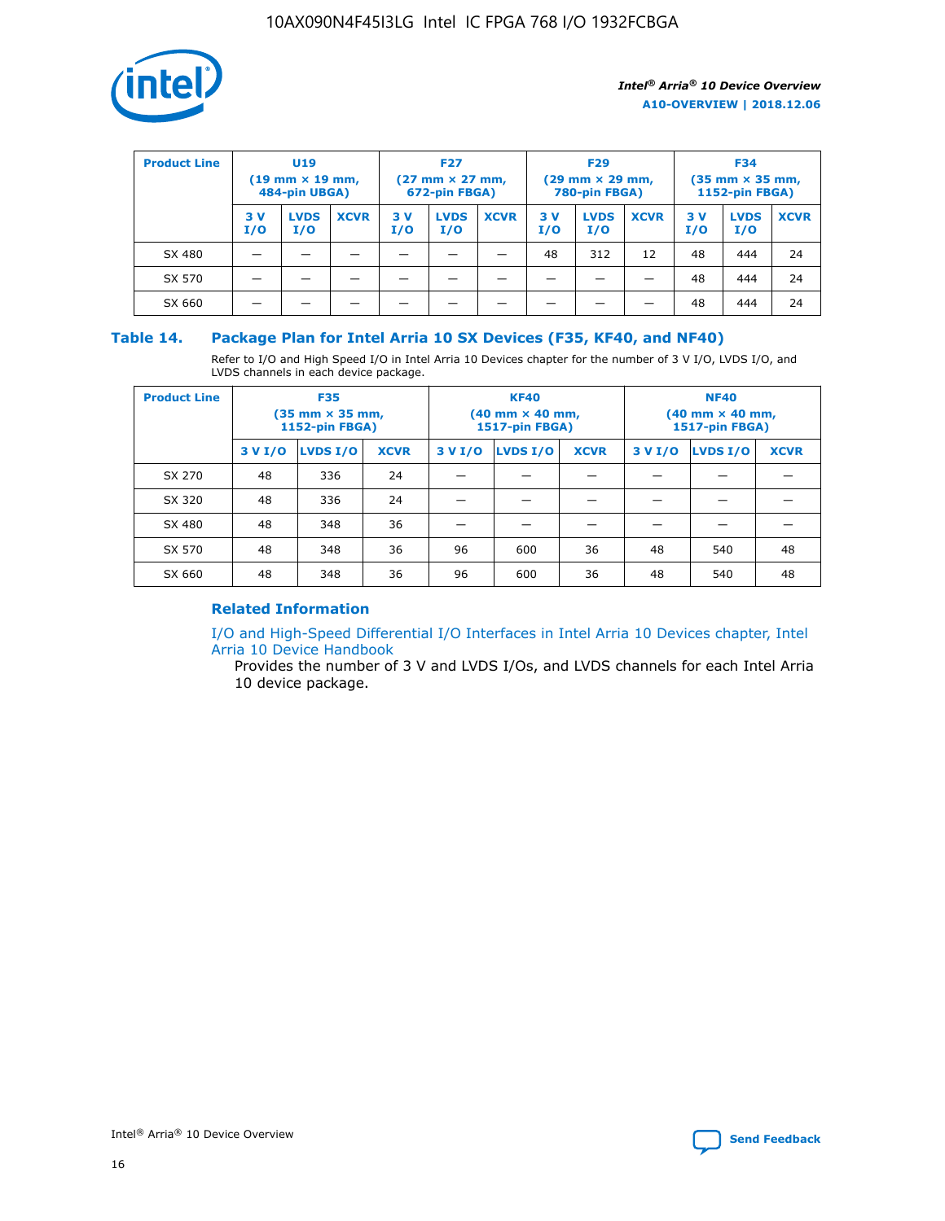| Product Line | U19 (19 mm × 19 mm, 484-pin UBGA) | | | F27 (27 mm × 27 mm, 672-pin FBGA) | | | F29 (29 mm × 29 mm, 780-pin FBGA) | | | F34 (35 mm × 35 mm, 1152-pin FBGA) | | |
|---|---|---|---|---|---|---|---|---|---|---|---|---|
| | 3 V I/O | LVDS I/O | XCVR | 3 V I/O | LVDS I/O | XCVR | 3 V I/O | LVDS I/O | XCVR | 3 V I/O | LVDS I/O | XCVR |
| SX 480 | — | — | — | — | — | — | 48 | 312 | 12 | 48 | 444 | 24 |
| SX 570 | — | — | — | — | — | — | — | — | — | 48 | 444 | 24 |
| SX 660 | — | — | — | — | — | — | — | — | — | 48 | 444 | 24 |

## Table 14. Package Plan for Intel Arria 10 SX Devices (F35, KF40, and NF40)

Refer to I/O and High Speed I/O in Intel Arria 10 Devices chapter for the number of 3 V I/O, LVDS I/O, and LVDS channels in each device package.

| Product Line | F35 (35 mm × 35 mm, 1152-pin FBGA) | | | KF40 (40 mm × 40 mm, 1517-pin FBGA) | | | NF40 (40 mm × 40 mm, 1517-pin FBGA) | | |
|---|---|---|---|---|---|---|---|---|---|
| | 3 V I/O | LVDS I/O | XCVR | 3 V I/O | LVDS I/O | XCVR | 3 V I/O | LVDS I/O | XCVR |
| SX 270 | 48 | 336 | 24 | — | — | — | — | — | — |
| SX 320 | 48 | 336 | 24 | — | — | — | — | — | — |
| SX 480 | 48 | 348 | 36 | — | — | — | — | — | — |
| SX 570 | 48 | 348 | 36 | 96 | 600 | 36 | 48 | 540 | 48 |
| SX 660 | 48 | 348 | 36 | 96 | 600 | 36 | 48 | 540 | 48 |

### Related Information

I/O and High-Speed Differential I/O Interfaces in Intel Arria 10 Devices chapter, Intel Arria 10 Device Handbook

Provides the number of 3 V and LVDS I/Os, and LVDS channels for each Intel Arria 10 device package.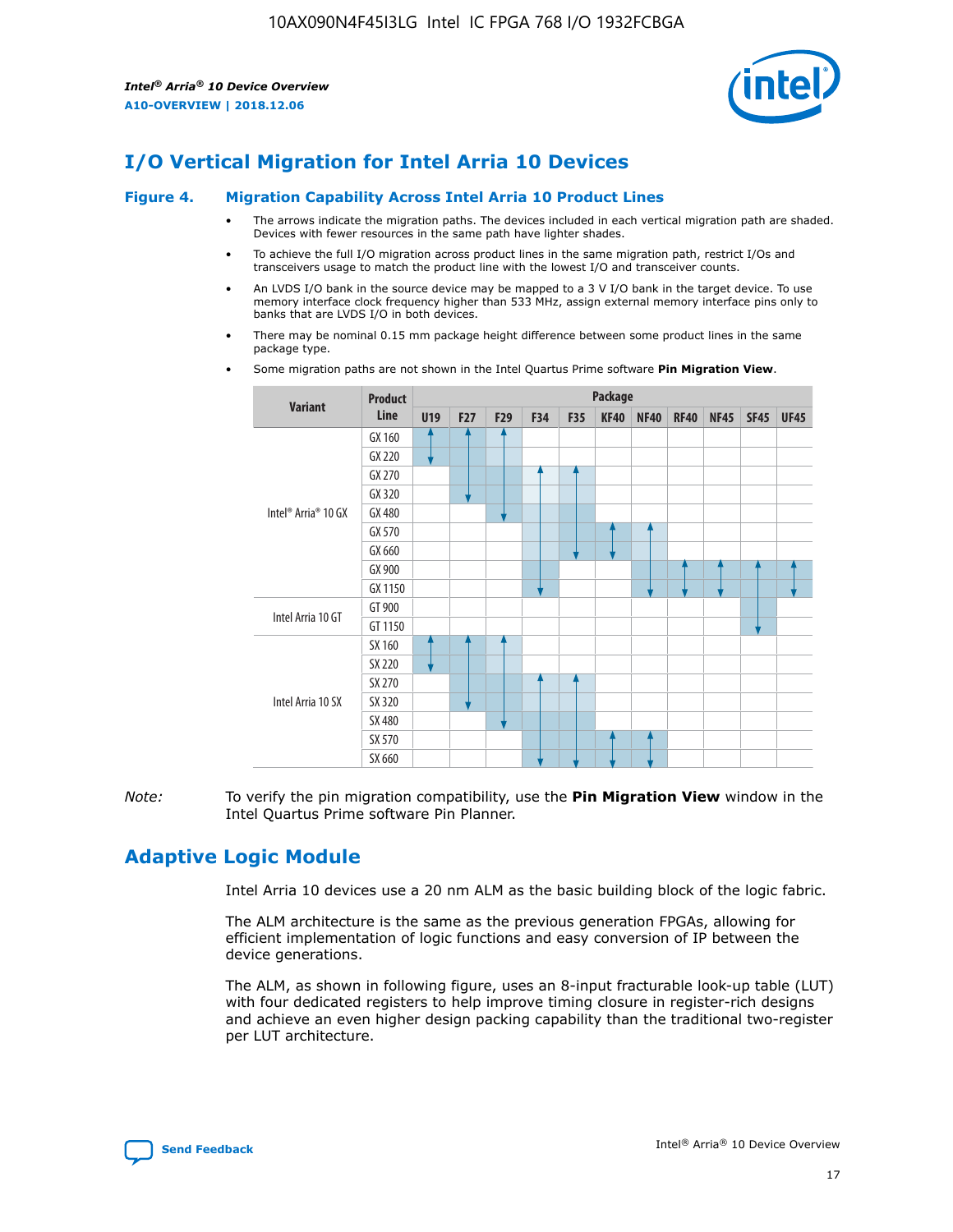## I/O Vertical Migration for Intel Arria 10 Devices

**Figure 4. Migration Capability Across Intel Arria 10 Product Lines**

- The arrows indicate the migration paths. The devices included in each vertical migration path are shaded. Devices with fewer resources in the same path have lighter shades.
- To achieve the full I/O migration across product lines in the same migration path, restrict I/Os and transceivers usage to match the product line with the lowest I/O and transceiver counts.
- An LVDS I/O bank in the source device may be mapped to a 3 V I/O bank in the target device. To use memory interface clock frequency higher than 533 MHz, assign external memory interface pins only to banks that are LVDS I/O in both devices.
- There may be nominal 0.15 mm package height difference between some product lines in the same package type.
- Some migration paths are not shown in the Intel Quartus Prime software **Pin Migration View**.

| Variant | Product Line | Package | | | | | | | | | | |
|---|---|---|---|---|---|---|---|---|---|---|---|---|
| | | U19 | F27 | F29 | F34 | F35 | KF40 | NF40 | RF40 | NF45 | SF45 | UF45 |
| Intel® Arria® 10 GX | GX 160 | ✓ | ✓ | ✓ | | | | | | | | |
| | GX 220 | ✓ | ✓ | ✓ | | | | | | | | |
| | GX 270 | | ✓ | ✓ | ✓ | ✓ | | | | | | |
| | GX 320 | | ✓ | ✓ | ✓ | ✓ | | | | | | |
| | GX 480 | | | ✓ | ✓ | ✓ | | | | | | |
| | GX 570 | | | | ✓ | ✓ | ✓ | ✓ | | | | |
| | GX 660 | | | | ✓ | ✓ | ✓ | ✓ | | | | |
| | GX 900 | | | | ✓ | | | ✓ | ✓ | ✓ | ✓ | ✓ |
| | GX 1150 | | | | ✓ | | | ✓ | ✓ | ✓ | ✓ | ✓ |
| Intel Arria 10 GT | GT 900 | | | | | | | | | | ✓ | |
| | GT 1150 | | | | | | | | | | ✓ | |
| Intel Arria 10 SX | SX 160 | ✓ | ✓ | ✓ | | | | | | | | |
| | SX 220 | ✓ | ✓ | ✓ | | | | | | | | |
| | SX 270 | | ✓ | ✓ | ✓ | ✓ | | | | | | |
| | SX 320 | | ✓ | ✓ | ✓ | ✓ | | | | | | |
| | SX 480 | | | ✓ | ✓ | ✓ | | | | | | |
| | SX 570 | | | | ✓ | ✓ | ✓ | ✓ | | | | |
| | SX 660 | | | | ✓ | ✓ | ✓ | ✓ | | | | |

*Note:* To verify the pin migration compatibility, use the **Pin Migration View** window in the Intel Quartus Prime software Pin Planner.

## Adaptive Logic Module

Intel Arria 10 devices use a 20 nm ALM as the basic building block of the logic fabric.

The ALM architecture is the same as the previous generation FPGAs, allowing for efficient implementation of logic functions and easy conversion of IP between the device generations.

The ALM, as shown in following figure, uses an 8-input fracturable look-up table (LUT) with four dedicated registers to help improve timing closure in register-rich designs and achieve an even higher design packing capability than the traditional two-register per LUT architecture.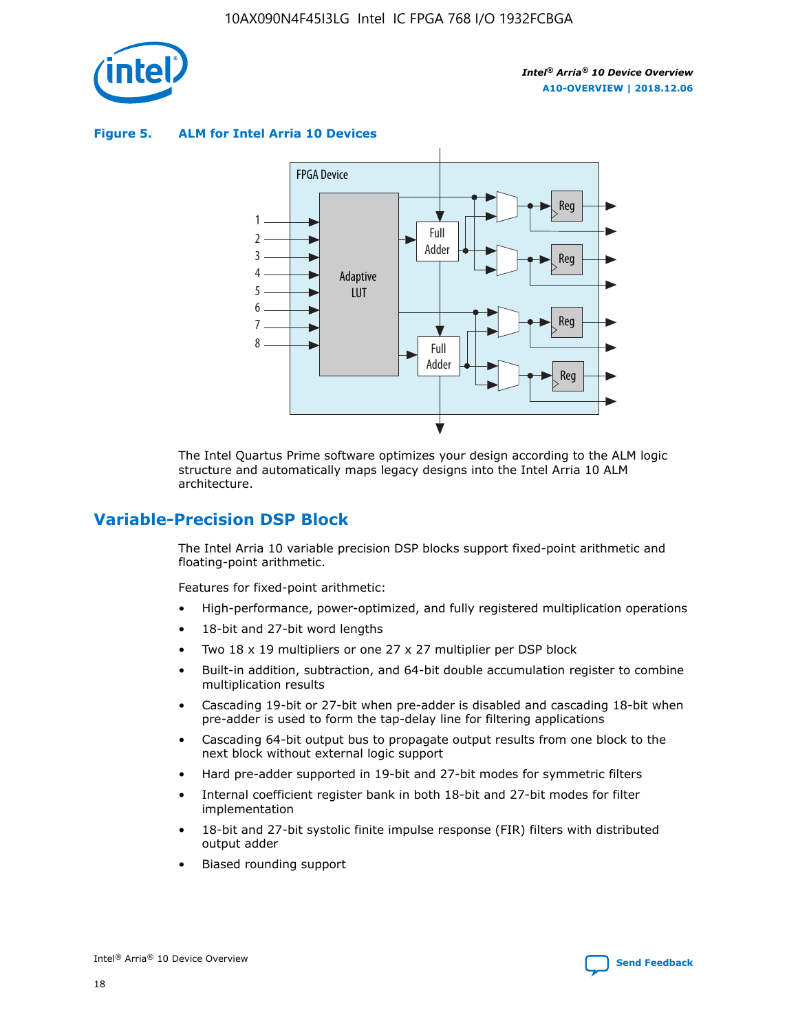**Figure 5. ALM for Intel Arria 10 Devices**

The Intel Quartus Prime software optimizes your design according to the ALM logic structure and automatically maps legacy designs into the Intel Arria 10 ALM architecture.

## Variable-Precision DSP Block

The Intel Arria 10 variable precision DSP blocks support fixed-point arithmetic and floating-point arithmetic.

Features for fixed-point arithmetic:

- High-performance, power-optimized, and fully registered multiplication operations
- 18-bit and 27-bit word lengths
- Two 18 x 19 multipliers or one 27 x 27 multiplier per DSP block
- Built-in addition, subtraction, and 64-bit double accumulation register to combine multiplication results
- Cascading 19-bit or 27-bit when pre-adder is disabled and cascading 18-bit when pre-adder is used to form the tap-delay line for filtering applications
- Cascading 64-bit output bus to propagate output results from one block to the next block without external logic support
- Hard pre-adder supported in 19-bit and 27-bit modes for symmetric filters
- Internal coefficient register bank in both 18-bit and 27-bit modes for filter implementation
- 18-bit and 27-bit systolic finite impulse response (FIR) filters with distributed output adder
- Biased rounding support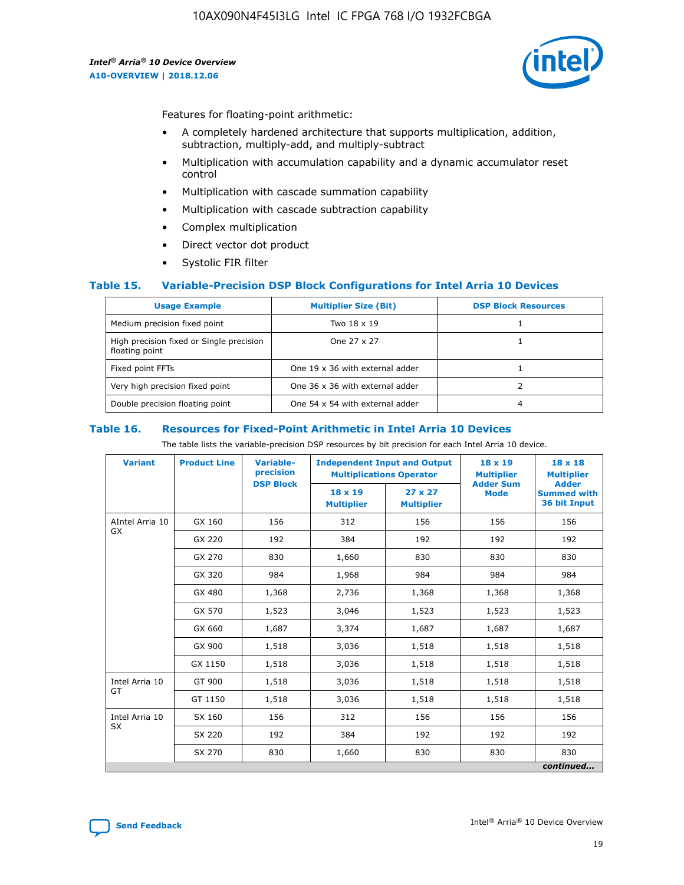Features for floating-point arithmetic:

- A completely hardened architecture that supports multiplication, addition, subtraction, multiply-add, and multiply-subtract
- Multiplication with accumulation capability and a dynamic accumulator reset control
- Multiplication with cascade summation capability
- Multiplication with cascade subtraction capability
- Complex multiplication
- Direct vector dot product
- Systolic FIR filter

### Table 15. Variable-Precision DSP Block Configurations for Intel Arria 10 Devices

| Usage Example | Multiplier Size (Bit) | DSP Block Resources |
|---|---|---|
| Medium precision fixed point | Two 18 x 19 | 1 |
| High precision fixed or Single precision floating point | One 27 x 27 | 1 |
| Fixed point FFTs | One 19 x 36 with external adder | 1 |
| Very high precision fixed point | One 36 x 36 with external adder | 2 |
| Double precision floating point | One 54 x 54 with external adder | 4 |

### Table 16. Resources for Fixed-Point Arithmetic in Intel Arria 10 Devices

The table lists the variable-precision DSP resources by bit precision for each Intel Arria 10 device.

| Variant | Product Line | Variable-precision DSP Block | Independent Input and Output Multiplications Operator | | 18 x 19 Multiplier Adder Sum Mode | 18 x 18 Multiplier Adder Summed with 36 bit Input |
|---|---|---|---|---|---|---|
| | | | 18 x 19 Multiplier | 27 x 27 Multiplier | | |
| AIntel Arria 10 GX | GX 160 | 156 | 312 | 156 | 156 | 156 |
| | GX 220 | 192 | 384 | 192 | 192 | 192 |
| | GX 270 | 830 | 1,660 | 830 | 830 | 830 |
| | GX 320 | 984 | 1,968 | 984 | 984 | 984 |
| | GX 480 | 1,368 | 2,736 | 1,368 | 1,368 | 1,368 |
| | GX 570 | 1,523 | 3,046 | 1,523 | 1,523 | 1,523 |
| | GX 660 | 1,687 | 3,374 | 1,687 | 1,687 | 1,687 |
| | GX 900 | 1,518 | 3,036 | 1,518 | 1,518 | 1,518 |
| | GX 1150 | 1,518 | 3,036 | 1,518 | 1,518 | 1,518 |
| Intel Arria 10 GT | GT 900 | 1,518 | 3,036 | 1,518 | 1,518 | 1,518 |
| | GT 1150 | 1,518 | 3,036 | 1,518 | 1,518 | 1,518 |
| Intel Arria 10 SX | SX 160 | 156 | 312 | 156 | 156 | 156 |
| | SX 220 | 192 | 384 | 192 | 192 | 192 |
| | SX 270 | 830 | 1,660 | 830 | 830 | 830 |

*continued...*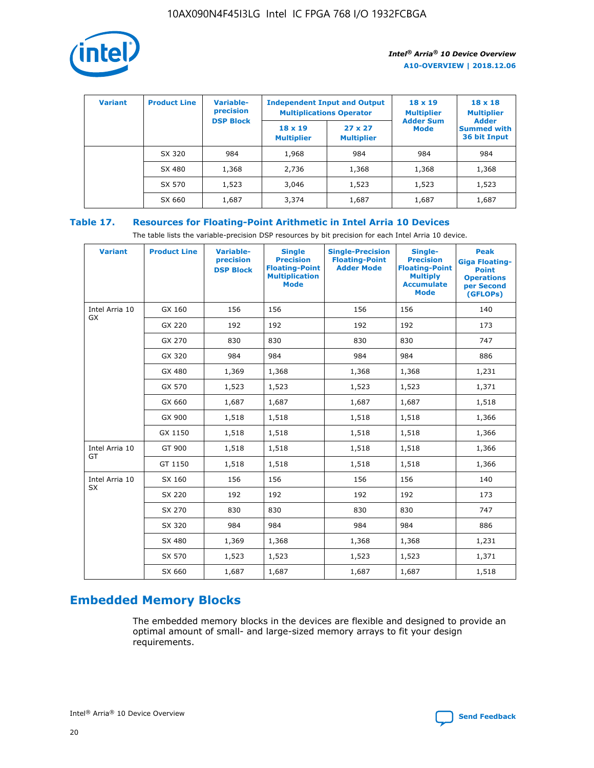| Variant | Product Line | Variable-precision DSP Block | Independent Input and Output Multiplications Operator | | 18 x 19 Multiplier Adder Sum Mode | 18 x 18 Multiplier Adder Summed with 36 bit Input |
|---|---|---|---|---|---|---|
| | | | 18 x 19 Multiplier | 27 x 27 Multiplier | | |
| | SX 320 | 984 | 1,968 | 984 | 984 | 984 |
| | SX 480 | 1,368 | 2,736 | 1,368 | 1,368 | 1,368 |
| | SX 570 | 1,523 | 3,046 | 1,523 | 1,523 | 1,523 |
| | SX 660 | 1,687 | 3,374 | 1,687 | 1,687 | 1,687 |

## Table 17. Resources for Floating-Point Arithmetic in Intel Arria 10 Devices

The table lists the variable-precision DSP resources by bit precision for each Intel Arria 10 device.

| Variant | Product Line | Variable-precision DSP Block | Single Precision Floating-Point Multiplication Mode | Single-Precision Floating-Point Adder Mode | Single-Precision Floating-Point Multiply Accumulate Mode | Peak Giga Floating-Point Operations per Second (GFLOPs) |
|---|---|---|---|---|---|---|
| Intel Arria 10 GX | GX 160 | 156 | 156 | 156 | 156 | 140 |
| | GX 220 | 192 | 192 | 192 | 192 | 173 |
| | GX 270 | 830 | 830 | 830 | 830 | 747 |
| | GX 320 | 984 | 984 | 984 | 984 | 886 |
| | GX 480 | 1,369 | 1,368 | 1,368 | 1,368 | 1,231 |
| | GX 570 | 1,523 | 1,523 | 1,523 | 1,523 | 1,371 |
| | GX 660 | 1,687 | 1,687 | 1,687 | 1,687 | 1,518 |
| | GX 900 | 1,518 | 1,518 | 1,518 | 1,518 | 1,366 |
| | GX 1150 | 1,518 | 1,518 | 1,518 | 1,518 | 1,366 |
| Intel Arria 10 GT | GT 900 | 1,518 | 1,518 | 1,518 | 1,518 | 1,366 |
| | GT 1150 | 1,518 | 1,518 | 1,518 | 1,518 | 1,366 |
| Intel Arria 10 SX | SX 160 | 156 | 156 | 156 | 156 | 140 |
| | SX 220 | 192 | 192 | 192 | 192 | 173 |
| | SX 270 | 830 | 830 | 830 | 830 | 747 |
| | SX 320 | 984 | 984 | 984 | 984 | 886 |
| | SX 480 | 1,369 | 1,368 | 1,368 | 1,368 | 1,231 |
| | SX 570 | 1,523 | 1,523 | 1,523 | 1,523 | 1,371 |
| | SX 660 | 1,687 | 1,687 | 1,687 | 1,687 | 1,518 |

# Embedded Memory Blocks

The embedded memory blocks in the devices are flexible and designed to provide an optimal amount of small- and large-sized memory arrays to fit your design requirements.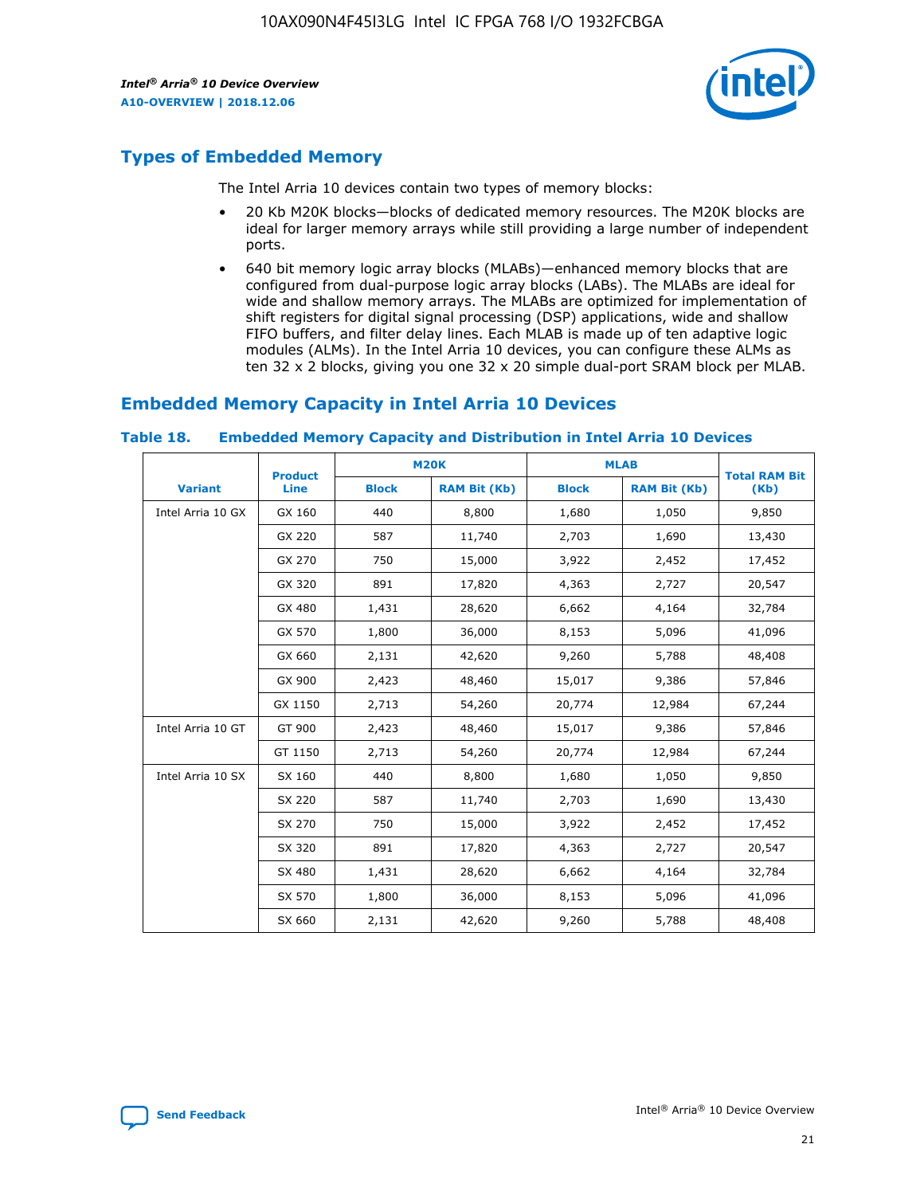## Types of Embedded Memory

The Intel Arria 10 devices contain two types of memory blocks:

- 20 Kb M20K blocks—blocks of dedicated memory resources. The M20K blocks are ideal for larger memory arrays while still providing a large number of independent ports.
- 640 bit memory logic array blocks (MLABs)—enhanced memory blocks that are configured from dual-purpose logic array blocks (LABs). The MLABs are ideal for wide and shallow memory arrays. The MLABs are optimized for implementation of shift registers for digital signal processing (DSP) applications, wide and shallow FIFO buffers, and filter delay lines. Each MLAB is made up of ten adaptive logic modules (ALMs). In the Intel Arria 10 devices, you can configure these ALMs as ten 32 x 2 blocks, giving you one 32 x 20 simple dual-port SRAM block per MLAB.

## Embedded Memory Capacity in Intel Arria 10 Devices

**Table 18. Embedded Memory Capacity and Distribution in Intel Arria 10 Devices**

| Variant | Product Line | M20K | | MLAB | | Total RAM Bit (Kb) |
|---|---|---|---|---|---|---|
| | | Block | RAM Bit (Kb) | Block | RAM Bit (Kb) | |
| Intel Arria 10 GX | GX 160 | 440 | 8,800 | 1,680 | 1,050 | 9,850 |
| | GX 220 | 587 | 11,740 | 2,703 | 1,690 | 13,430 |
| | GX 270 | 750 | 15,000 | 3,922 | 2,452 | 17,452 |
| | GX 320 | 891 | 17,820 | 4,363 | 2,727 | 20,547 |
| | GX 480 | 1,431 | 28,620 | 6,662 | 4,164 | 32,784 |
| | GX 570 | 1,800 | 36,000 | 8,153 | 5,096 | 41,096 |
| | GX 660 | 2,131 | 42,620 | 9,260 | 5,788 | 48,408 |
| | GX 900 | 2,423 | 48,460 | 15,017 | 9,386 | 57,846 |
| | GX 1150 | 2,713 | 54,260 | 20,774 | 12,984 | 67,244 |
| Intel Arria 10 GT | GT 900 | 2,423 | 48,460 | 15,017 | 9,386 | 57,846 |
| | GT 1150 | 2,713 | 54,260 | 20,774 | 12,984 | 67,244 |
| Intel Arria 10 SX | SX 160 | 440 | 8,800 | 1,680 | 1,050 | 9,850 |
| | SX 220 | 587 | 11,740 | 2,703 | 1,690 | 13,430 |
| | SX 270 | 750 | 15,000 | 3,922 | 2,452 | 17,452 |
| | SX 320 | 891 | 17,820 | 4,363 | 2,727 | 20,547 |
| | SX 480 | 1,431 | 28,620 | 6,662 | 4,164 | 32,784 |
| | SX 570 | 1,800 | 36,000 | 8,153 | 5,096 | 41,096 |
| | SX 660 | 2,131 | 42,620 | 9,260 | 5,788 | 48,408 |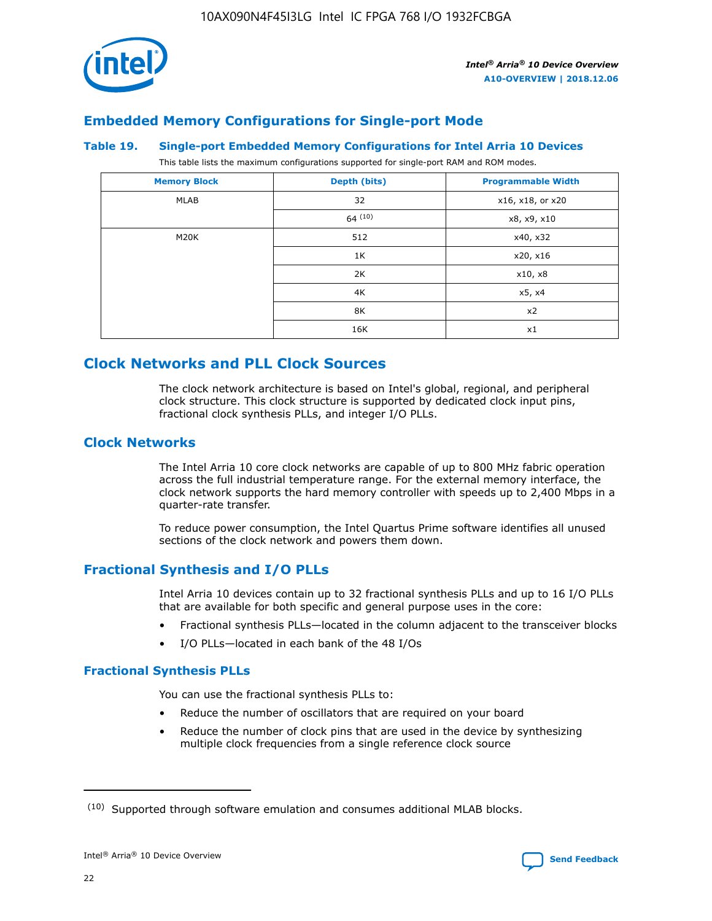## Embedded Memory Configurations for Single-port Mode

**Table 19. Single-port Embedded Memory Configurations for Intel Arria 10 Devices**

This table lists the maximum configurations supported for single-port RAM and ROM modes.

| Memory Block | Depth (bits) | Programmable Width |
|---|---|---|
| MLAB | 32 | x16, x18, or x20 |
| | 64 (10) | x8, x9, x10 |
| M20K | 512 | x40, x32 |
| | 1K | x20, x16 |
| | 2K | x10, x8 |
| | 4K | x5, x4 |
| | 8K | x2 |
| | 16K | x1 |

# Clock Networks and PLL Clock Sources

The clock network architecture is based on Intel's global, regional, and peripheral clock structure. This clock structure is supported by dedicated clock input pins, fractional clock synthesis PLLs, and integer I/O PLLs.

## Clock Networks

The Intel Arria 10 core clock networks are capable of up to 800 MHz fabric operation across the full industrial temperature range. For the external memory interface, the clock network supports the hard memory controller with speeds up to 2,400 Mbps in a quarter-rate transfer.

To reduce power consumption, the Intel Quartus Prime software identifies all unused sections of the clock network and powers them down.

## Fractional Synthesis and I/O PLLs

Intel Arria 10 devices contain up to 32 fractional synthesis PLLs and up to 16 I/O PLLs that are available for both specific and general purpose uses in the core:

- Fractional synthesis PLLs—located in the column adjacent to the transceiver blocks
- I/O PLLs—located in each bank of the 48 I/Os

### Fractional Synthesis PLLs

You can use the fractional synthesis PLLs to:

- Reduce the number of oscillators that are required on your board
- Reduce the number of clock pins that are used in the device by synthesizing multiple clock frequencies from a single reference clock source

(10) Supported through software emulation and consumes additional MLAB blocks.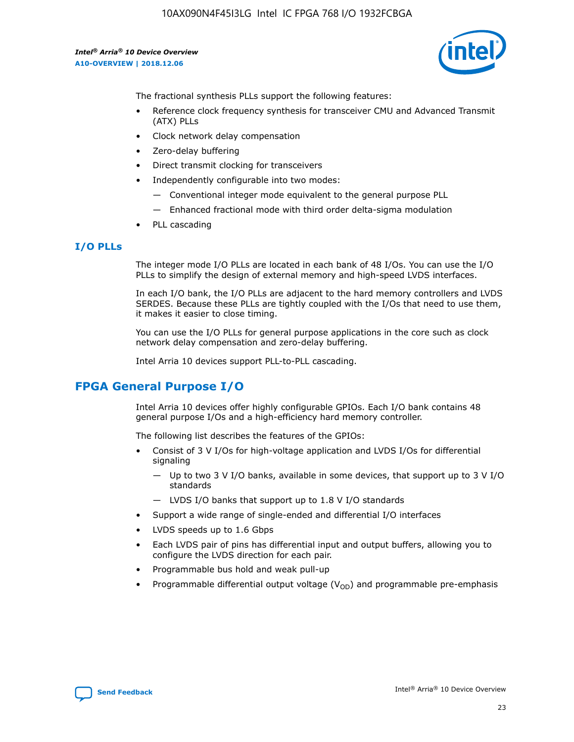The fractional synthesis PLLs support the following features:

- Reference clock frequency synthesis for transceiver CMU and Advanced Transmit (ATX) PLLs
- Clock network delay compensation
- Zero-delay buffering
- Direct transmit clocking for transceivers
- Independently configurable into two modes:
  - — Conventional integer mode equivalent to the general purpose PLL
  - — Enhanced fractional mode with third order delta-sigma modulation
- PLL cascading

### I/O PLLs

The integer mode I/O PLLs are located in each bank of 48 I/Os. You can use the I/O PLLs to simplify the design of external memory and high-speed LVDS interfaces.

In each I/O bank, the I/O PLLs are adjacent to the hard memory controllers and LVDS SERDES. Because these PLLs are tightly coupled with the I/Os that need to use them, it makes it easier to close timing.

You can use the I/O PLLs for general purpose applications in the core such as clock network delay compensation and zero-delay buffering.

Intel Arria 10 devices support PLL-to-PLL cascading.

## FPGA General Purpose I/O

Intel Arria 10 devices offer highly configurable GPIOs. Each I/O bank contains 48 general purpose I/Os and a high-efficiency hard memory controller.

The following list describes the features of the GPIOs:

- Consist of 3 V I/Os for high-voltage application and LVDS I/Os for differential signaling
  - — Up to two 3 V I/O banks, available in some devices, that support up to 3 V I/O standards
  - — LVDS I/O banks that support up to 1.8 V I/O standards
- Support a wide range of single-ended and differential I/O interfaces
- LVDS speeds up to 1.6 Gbps
- Each LVDS pair of pins has differential input and output buffers, allowing you to configure the LVDS direction for each pair.
- Programmable bus hold and weak pull-up
- Programmable differential output voltage ($V_{OD}$) and programmable pre-emphasis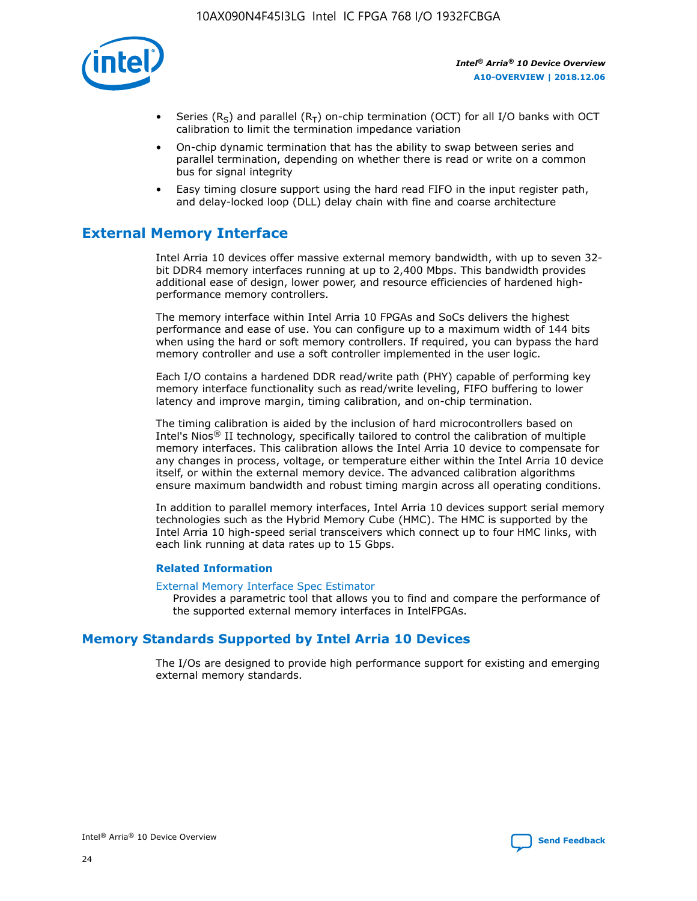- Series ($R_S$) and parallel ($R_T$) on-chip termination (OCT) for all I/O banks with OCT calibration to limit the termination impedance variation
- On-chip dynamic termination that has the ability to swap between series and parallel termination, depending on whether there is read or write on a common bus for signal integrity
- Easy timing closure support using the hard read FIFO in the input register path, and delay-locked loop (DLL) delay chain with fine and coarse architecture

## External Memory Interface

Intel Arria 10 devices offer massive external memory bandwidth, with up to seven 32-bit DDR4 memory interfaces running at up to 2,400 Mbps. This bandwidth provides additional ease of design, lower power, and resource efficiencies of hardened high-performance memory controllers.

The memory interface within Intel Arria 10 FPGAs and SoCs delivers the highest performance and ease of use. You can configure up to a maximum width of 144 bits when using the hard or soft memory controllers. If required, you can bypass the hard memory controller and use a soft controller implemented in the user logic.

Each I/O contains a hardened DDR read/write path (PHY) capable of performing key memory interface functionality such as read/write leveling, FIFO buffering to lower latency and improve margin, timing calibration, and on-chip termination.

The timing calibration is aided by the inclusion of hard microcontrollers based on Intel's Nios® II technology, specifically tailored to control the calibration of multiple memory interfaces. This calibration allows the Intel Arria 10 device to compensate for any changes in process, voltage, or temperature either within the Intel Arria 10 device itself, or within the external memory device. The advanced calibration algorithms ensure maximum bandwidth and robust timing margin across all operating conditions.

In addition to parallel memory interfaces, Intel Arria 10 devices support serial memory technologies such as the Hybrid Memory Cube (HMC). The HMC is supported by the Intel Arria 10 high-speed serial transceivers which connect up to four HMC links, with each link running at data rates up to 15 Gbps.

### Related Information

External Memory Interface Spec Estimator
Provides a parametric tool that allows you to find and compare the performance of the supported external memory interfaces in IntelFPGAs.

## Memory Standards Supported by Intel Arria 10 Devices

The I/Os are designed to provide high performance support for existing and emerging external memory standards.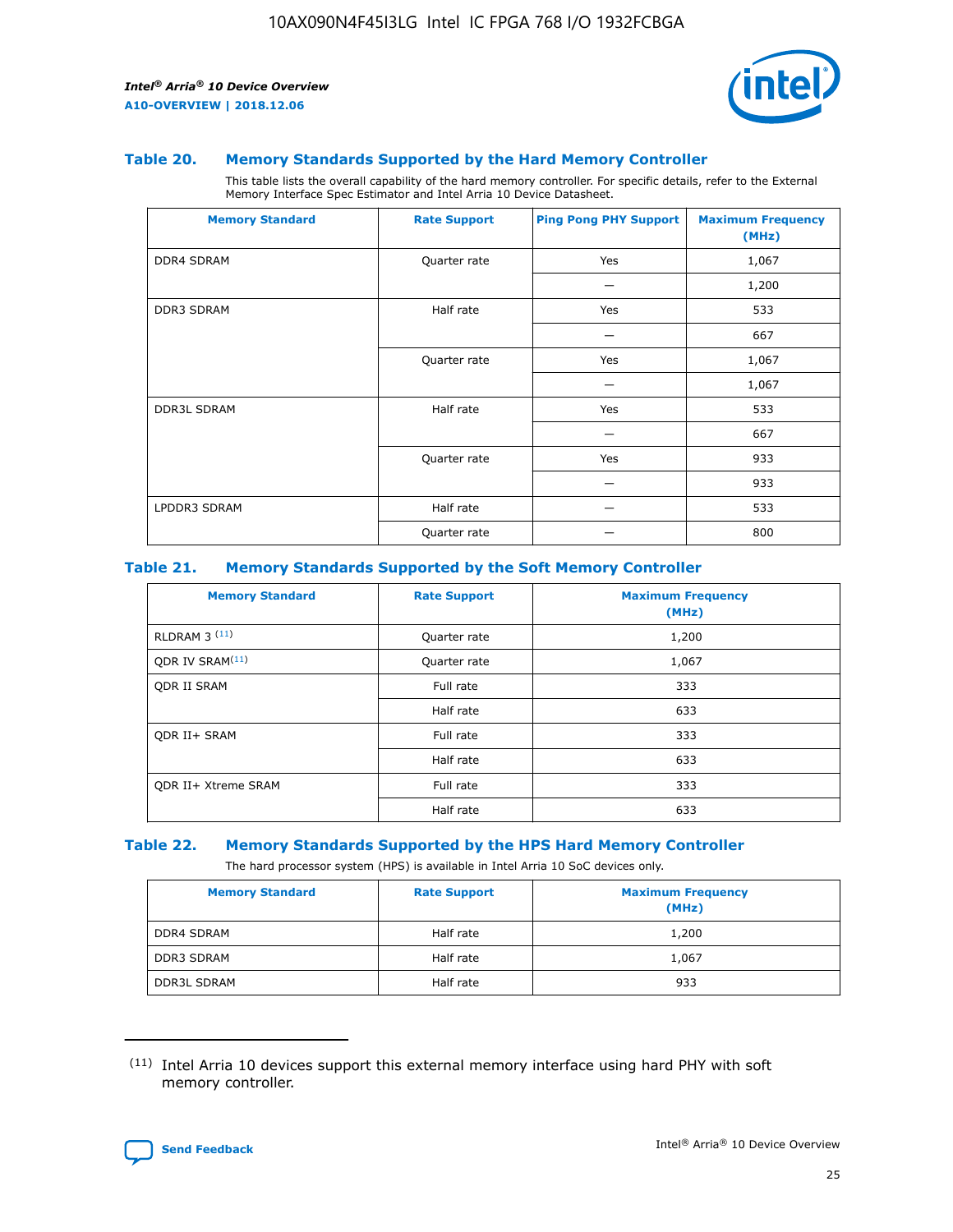### Table 20. Memory Standards Supported by the Hard Memory Controller

This table lists the overall capability of the hard memory controller. For specific details, refer to the External Memory Interface Spec Estimator and Intel Arria 10 Device Datasheet.

| Memory Standard | Rate Support | Ping Pong PHY Support | Maximum Frequency (MHz) |
|---|---|---|---|
| DDR4 SDRAM | Quarter rate | Yes | 1,067 |
| | | — | 1,200 |
| DDR3 SDRAM | Half rate | Yes | 533 |
| | | — | 667 |
| | Quarter rate | Yes | 1,067 |
| | | — | 1,067 |
| DDR3L SDRAM | Half rate | Yes | 533 |
| | | — | 667 |
| | Quarter rate | Yes | 933 |
| | | — | 933 |
| LPDDR3 SDRAM | Half rate | — | 533 |
| | Quarter rate | — | 800 |

### Table 21. Memory Standards Supported by the Soft Memory Controller

| Memory Standard | Rate Support | Maximum Frequency (MHz) |
|---|---|---|
| RLDRAM 3 [11] | Quarter rate | 1,200 |
| QDR IV SRAM[11] | Quarter rate | 1,067 |
| QDR II SRAM | Full rate | 333 |
| | Half rate | 633 |
| QDR II+ SRAM | Full rate | 333 |
| | Half rate | 633 |
| QDR II+ Xtreme SRAM | Full rate | 333 |
| | Half rate | 633 |

### Table 22. Memory Standards Supported by the HPS Hard Memory Controller

The hard processor system (HPS) is available in Intel Arria 10 SoC devices only.

| Memory Standard | Rate Support | Maximum Frequency (MHz) |
|---|---|---|
| DDR4 SDRAM | Half rate | 1,200 |
| DDR3 SDRAM | Half rate | 1,067 |
| DDR3L SDRAM | Half rate | 933 |

(11) Intel Arria 10 devices support this external memory interface using hard PHY with soft memory controller.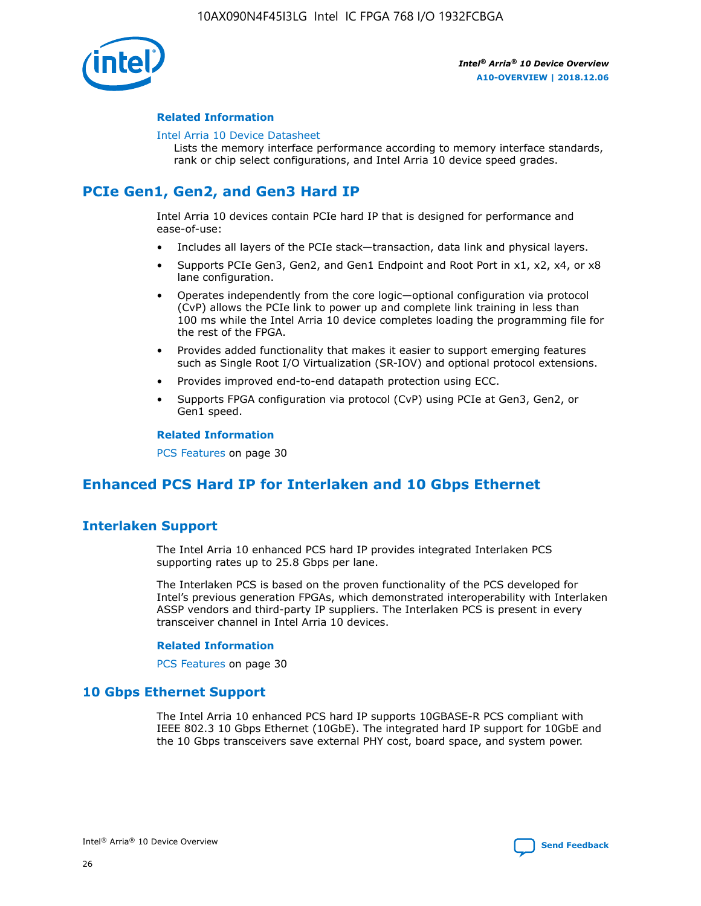### Related Information

Intel Arria 10 Device Datasheet

Lists the memory interface performance according to memory interface standards, rank or chip select configurations, and Intel Arria 10 device speed grades.

## PCIe Gen1, Gen2, and Gen3 Hard IP

Intel Arria 10 devices contain PCIe hard IP that is designed for performance and ease-of-use:

- Includes all layers of the PCIe stack—transaction, data link and physical layers.
- Supports PCIe Gen3, Gen2, and Gen1 Endpoint and Root Port in x1, x2, x4, or x8 lane configuration.
- Operates independently from the core logic—optional configuration via protocol (CvP) allows the PCIe link to power up and complete link training in less than 100 ms while the Intel Arria 10 device completes loading the programming file for the rest of the FPGA.
- Provides added functionality that makes it easier to support emerging features such as Single Root I/O Virtualization (SR-IOV) and optional protocol extensions.
- Provides improved end-to-end datapath protection using ECC.
- Supports FPGA configuration via protocol (CvP) using PCIe at Gen3, Gen2, or Gen1 speed.

### Related Information

PCS Features on page 30

## Enhanced PCS Hard IP for Interlaken and 10 Gbps Ethernet

## Interlaken Support

The Intel Arria 10 enhanced PCS hard IP provides integrated Interlaken PCS supporting rates up to 25.8 Gbps per lane.

The Interlaken PCS is based on the proven functionality of the PCS developed for Intel's previous generation FPGAs, which demonstrated interoperability with Interlaken ASSP vendors and third-party IP suppliers. The Interlaken PCS is present in every transceiver channel in Intel Arria 10 devices.

### Related Information

PCS Features on page 30

## 10 Gbps Ethernet Support

The Intel Arria 10 enhanced PCS hard IP supports 10GBASE-R PCS compliant with IEEE 802.3 10 Gbps Ethernet (10GbE). The integrated hard IP support for 10GbE and the 10 Gbps transceivers save external PHY cost, board space, and system power.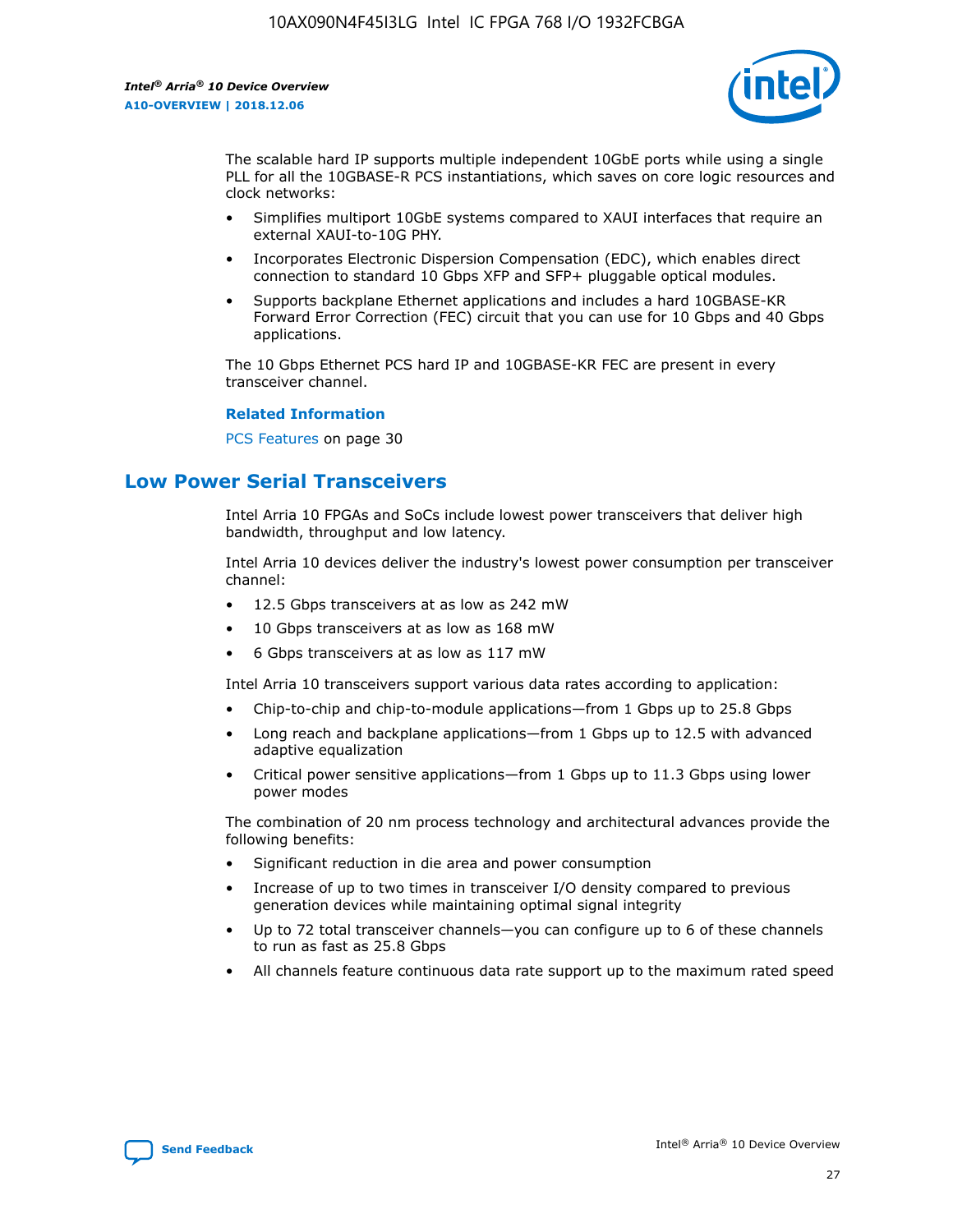The scalable hard IP supports multiple independent 10GbE ports while using a single PLL for all the 10GBASE-R PCS instantiations, which saves on core logic resources and clock networks:

- Simplifies multiport 10GbE systems compared to XAUI interfaces that require an external XAUI-to-10G PHY.
- Incorporates Electronic Dispersion Compensation (EDC), which enables direct connection to standard 10 Gbps XFP and SFP+ pluggable optical modules.
- Supports backplane Ethernet applications and includes a hard 10GBASE-KR Forward Error Correction (FEC) circuit that you can use for 10 Gbps and 40 Gbps applications.

The 10 Gbps Ethernet PCS hard IP and 10GBASE-KR FEC are present in every transceiver channel.

**Related Information**

PCS Features on page 30

## Low Power Serial Transceivers

Intel Arria 10 FPGAs and SoCs include lowest power transceivers that deliver high bandwidth, throughput and low latency.

Intel Arria 10 devices deliver the industry's lowest power consumption per transceiver channel:

- 12.5 Gbps transceivers at as low as 242 mW
- 10 Gbps transceivers at as low as 168 mW
- 6 Gbps transceivers at as low as 117 mW

Intel Arria 10 transceivers support various data rates according to application:

- Chip-to-chip and chip-to-module applications—from 1 Gbps up to 25.8 Gbps
- Long reach and backplane applications—from 1 Gbps up to 12.5 with advanced adaptive equalization
- Critical power sensitive applications—from 1 Gbps up to 11.3 Gbps using lower power modes

The combination of 20 nm process technology and architectural advances provide the following benefits:

- Significant reduction in die area and power consumption
- Increase of up to two times in transceiver I/O density compared to previous generation devices while maintaining optimal signal integrity
- Up to 72 total transceiver channels—you can configure up to 6 of these channels to run as fast as 25.8 Gbps
- All channels feature continuous data rate support up to the maximum rated speed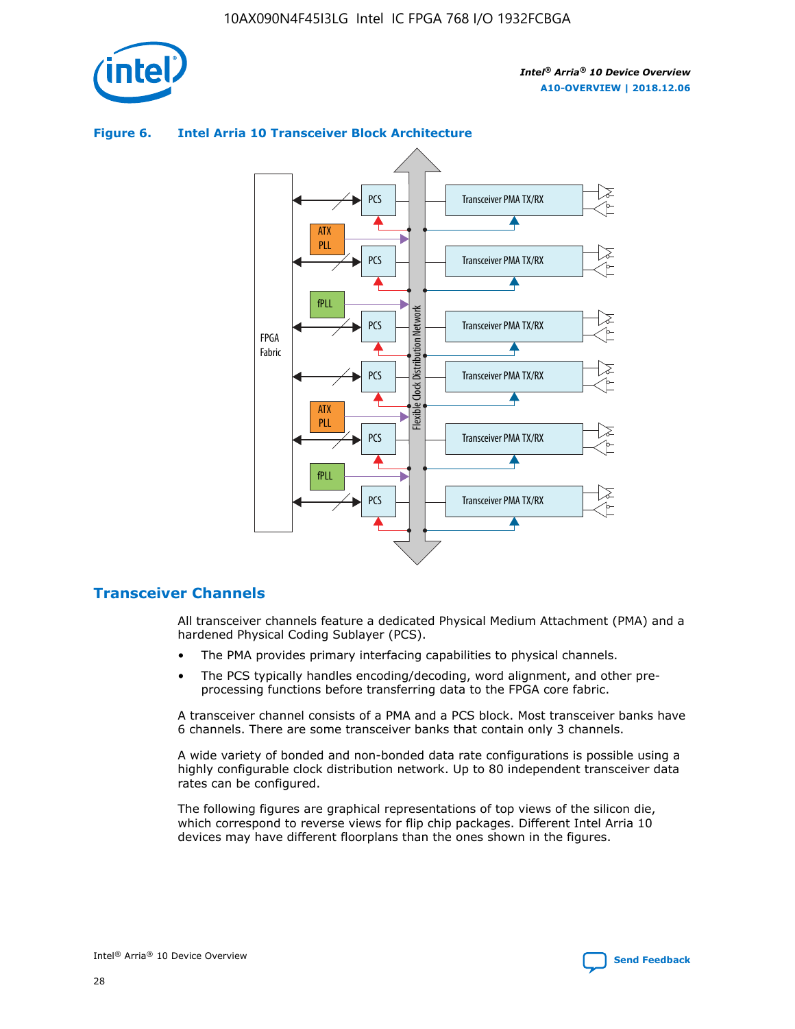**Figure 6. Intel Arria 10 Transceiver Block Architecture**

## Transceiver Channels

All transceiver channels feature a dedicated Physical Medium Attachment (PMA) and a hardened Physical Coding Sublayer (PCS).

- The PMA provides primary interfacing capabilities to physical channels.
- The PCS typically handles encoding/decoding, word alignment, and other pre-processing functions before transferring data to the FPGA core fabric.

A transceiver channel consists of a PMA and a PCS block. Most transceiver banks have 6 channels. There are some transceiver banks that contain only 3 channels.

A wide variety of bonded and non-bonded data rate configurations is possible using a highly configurable clock distribution network. Up to 80 independent transceiver data rates can be configured.

The following figures are graphical representations of top views of the silicon die, which correspond to reverse views for flip chip packages. Different Intel Arria 10 devices may have different floorplans than the ones shown in the figures.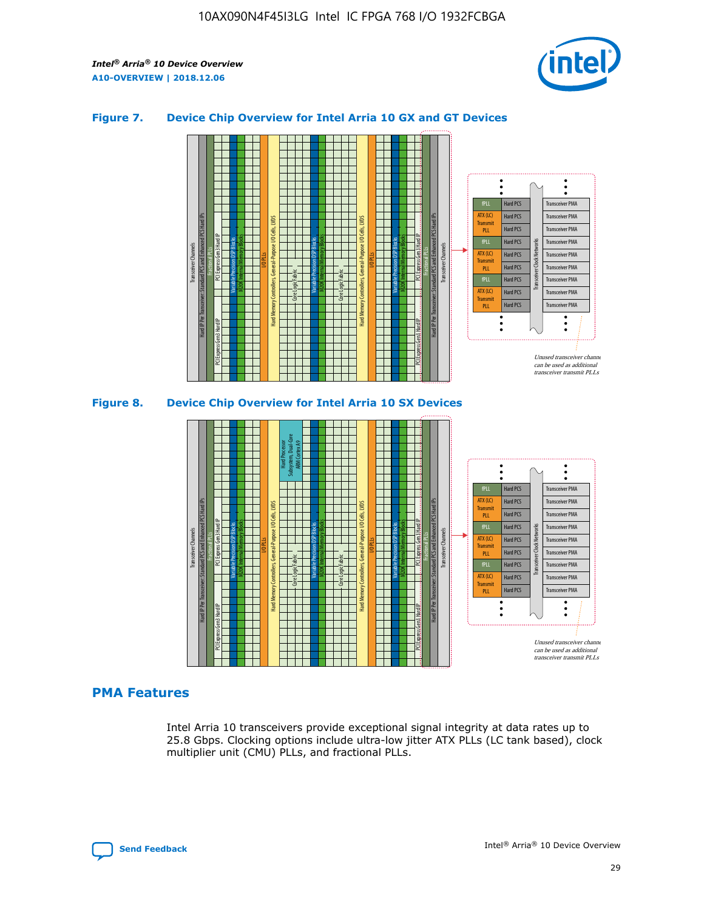**Figure 7. Device Chip Overview for Intel Arria 10 GX and GT Devices**

**Figure 8. Device Chip Overview for Intel Arria 10 SX Devices**

## PMA Features

Intel Arria 10 transceivers provide exceptional signal integrity at data rates up to 25.8 Gbps. Clocking options include ultra-low jitter ATX PLLs (LC tank based), clock multiplier unit (CMU) PLLs, and fractional PLLs.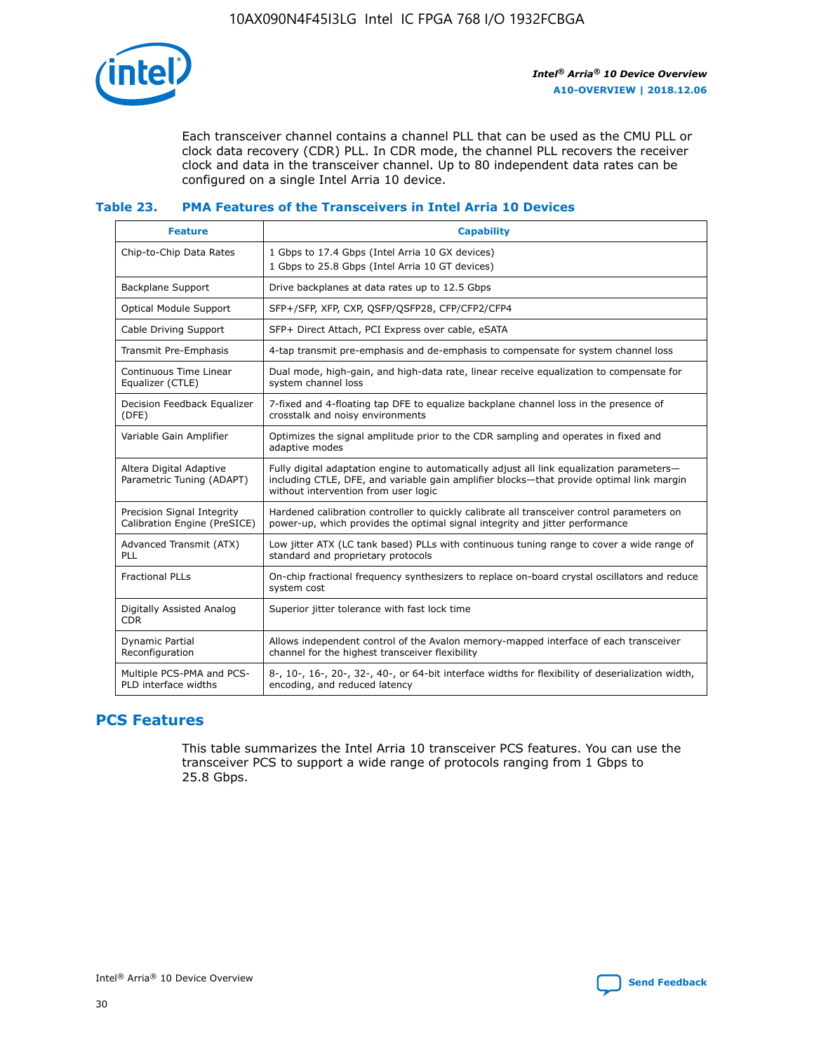Each transceiver channel contains a channel PLL that can be used as the CMU PLL or clock data recovery (CDR) PLL. In CDR mode, the channel PLL recovers the receiver clock and data in the transceiver channel. Up to 80 independent data rates can be configured on a single Intel Arria 10 device.

### Table 23. PMA Features of the Transceivers in Intel Arria 10 Devices

| Feature | Capability |
| --- | --- |
| Chip-to-Chip Data Rates | 1 Gbps to 17.4 Gbps (Intel Arria 10 GX devices)<br>1 Gbps to 25.8 Gbps (Intel Arria 10 GT devices) |
| Backplane Support | Drive backplanes at data rates up to 12.5 Gbps |
| Optical Module Support | SFP+/SFP, XFP, CXP, QSFP/QSFP28, CFP/CFP2/CFP4 |
| Cable Driving Support | SFP+ Direct Attach, PCI Express over cable, eSATA |
| Transmit Pre-Emphasis | 4-tap transmit pre-emphasis and de-emphasis to compensate for system channel loss |
| Continuous Time Linear Equalizer (CTLE) | Dual mode, high-gain, and high-data rate, linear receive equalization to compensate for system channel loss |
| Decision Feedback Equalizer (DFE) | 7-fixed and 4-floating tap DFE to equalize backplane channel loss in the presence of crosstalk and noisy environments |
| Variable Gain Amplifier | Optimizes the signal amplitude prior to the CDR sampling and operates in fixed and adaptive modes |
| Altera Digital Adaptive Parametric Tuning (ADAPT) | Fully digital adaptation engine to automatically adjust all link equalization parameters—including CTLE, DFE, and variable gain amplifier blocks—that provide optimal link margin without intervention from user logic |
| Precision Signal Integrity Calibration Engine (PreSICE) | Hardened calibration controller to quickly calibrate all transceiver control parameters on power-up, which provides the optimal signal integrity and jitter performance |
| Advanced Transmit (ATX) PLL | Low jitter ATX (LC tank based) PLLs with continuous tuning range to cover a wide range of standard and proprietary protocols |
| Fractional PLLs | On-chip fractional frequency synthesizers to replace on-board crystal oscillators and reduce system cost |
| Digitally Assisted Analog CDR | Superior jitter tolerance with fast lock time |
| Dynamic Partial Reconfiguration | Allows independent control of the Avalon memory-mapped interface of each transceiver channel for the highest transceiver flexibility |
| Multiple PCS-PMA and PCS-PLD interface widths | 8-, 10-, 16-, 20-, 32-, 40-, or 64-bit interface widths for flexibility of deserialization width, encoding, and reduced latency |

## PCS Features

This table summarizes the Intel Arria 10 transceiver PCS features. You can use the transceiver PCS to support a wide range of protocols ranging from 1 Gbps to 25.8 Gbps.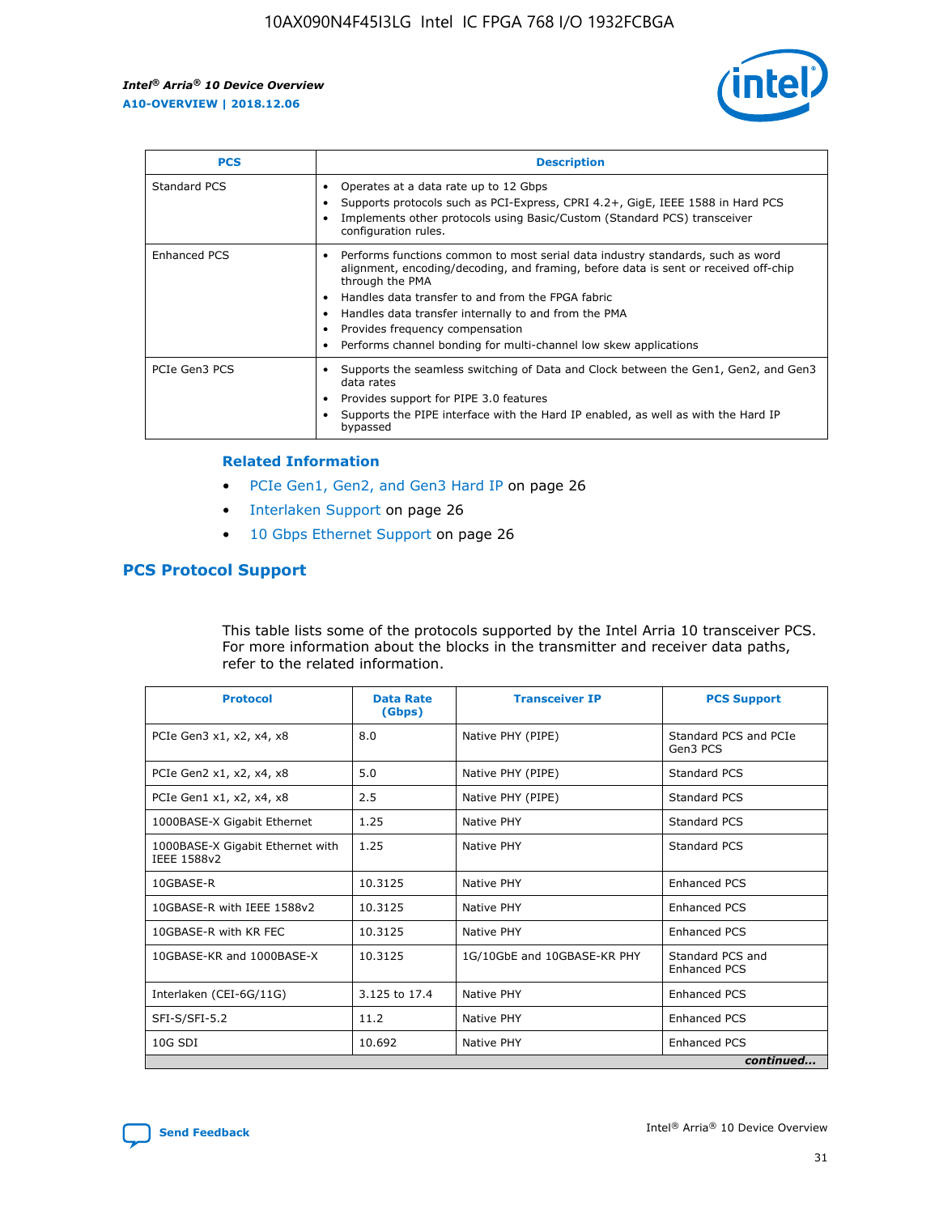| PCS | Description |
| --- | --- |
| Standard PCS | • Operates at a data rate up to 12 Gbps<br>• Supports protocols such as PCI-Express, CPRI 4.2+, GigE, IEEE 1588 in Hard PCS<br>• Implements other protocols using Basic/Custom (Standard PCS) transceiver configuration rules. |
| Enhanced PCS | • Performs functions common to most serial data industry standards, such as word alignment, encoding/decoding, and framing, before data is sent or received off-chip through the PMA<br>• Handles data transfer to and from the FPGA fabric<br>• Handles data transfer internally to and from the PMA<br>• Provides frequency compensation<br>• Performs channel bonding for multi-channel low skew applications |
| PCIe Gen3 PCS | • Supports the seamless switching of Data and Clock between the Gen1, Gen2, and Gen3 data rates<br>• Provides support for PIPE 3.0 features<br>• Supports the PIPE interface with the Hard IP enabled, as well as with the Hard IP bypassed |

### Related Information

- PCIe Gen1, Gen2, and Gen3 Hard IP on page 26
- Interlaken Support on page 26
- 10 Gbps Ethernet Support on page 26

## PCS Protocol Support

This table lists some of the protocols supported by the Intel Arria 10 transceiver PCS. For more information about the blocks in the transmitter and receiver data paths, refer to the related information.

| Protocol | Data Rate (Gbps) | Transceiver IP | PCS Support |
| --- | --- | --- | --- |
| PCIe Gen3 x1, x2, x4, x8 | 8.0 | Native PHY (PIPE) | Standard PCS and PCIe Gen3 PCS |
| PCIe Gen2 x1, x2, x4, x8 | 5.0 | Native PHY (PIPE) | Standard PCS |
| PCIe Gen1 x1, x2, x4, x8 | 2.5 | Native PHY (PIPE) | Standard PCS |
| 1000BASE-X Gigabit Ethernet | 1.25 | Native PHY | Standard PCS |
| 1000BASE-X Gigabit Ethernet with IEEE 1588v2 | 1.25 | Native PHY | Standard PCS |
| 10GBASE-R | 10.3125 | Native PHY | Enhanced PCS |
| 10GBASE-R with IEEE 1588v2 | 10.3125 | Native PHY | Enhanced PCS |
| 10GBASE-R with KR FEC | 10.3125 | Native PHY | Enhanced PCS |
| 10GBASE-KR and 1000BASE-X | 10.3125 | 1G/10GbE and 10GBASE-KR PHY | Standard PCS and Enhanced PCS |
| Interlaken (CEI-6G/11G) | 3.125 to 17.4 | Native PHY | Enhanced PCS |
| SFI-S/SFI-5.2 | 11.2 | Native PHY | Enhanced PCS |
| 10G SDI | 10.692 | Native PHY | Enhanced PCS |

*continued...*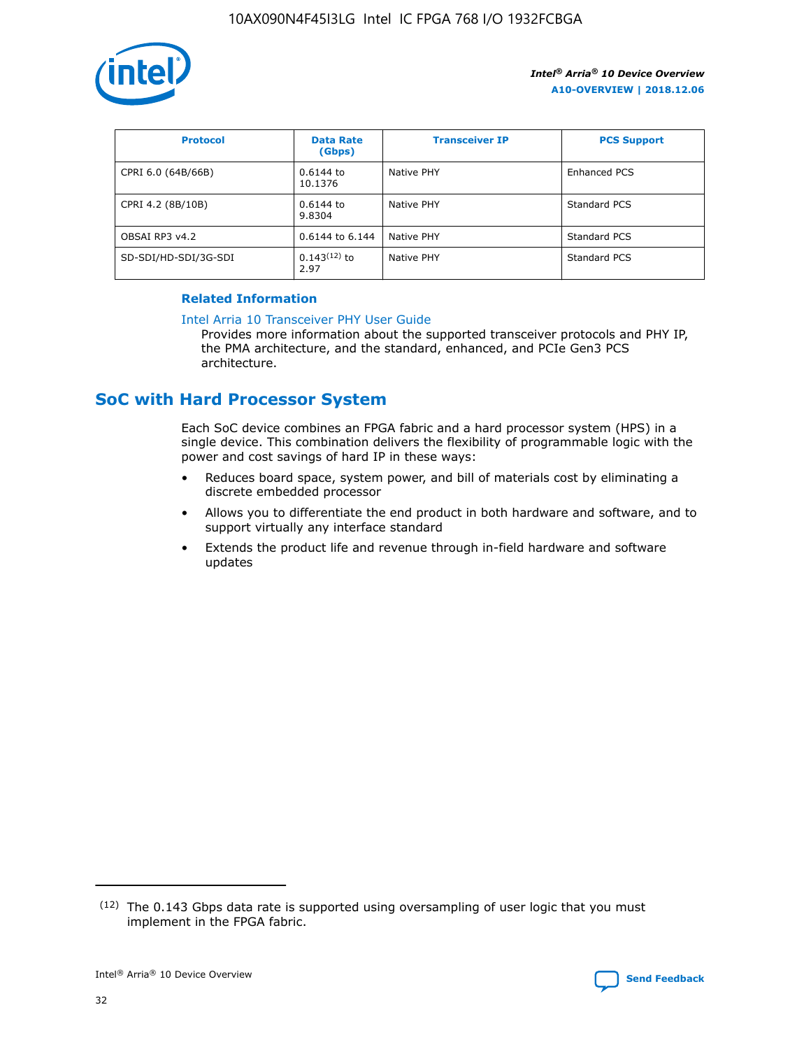| Protocol | Data Rate (Gbps) | Transceiver IP | PCS Support |
| --- | --- | --- | --- |
| CPRI 6.0 (64B/66B) | 0.6144 to 10.1376 | Native PHY | Enhanced PCS |
| CPRI 4.2 (8B/10B) | 0.6144 to 9.8304 | Native PHY | Standard PCS |
| OBSAI RP3 v4.2 | 0.6144 to 6.144 | Native PHY | Standard PCS |
| SD-SDI/HD-SDI/3G-SDI | 0.143[12] to 2.97 | Native PHY | Standard PCS |

**Related Information**

Intel Arria 10 Transceiver PHY User Guide
Provides more information about the supported transceiver protocols and PHY IP, the PMA architecture, and the standard, enhanced, and PCIe Gen3 PCS architecture.

## SoC with Hard Processor System

Each SoC device combines an FPGA fabric and a hard processor system (HPS) in a single device. This combination delivers the flexibility of programmable logic with the power and cost savings of hard IP in these ways:

- Reduces board space, system power, and bill of materials cost by eliminating a discrete embedded processor
- Allows you to differentiate the end product in both hardware and software, and to support virtually any interface standard
- Extends the product life and revenue through in-field hardware and software updates

(12) The 0.143 Gbps data rate is supported using oversampling of user logic that you must implement in the FPGA fabric.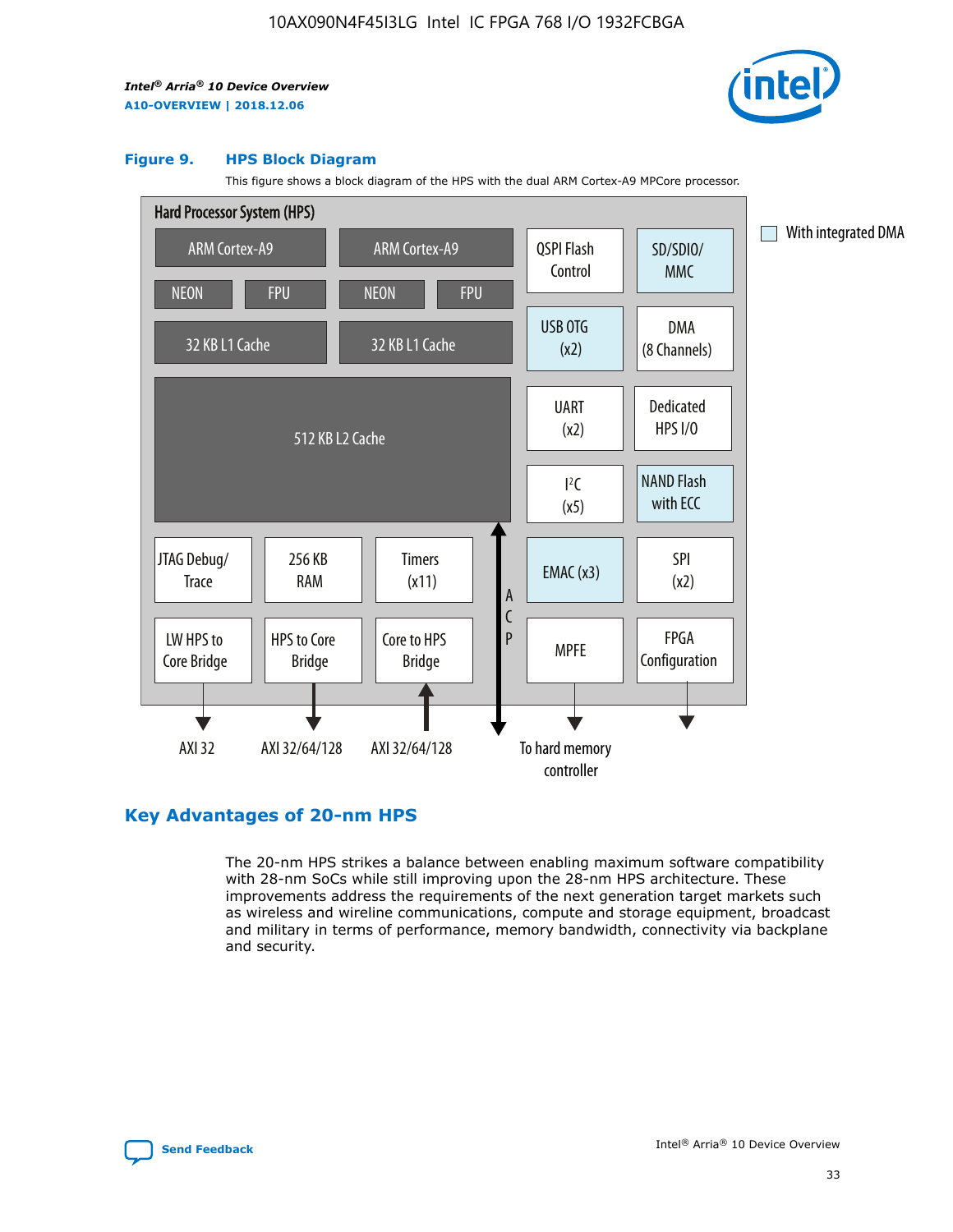## Figure 9. HPS Block Diagram

This figure shows a block diagram of the HPS with the dual ARM Cortex-A9 MPCore processor.

Hard Processor System (HPS)

ARM Cortex-A9 | ARM Cortex-A9 | QSPI Flash Control | SD/SDIO/MMC

NEON | FPU | NEON | FPU | USB OTG (x2) | DMA (8 Channels)

32 KB L1 Cache | 32 KB L1 Cache | UART (x2) | Dedicated HPS I/O

512 KB L2 Cache | I²C (x5) | NAND Flash with ECC

JTAG Debug/Trace | 256 KB RAM | Timers (x11) | ACP | EMAC (x3) | SPI (x2)

LW HPS to Core Bridge | HPS to Core Bridge | Core to HPS Bridge | MPFE | FPGA Configuration

AXI 32 | AXI 32/64/128 | AXI 32/64/128 | To hard memory controller

With integrated DMA

## Key Advantages of 20-nm HPS

The 20-nm HPS strikes a balance between enabling maximum software compatibility with 28-nm SoCs while still improving upon the 28-nm HPS architecture. These improvements address the requirements of the next generation target markets such as wireless and wireline communications, compute and storage equipment, broadcast and military in terms of performance, memory bandwidth, connectivity via backplane and security.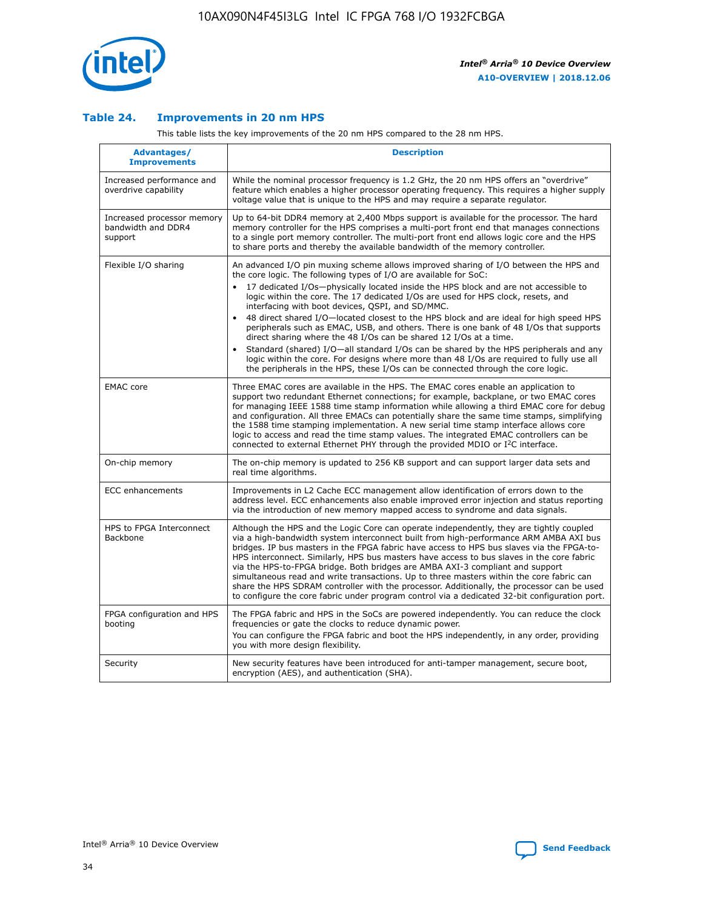## Table 24. Improvements in 20 nm HPS

This table lists the key improvements of the 20 nm HPS compared to the 28 nm HPS.

| Advantages/ Improvements | Description |
|---|---|
| Increased performance and overdrive capability | While the nominal processor frequency is 1.2 GHz, the 20 nm HPS offers an "overdrive" feature which enables a higher processor operating frequency. This requires a higher supply voltage value that is unique to the HPS and may require a separate regulator. |
| Increased processor memory bandwidth and DDR4 support | Up to 64-bit DDR4 memory at 2,400 Mbps support is available for the processor. The hard memory controller for the HPS comprises a multi-port front end that manages connections to a single port memory controller. The multi-port front end allows logic core and the HPS to share ports and thereby the available bandwidth of the memory controller. |
| Flexible I/O sharing | An advanced I/O pin muxing scheme allows improved sharing of I/O between the HPS and the core logic. The following types of I/O are available for SoC:<br>• 17 dedicated I/Os—physically located inside the HPS block and are not accessible to logic within the core. The 17 dedicated I/Os are used for HPS clock, resets, and interfacing with boot devices, QSPI, and SD/MMC.<br>• 48 direct shared I/O—located closest to the HPS block and are ideal for high speed HPS peripherals such as EMAC, USB, and others. There is one bank of 48 I/Os that supports direct sharing where the 48 I/Os can be shared 12 I/Os at a time.<br>• Standard (shared) I/O—all standard I/Os can be shared by the HPS peripherals and any logic within the core. For designs where more than 48 I/Os are required to fully use all the peripherals in the HPS, these I/Os can be connected through the core logic. |
| EMAC core | Three EMAC cores are available in the HPS. The EMAC cores enable an application to support two redundant Ethernet connections; for example, backplane, or two EMAC cores for managing IEEE 1588 time stamp information while allowing a third EMAC core for debug and configuration. All three EMACs can potentially share the same time stamps, simplifying the 1588 time stamping implementation. A new serial time stamp interface allows core logic to access and read the time stamp values. The integrated EMAC controllers can be connected to external Ethernet PHY through the provided MDIO or I²C interface. |
| On-chip memory | The on-chip memory is updated to 256 KB support and can support larger data sets and real time algorithms. |
| ECC enhancements | Improvements in L2 Cache ECC management allow identification of errors down to the address level. ECC enhancements also enable improved error injection and status reporting via the introduction of new memory mapped access to syndrome and data signals. |
| HPS to FPGA Interconnect Backbone | Although the HPS and the Logic Core can operate independently, they are tightly coupled via a high-bandwidth system interconnect built from high-performance ARM AMBA AXI bus bridges. IP bus masters in the FPGA fabric have access to HPS bus slaves via the FPGA-to-HPS interconnect. Similarly, HPS bus masters have access to bus slaves in the core fabric via the HPS-to-FPGA bridge. Both bridges are AMBA AXI-3 compliant and support simultaneous read and write transactions. Up to three masters within the core fabric can share the HPS SDRAM controller with the processor. Additionally, the processor can be used to configure the core fabric under program control via a dedicated 32-bit configuration port. |
| FPGA configuration and HPS booting | The FPGA fabric and HPS in the SoCs are powered independently. You can reduce the clock frequencies or gate the clocks to reduce dynamic power.<br>You can configure the FPGA fabric and boot the HPS independently, in any order, providing you with more design flexibility. |
| Security | New security features have been introduced for anti-tamper management, secure boot, encryption (AES), and authentication (SHA). |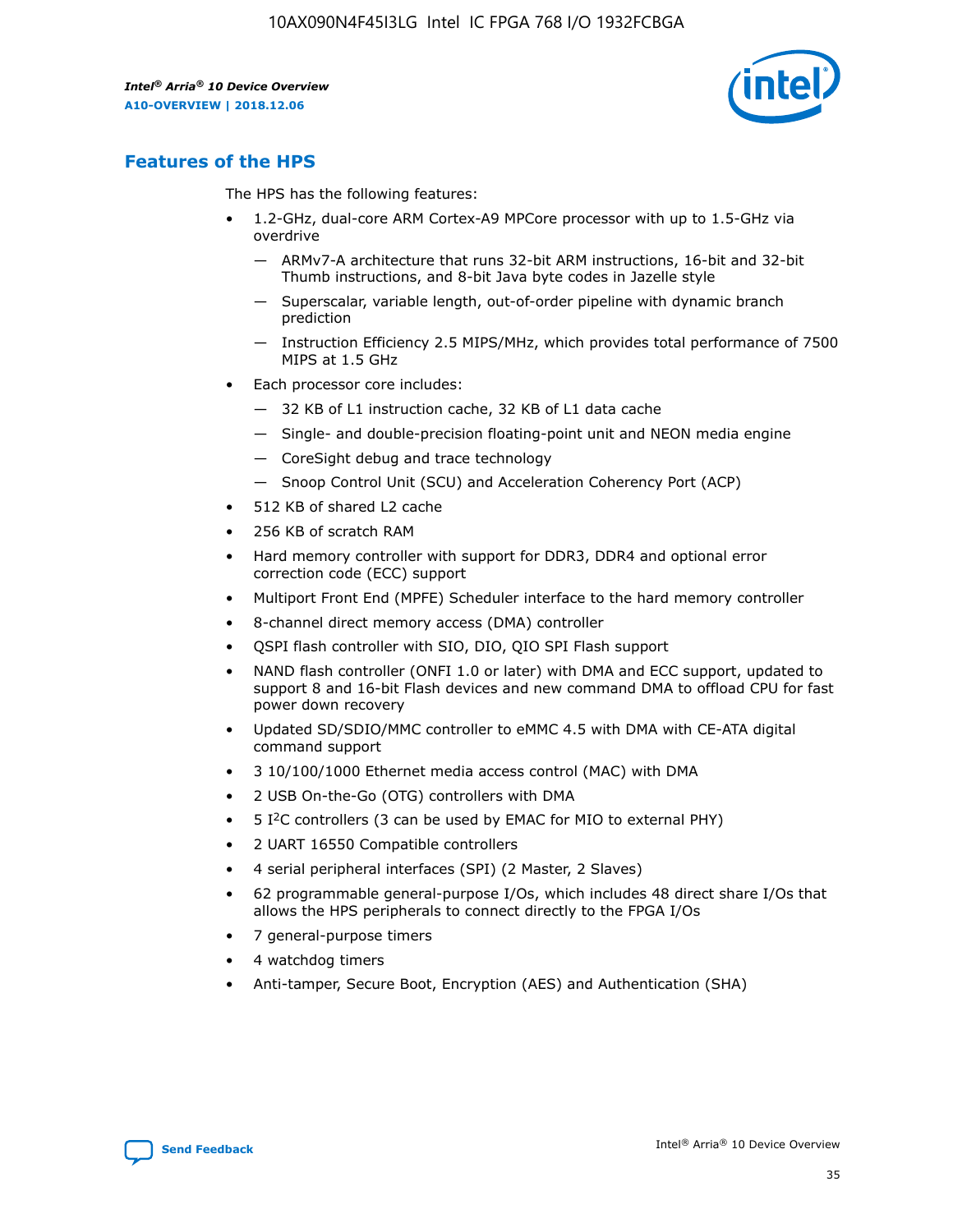## Features of the HPS

The HPS has the following features:

- 1.2-GHz, dual-core ARM Cortex-A9 MPCore processor with up to 1.5-GHz via overdrive
    - — ARMv7-A architecture that runs 32-bit ARM instructions, 16-bit and 32-bit Thumb instructions, and 8-bit Java byte codes in Jazelle style
    - — Superscalar, variable length, out-of-order pipeline with dynamic branch prediction
    - — Instruction Efficiency 2.5 MIPS/MHz, which provides total performance of 7500 MIPS at 1.5 GHz
- Each processor core includes:
    - — 32 KB of L1 instruction cache, 32 KB of L1 data cache
    - — Single- and double-precision floating-point unit and NEON media engine
    - — CoreSight debug and trace technology
    - — Snoop Control Unit (SCU) and Acceleration Coherency Port (ACP)
- 512 KB of shared L2 cache
- 256 KB of scratch RAM
- Hard memory controller with support for DDR3, DDR4 and optional error correction code (ECC) support
- Multiport Front End (MPFE) Scheduler interface to the hard memory controller
- 8-channel direct memory access (DMA) controller
- QSPI flash controller with SIO, DIO, QIO SPI Flash support
- NAND flash controller (ONFI 1.0 or later) with DMA and ECC support, updated to support 8 and 16-bit Flash devices and new command DMA to offload CPU for fast power down recovery
- Updated SD/SDIO/MMC controller to eMMC 4.5 with DMA with CE-ATA digital command support
- 3 10/100/1000 Ethernet media access control (MAC) with DMA
- 2 USB On-the-Go (OTG) controllers with DMA
- 5 I²C controllers (3 can be used by EMAC for MIO to external PHY)
- 2 UART 16550 Compatible controllers
- 4 serial peripheral interfaces (SPI) (2 Master, 2 Slaves)
- 62 programmable general-purpose I/Os, which includes 48 direct share I/Os that allows the HPS peripherals to connect directly to the FPGA I/Os
- 7 general-purpose timers
- 4 watchdog timers
- Anti-tamper, Secure Boot, Encryption (AES) and Authentication (SHA)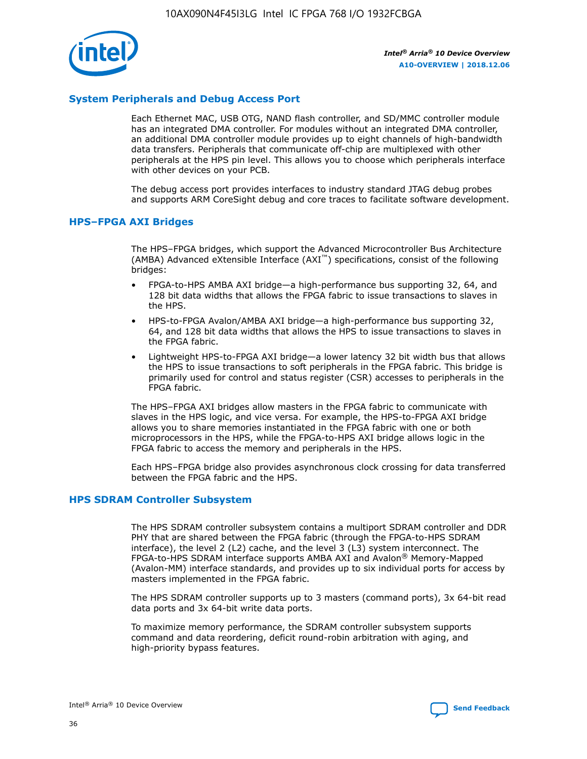## System Peripherals and Debug Access Port

Each Ethernet MAC, USB OTG, NAND flash controller, and SD/MMC controller module has an integrated DMA controller. For modules without an integrated DMA controller, an additional DMA controller module provides up to eight channels of high-bandwidth data transfers. Peripherals that communicate off-chip are multiplexed with other peripherals at the HPS pin level. This allows you to choose which peripherals interface with other devices on your PCB.

The debug access port provides interfaces to industry standard JTAG debug probes and supports ARM CoreSight debug and core traces to facilitate software development.

## HPS–FPGA AXI Bridges

The HPS–FPGA bridges, which support the Advanced Microcontroller Bus Architecture (AMBA) Advanced eXtensible Interface (AXI™) specifications, consist of the following bridges:

- FPGA-to-HPS AMBA AXI bridge—a high-performance bus supporting 32, 64, and 128 bit data widths that allows the FPGA fabric to issue transactions to slaves in the HPS.
- HPS-to-FPGA Avalon/AMBA AXI bridge—a high-performance bus supporting 32, 64, and 128 bit data widths that allows the HPS to issue transactions to slaves in the FPGA fabric.
- Lightweight HPS-to-FPGA AXI bridge—a lower latency 32 bit width bus that allows the HPS to issue transactions to soft peripherals in the FPGA fabric. This bridge is primarily used for control and status register (CSR) accesses to peripherals in the FPGA fabric.

The HPS–FPGA AXI bridges allow masters in the FPGA fabric to communicate with slaves in the HPS logic, and vice versa. For example, the HPS-to-FPGA AXI bridge allows you to share memories instantiated in the FPGA fabric with one or both microprocessors in the HPS, while the FPGA-to-HPS AXI bridge allows logic in the FPGA fabric to access the memory and peripherals in the HPS.

Each HPS–FPGA bridge also provides asynchronous clock crossing for data transferred between the FPGA fabric and the HPS.

## HPS SDRAM Controller Subsystem

The HPS SDRAM controller subsystem contains a multiport SDRAM controller and DDR PHY that are shared between the FPGA fabric (through the FPGA-to-HPS SDRAM interface), the level 2 (L2) cache, and the level 3 (L3) system interconnect. The FPGA-to-HPS SDRAM interface supports AMBA AXI and Avalon® Memory-Mapped (Avalon-MM) interface standards, and provides up to six individual ports for access by masters implemented in the FPGA fabric.

The HPS SDRAM controller supports up to 3 masters (command ports), 3x 64-bit read data ports and 3x 64-bit write data ports.

To maximize memory performance, the SDRAM controller subsystem supports command and data reordering, deficit round-robin arbitration with aging, and high-priority bypass features.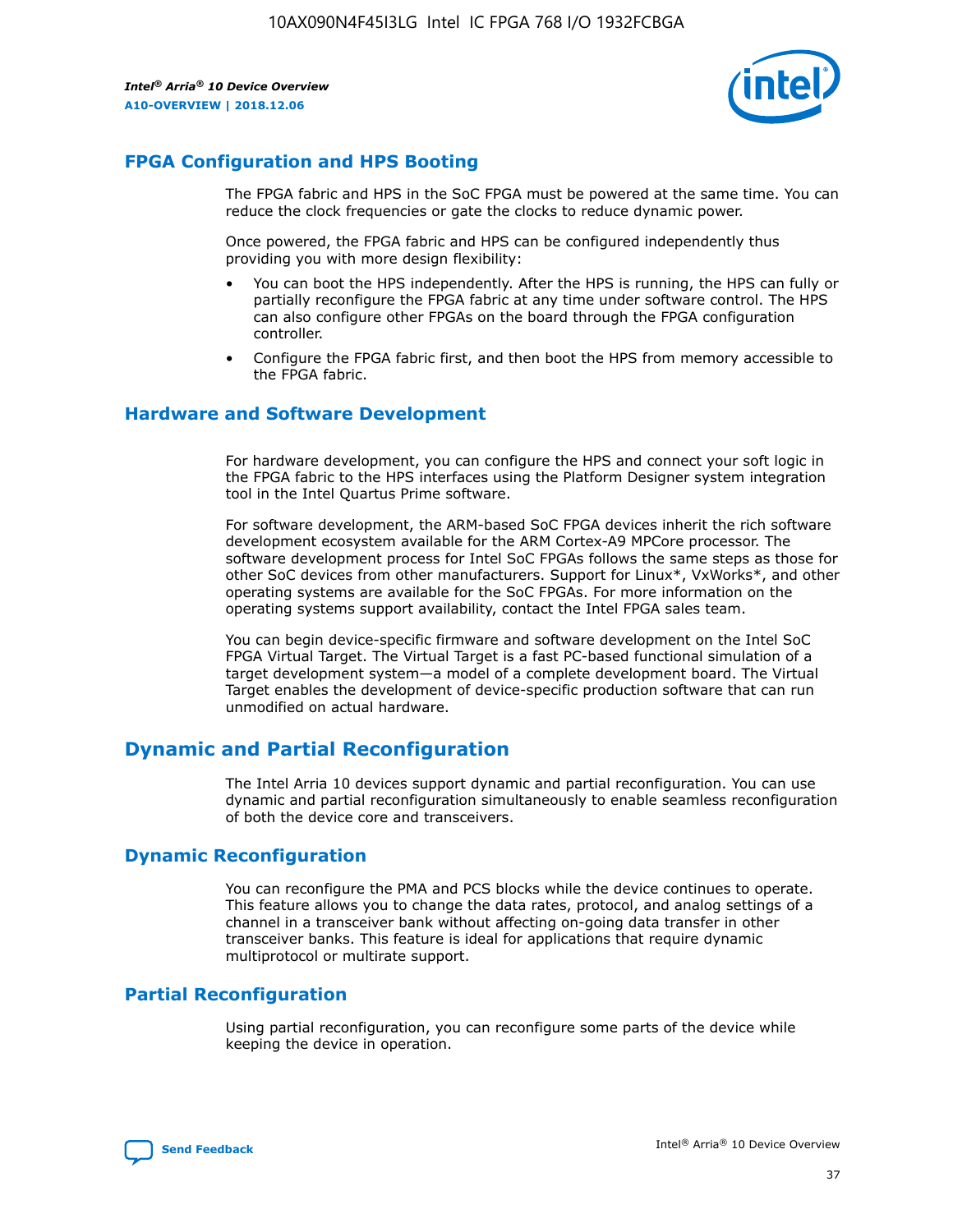## FPGA Configuration and HPS Booting

The FPGA fabric and HPS in the SoC FPGA must be powered at the same time. You can reduce the clock frequencies or gate the clocks to reduce dynamic power.

Once powered, the FPGA fabric and HPS can be configured independently thus providing you with more design flexibility:

- You can boot the HPS independently. After the HPS is running, the HPS can fully or partially reconfigure the FPGA fabric at any time under software control. The HPS can also configure other FPGAs on the board through the FPGA configuration controller.
- Configure the FPGA fabric first, and then boot the HPS from memory accessible to the FPGA fabric.

## Hardware and Software Development

For hardware development, you can configure the HPS and connect your soft logic in the FPGA fabric to the HPS interfaces using the Platform Designer system integration tool in the Intel Quartus Prime software.

For software development, the ARM-based SoC FPGA devices inherit the rich software development ecosystem available for the ARM Cortex-A9 MPCore processor. The software development process for Intel SoC FPGAs follows the same steps as those for other SoC devices from other manufacturers. Support for Linux*, VxWorks*, and other operating systems are available for the SoC FPGAs. For more information on the operating systems support availability, contact the Intel FPGA sales team.

You can begin device-specific firmware and software development on the Intel SoC FPGA Virtual Target. The Virtual Target is a fast PC-based functional simulation of a target development system—a model of a complete development board. The Virtual Target enables the development of device-specific production software that can run unmodified on actual hardware.

# Dynamic and Partial Reconfiguration

The Intel Arria 10 devices support dynamic and partial reconfiguration. You can use dynamic and partial reconfiguration simultaneously to enable seamless reconfiguration of both the device core and transceivers.

## Dynamic Reconfiguration

You can reconfigure the PMA and PCS blocks while the device continues to operate. This feature allows you to change the data rates, protocol, and analog settings of a channel in a transceiver bank without affecting on-going data transfer in other transceiver banks. This feature is ideal for applications that require dynamic multiprotocol or multirate support.

## Partial Reconfiguration

Using partial reconfiguration, you can reconfigure some parts of the device while keeping the device in operation.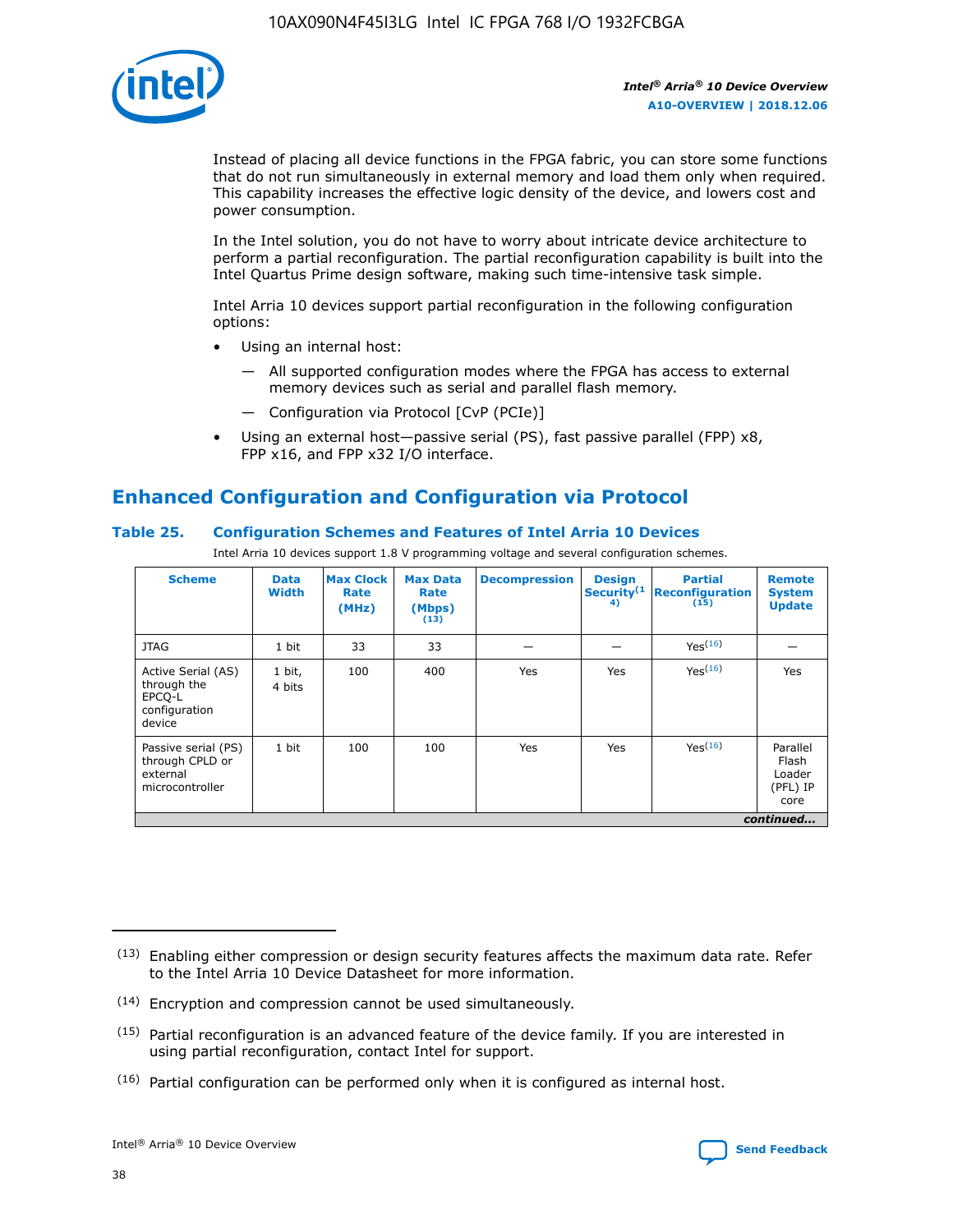Instead of placing all device functions in the FPGA fabric, you can store some functions that do not run simultaneously in external memory and load them only when required. This capability increases the effective logic density of the device, and lowers cost and power consumption.

In the Intel solution, you do not have to worry about intricate device architecture to perform a partial reconfiguration. The partial reconfiguration capability is built into the Intel Quartus Prime design software, making such time-intensive task simple.

Intel Arria 10 devices support partial reconfiguration in the following configuration options:

- Using an internal host:
  - — All supported configuration modes where the FPGA has access to external memory devices such as serial and parallel flash memory.
  - — Configuration via Protocol [CvP (PCIe)]
- Using an external host—passive serial (PS), fast passive parallel (FPP) x8, FPP x16, and FPP x32 I/O interface.

## Enhanced Configuration and Configuration via Protocol

### Table 25. Configuration Schemes and Features of Intel Arria 10 Devices

Intel Arria 10 devices support 1.8 V programming voltage and several configuration schemes.

| Scheme | Data Width | Max Clock Rate (MHz) | Max Data Rate (Mbps) (13) | Decompression | Design Security(14) | Partial Reconfiguration (15) | Remote System Update |
|---|---|---|---|---|---|---|---|
| JTAG | 1 bit | 33 | 33 | — | — | Yes(16) | — |
| Active Serial (AS) through the EPCQ-L configuration device | 1 bit, 4 bits | 100 | 400 | Yes | Yes | Yes(16) | Yes |
| Passive serial (PS) through CPLD or external microcontroller | 1 bit | 100 | 100 | Yes | Yes | Yes(16) | Parallel Flash Loader (PFL) IP core |

*continued...*

(13) Enabling either compression or design security features affects the maximum data rate. Refer to the Intel Arria 10 Device Datasheet for more information.

(14) Encryption and compression cannot be used simultaneously.

(15) Partial reconfiguration is an advanced feature of the device family. If you are interested in using partial reconfiguration, contact Intel for support.

(16) Partial configuration can be performed only when it is configured as internal host.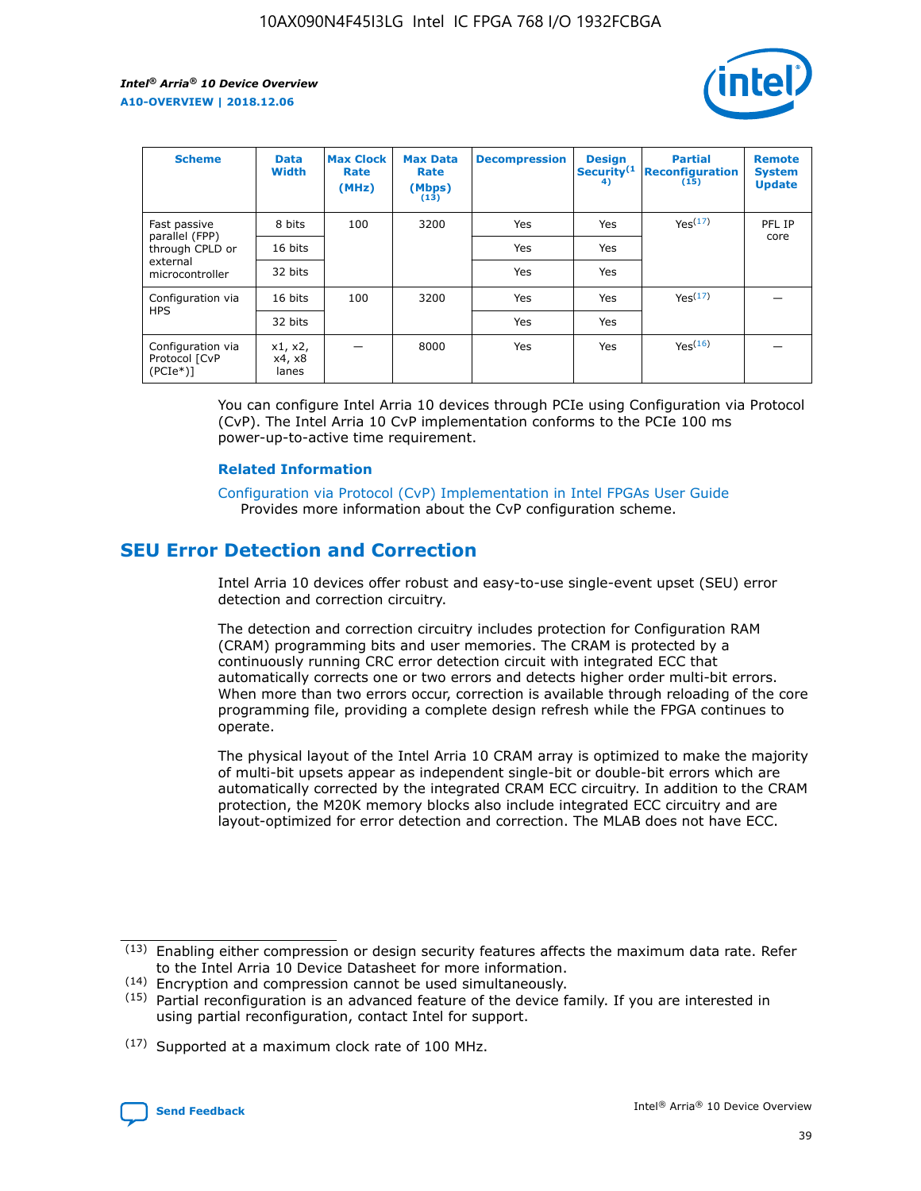| Scheme | Data Width | Max Clock Rate (MHz) | Max Data Rate (Mbps) (13) | Decompression | Design Security(14) | Partial Reconfiguration (15) | Remote System Update |
| --- | --- | --- | --- | --- | --- | --- | --- |
| Fast passive parallel (FPP) through CPLD or external microcontroller | 8 bits | 100 | 3200 | Yes | Yes | Yes(17) | PFL IP core |
| | 16 bits | | | Yes | Yes | | |
| | 32 bits | | | Yes | Yes | | |
| Configuration via HPS | 16 bits | 100 | 3200 | Yes | Yes | Yes(17) | — |
| | 32 bits | | | Yes | Yes | | |
| Configuration via Protocol [CvP (PCIe*)] | x1, x2, x4, x8 lanes | — | 8000 | Yes | Yes | Yes(16) | — |

You can configure Intel Arria 10 devices through PCIe using Configuration via Protocol (CvP). The Intel Arria 10 CvP implementation conforms to the PCIe 100 ms power-up-to-active time requirement.

### Related Information

Configuration via Protocol (CvP) Implementation in Intel FPGAs User Guide
Provides more information about the CvP configuration scheme.

## SEU Error Detection and Correction

Intel Arria 10 devices offer robust and easy-to-use single-event upset (SEU) error detection and correction circuitry.

The detection and correction circuitry includes protection for Configuration RAM (CRAM) programming bits and user memories. The CRAM is protected by a continuously running CRC error detection circuit with integrated ECC that automatically corrects one or two errors and detects higher order multi-bit errors. When more than two errors occur, correction is available through reloading of the core programming file, providing a complete design refresh while the FPGA continues to operate.

The physical layout of the Intel Arria 10 CRAM array is optimized to make the majority of multi-bit upsets appear as independent single-bit or double-bit errors which are automatically corrected by the integrated CRAM ECC circuitry. In addition to the CRAM protection, the M20K memory blocks also include integrated ECC circuitry and are layout-optimized for error detection and correction. The MLAB does not have ECC.

(13) Enabling either compression or design security features affects the maximum data rate. Refer to the Intel Arria 10 Device Datasheet for more information.

(14) Encryption and compression cannot be used simultaneously.

(15) Partial reconfiguration is an advanced feature of the device family. If you are interested in using partial reconfiguration, contact Intel for support.

(17) Supported at a maximum clock rate of 100 MHz.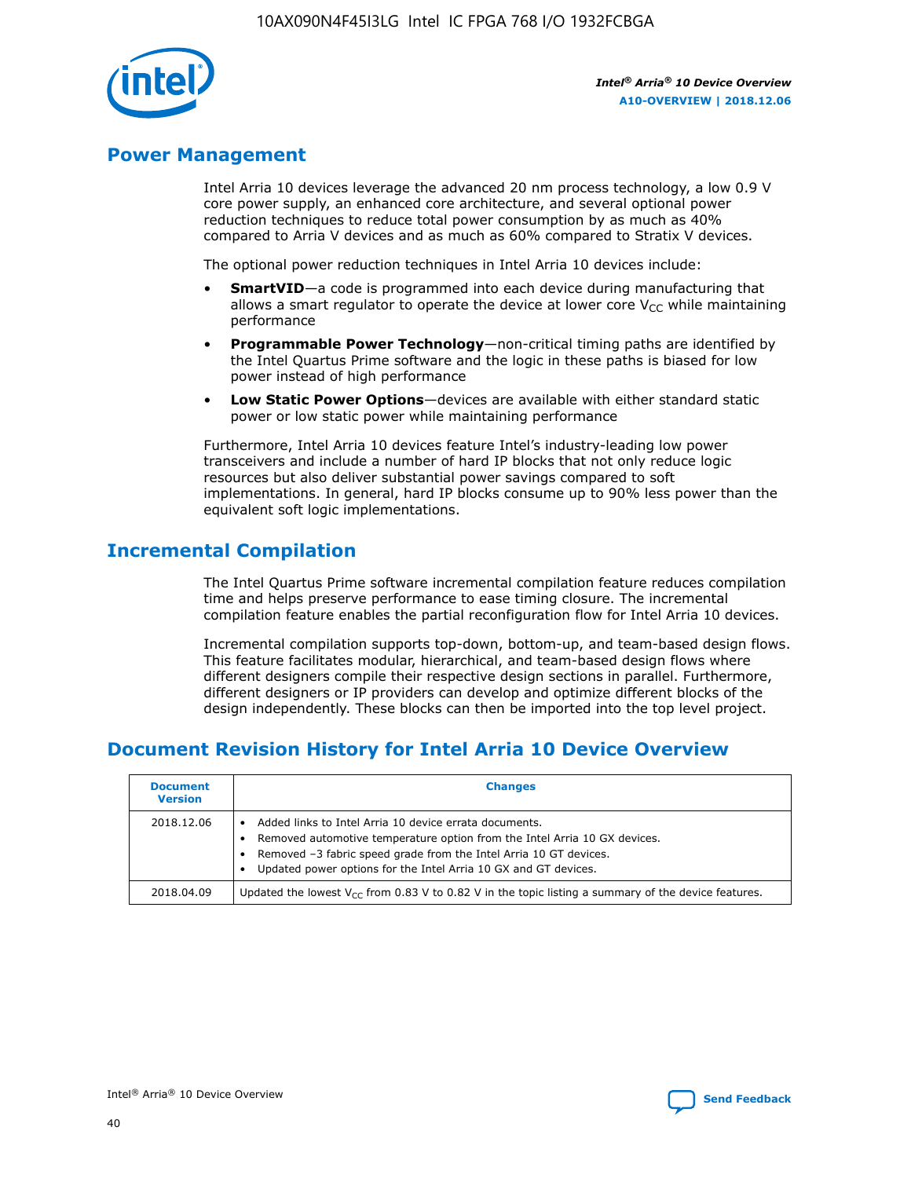## Power Management

Intel Arria 10 devices leverage the advanced 20 nm process technology, a low 0.9 V core power supply, an enhanced core architecture, and several optional power reduction techniques to reduce total power consumption by as much as 40% compared to Arria V devices and as much as 60% compared to Stratix V devices.

The optional power reduction techniques in Intel Arria 10 devices include:

- **SmartVID**—a code is programmed into each device during manufacturing that allows a smart regulator to operate the device at lower core $V_{CC}$ while maintaining performance
- **Programmable Power Technology**—non-critical timing paths are identified by the Intel Quartus Prime software and the logic in these paths is biased for low power instead of high performance
- **Low Static Power Options**—devices are available with either standard static power or low static power while maintaining performance

Furthermore, Intel Arria 10 devices feature Intel's industry-leading low power transceivers and include a number of hard IP blocks that not only reduce logic resources but also deliver substantial power savings compared to soft implementations. In general, hard IP blocks consume up to 90% less power than the equivalent soft logic implementations.

## Incremental Compilation

The Intel Quartus Prime software incremental compilation feature reduces compilation time and helps preserve performance to ease timing closure. The incremental compilation feature enables the partial reconfiguration flow for Intel Arria 10 devices.

Incremental compilation supports top-down, bottom-up, and team-based design flows. This feature facilitates modular, hierarchical, and team-based design flows where different designers compile their respective design sections in parallel. Furthermore, different designers or IP providers can develop and optimize different blocks of the design independently. These blocks can then be imported into the top level project.

## Document Revision History for Intel Arria 10 Device Overview

| Document Version | Changes |
|---|---|
| 2018.12.06 | • Added links to Intel Arria 10 device errata documents.<br>• Removed automotive temperature option from the Intel Arria 10 GX devices.<br>• Removed –3 fabric speed grade from the Intel Arria 10 GT devices.<br>• Updated power options for the Intel Arria 10 GX and GT devices. |
| 2018.04.09 | Updated the lowest $V_{CC}$ from 0.83 V to 0.82 V in the topic listing a summary of the device features. |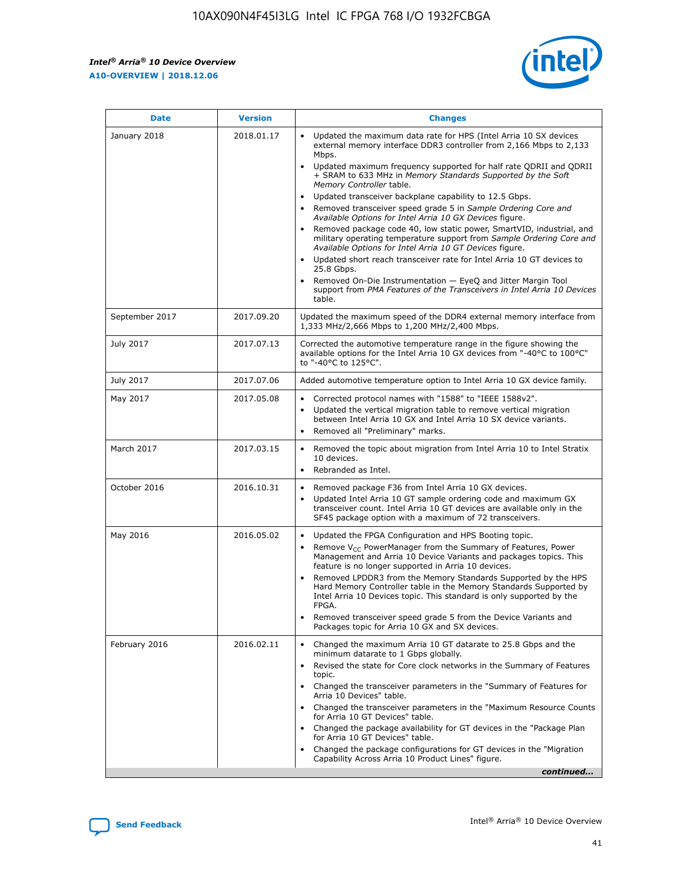| Date | Version | Changes |
| --- | --- | --- |
| January 2018 | 2018.01.17 | • Updated the maximum data rate for HPS (Intel Arria 10 SX devices external memory interface DDR3 controller from 2,166 Mbps to 2,133 Mbps.<br>• Updated maximum frequency supported for half rate QDRII and QDRII + SRAM to 633 MHz in *Memory Standards Supported by the Soft Memory Controller* table.<br>• Updated transceiver backplane capability to 12.5 Gbps.<br>• Removed transceiver speed grade 5 in *Sample Ordering Core and Available Options for Intel Arria 10 GX Devices* figure.<br>• Removed package code 40, low static power, SmartVID, industrial, and military operating temperature support from *Sample Ordering Core and Available Options for Intel Arria 10 GT Devices* figure.<br>• Updated short reach transceiver rate for Intel Arria 10 GT devices to 25.8 Gbps.<br>• Removed On-Die Instrumentation — EyeQ and Jitter Margin Tool support from *PMA Features of the Transceivers in Intel Arria 10 Devices* table. |
| September 2017 | 2017.09.20 | Updated the maximum speed of the DDR4 external memory interface from 1,333 MHz/2,666 Mbps to 1,200 MHz/2,400 Mbps. |
| July 2017 | 2017.07.13 | Corrected the automotive temperature range in the figure showing the available options for the Intel Arria 10 GX devices from "-40°C to 100°C" to "-40°C to 125°C". |
| July 2017 | 2017.07.06 | Added automotive temperature option to Intel Arria 10 GX device family. |
| May 2017 | 2017.05.08 | • Corrected protocol names with "1588" to "IEEE 1588v2".<br>• Updated the vertical migration table to remove vertical migration between Intel Arria 10 GX and Intel Arria 10 SX device variants.<br>• Removed all "Preliminary" marks. |
| March 2017 | 2017.03.15 | • Removed the topic about migration from Intel Arria 10 to Intel Stratix 10 devices.<br>• Rebranded as Intel. |
| October 2016 | 2016.10.31 | • Removed package F36 from Intel Arria 10 GX devices.<br>• Updated Intel Arria 10 GT sample ordering code and maximum GX transceiver count. Intel Arria 10 GT devices are available only in the SF45 package option with a maximum of 72 transceivers. |
| May 2016 | 2016.05.02 | • Updated the FPGA Configuration and HPS Booting topic.<br>• Remove $V_{CC}$ PowerManager from the Summary of Features, Power Management and Arria 10 Device Variants and packages topics. This feature is no longer supported in Arria 10 devices.<br>• Removed LPDDR3 from the Memory Standards Supported by the HPS Hard Memory Controller table in the Memory Standards Supported by Intel Arria 10 Devices topic. This standard is only supported by the FPGA.<br>• Removed transceiver speed grade 5 from the Device Variants and Packages topic for Arria 10 GX and SX devices. |
| February 2016 | 2016.02.11 | • Changed the maximum Arria 10 GT datarate to 25.8 Gbps and the minimum datarate to 1 Gbps globally.<br>• Revised the state for Core clock networks in the Summary of Features topic.<br>• Changed the transceiver parameters in the "Summary of Features for Arria 10 Devices" table.<br>• Changed the transceiver parameters in the "Maximum Resource Counts for Arria 10 GT Devices" table.<br>• Changed the package availability for GT devices in the "Package Plan for Arria 10 GT Devices" table.<br>• Changed the package configurations for GT devices in the "Migration Capability Across Arria 10 Product Lines" figure. |

*continued...*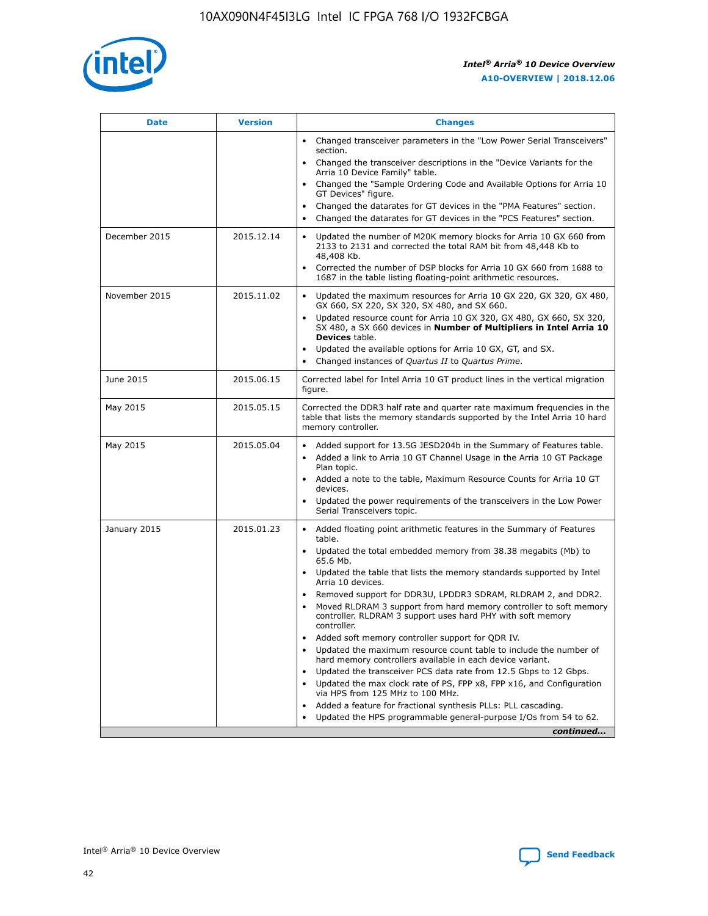| Date | Version | Changes |
| --- | --- | --- |
| | | • Changed transceiver parameters in the "Low Power Serial Transceivers" section.<br>• Changed the transceiver descriptions in the "Device Variants for the Arria 10 Device Family" table.<br>• Changed the "Sample Ordering Code and Available Options for Arria 10 GT Devices" figure.<br>• Changed the datarates for GT devices in the "PMA Features" section.<br>• Changed the datarates for GT devices in the "PCS Features" section. |
| December 2015 | 2015.12.14 | • Updated the number of M20K memory blocks for Arria 10 GX 660 from 2133 to 2131 and corrected the total RAM bit from 48,448 Kb to 48,408 Kb.<br>• Corrected the number of DSP blocks for Arria 10 GX 660 from 1688 to 1687 in the table listing floating-point arithmetic resources. |
| November 2015 | 2015.11.02 | • Updated the maximum resources for Arria 10 GX 220, GX 320, GX 480, GX 660, SX 220, SX 320, SX 480, and SX 660.<br>• Updated resource count for Arria 10 GX 320, GX 480, GX 660, SX 320, SX 480, a SX 660 devices in **Number of Multipliers in Intel Arria 10 Devices** table.<br>• Updated the available options for Arria 10 GX, GT, and SX.<br>• Changed instances of *Quartus II* to *Quartus Prime*. |
| June 2015 | 2015.06.15 | Corrected label for Intel Arria 10 GT product lines in the vertical migration figure. |
| May 2015 | 2015.05.15 | Corrected the DDR3 half rate and quarter rate maximum frequencies in the table that lists the memory standards supported by the Intel Arria 10 hard memory controller. |
| May 2015 | 2015.05.04 | • Added support for 13.5G JESD204b in the Summary of Features table.<br>• Added a link to Arria 10 GT Channel Usage in the Arria 10 GT Package Plan topic.<br>• Added a note to the table, Maximum Resource Counts for Arria 10 GT devices.<br>• Updated the power requirements of the transceivers in the Low Power Serial Transceivers topic. |
| January 2015 | 2015.01.23 | • Added floating point arithmetic features in the Summary of Features table.<br>• Updated the total embedded memory from 38.38 megabits (Mb) to 65.6 Mb.<br>• Updated the table that lists the memory standards supported by Intel Arria 10 devices.<br>• Removed support for DDR3U, LPDDR3 SDRAM, RLDRAM 2, and DDR2.<br>• Moved RLDRAM 3 support from hard memory controller to soft memory controller. RLDRAM 3 support uses hard PHY with soft memory controller.<br>• Added soft memory controller support for QDR IV.<br>• Updated the maximum resource count table to include the number of hard memory controllers available in each device variant.<br>• Updated the transceiver PCS data rate from 12.5 Gbps to 12 Gbps.<br>• Updated the max clock rate of PS, FPP x8, FPP x16, and Configuration via HPS from 125 MHz to 100 MHz.<br>• Added a feature for fractional synthesis PLLs: PLL cascading.<br>• Updated the HPS programmable general-purpose I/Os from 54 to 62. |

*continued...*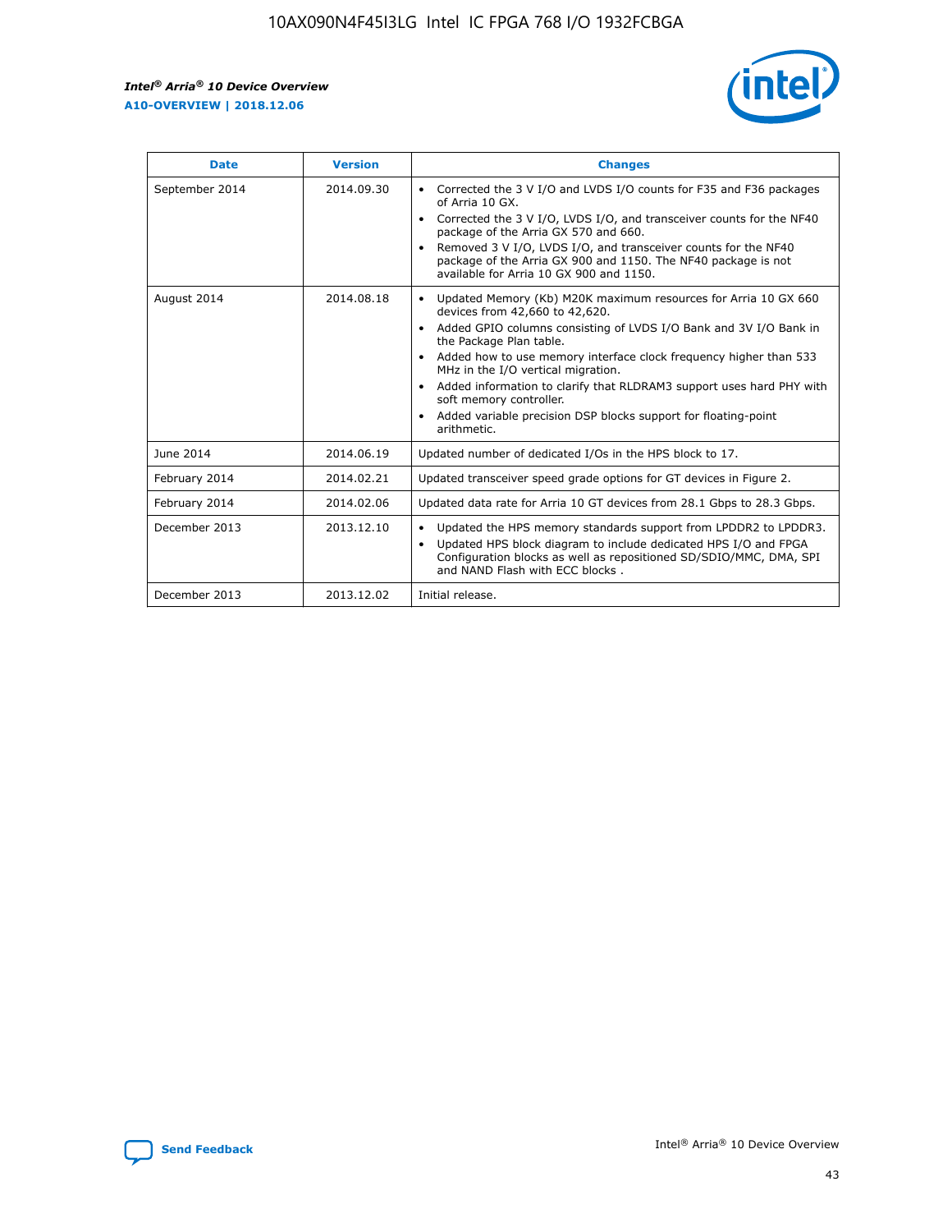| Date | Version | Changes |
| --- | --- | --- |
| September 2014 | 2014.09.30 | • Corrected the 3 V I/O and LVDS I/O counts for F35 and F36 packages of Arria 10 GX.<br>• Corrected the 3 V I/O, LVDS I/O, and transceiver counts for the NF40 package of the Arria GX 570 and 660.<br>• Removed 3 V I/O, LVDS I/O, and transceiver counts for the NF40 package of the Arria GX 900 and 1150. The NF40 package is not available for Arria 10 GX 900 and 1150. |
| August 2014 | 2014.08.18 | • Updated Memory (Kb) M20K maximum resources for Arria 10 GX 660 devices from 42,660 to 42,620.<br>• Added GPIO columns consisting of LVDS I/O Bank and 3V I/O Bank in the Package Plan table.<br>• Added how to use memory interface clock frequency higher than 533 MHz in the I/O vertical migration.<br>• Added information to clarify that RLDRAM3 support uses hard PHY with soft memory controller.<br>• Added variable precision DSP blocks support for floating-point arithmetic. |
| June 2014 | 2014.06.19 | Updated number of dedicated I/Os in the HPS block to 17. |
| February 2014 | 2014.02.21 | Updated transceiver speed grade options for GT devices in Figure 2. |
| February 2014 | 2014.02.06 | Updated data rate for Arria 10 GT devices from 28.1 Gbps to 28.3 Gbps. |
| December 2013 | 2013.12.10 | • Updated the HPS memory standards support from LPDDR2 to LPDDR3.<br>• Updated HPS block diagram to include dedicated HPS I/O and FPGA Configuration blocks as well as repositioned SD/SDIO/MMC, DMA, SPI and NAND Flash with ECC blocks . |
| December 2013 | 2013.12.02 | Initial release. |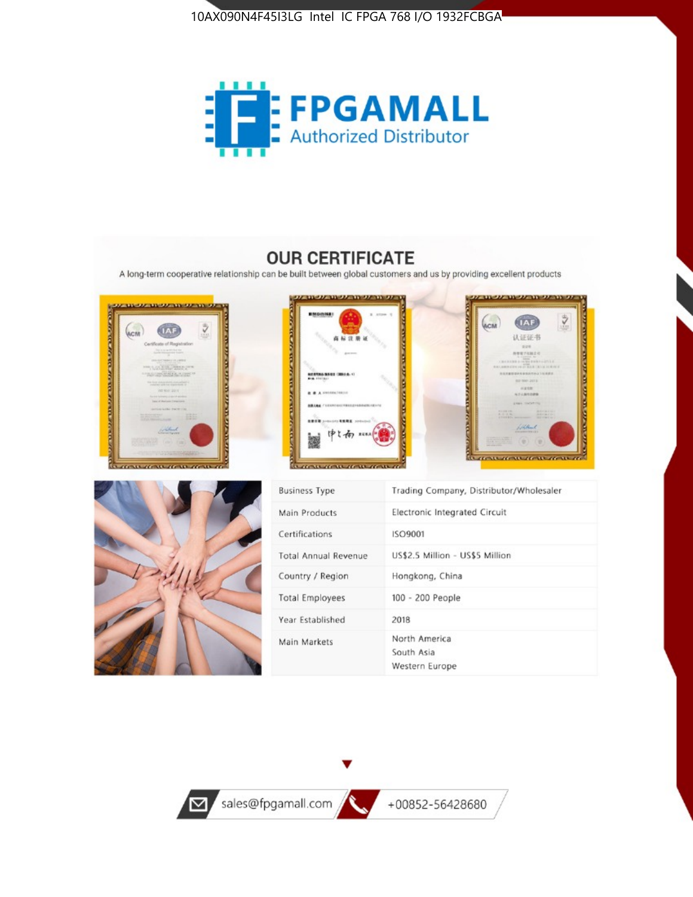FPGAMALL
Authorized Distributor

## OUR CERTIFICATE

A long-term cooperative relationship can be built between global customers and us by providing excellent products

| | |
|---|---|
| Business Type | Trading Company, Distributor/Wholesaler |
| Main Products | Electronic Integrated Circuit |
| Certifications | ISO9001 |
| Total Annual Revenue | US$2.5 Million - US$5 Million |
| Country / Region | Hongkong, China |
| Total Employees | 100 - 200 People |
| Year Established | 2018 |
| Main Markets | North America<br>South Asia<br>Western Europe |

sales@fpgamall.com

+00852-56428680